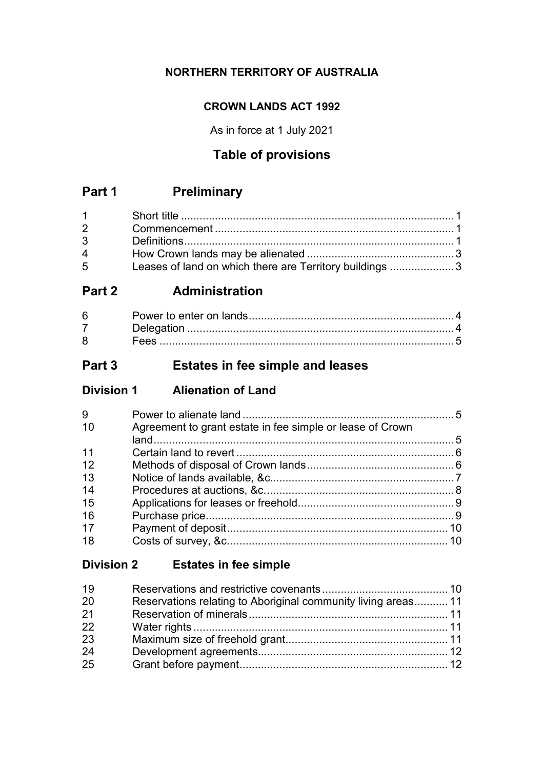**NORTHERN TERRITORY OF AUSTRALIA**

**CROWN LANDS ACT 1992**

As in force at 1 July 2021

## Table of provisions

## Part 1 Preliminary

| | | |
|---|---|---|
| 1 | Short title | 1 |
| 2 | Commencement | 1 |
| 3 | Definitions | 1 |
| 4 | How Crown lands may be alienated | 3 |
| 5 | Leases of land on which there are Territory buildings | 3 |

## Part 2 Administration

| | | |
|---|---|---|
| 6 | Power to enter on lands | 4 |
| 7 | Delegation | 4 |
| 8 | Fees | 5 |

## Part 3 Estates in fee simple and leases

### Division 1 Alienation of Land

| | | |
|---|---|---|
| 9 | Power to alienate land | 5 |
| 10 | Agreement to grant estate in fee simple or lease of Crown land | 5 |
| 11 | Certain land to revert | 6 |
| 12 | Methods of disposal of Crown lands | 6 |
| 13 | Notice of lands available, &c. | 7 |
| 14 | Procedures at auctions, &c. | 8 |
| 15 | Applications for leases or freehold | 9 |
| 16 | Purchase price | 9 |
| 17 | Payment of deposit | 10 |
| 18 | Costs of survey, &c. | 10 |

### Division 2 Estates in fee simple

| | | |
|---|---|---|
| 19 | Reservations and restrictive covenants | 10 |
| 20 | Reservations relating to Aboriginal community living areas | 11 |
| 21 | Reservation of minerals | 11 |
| 22 | Water rights | 11 |
| 23 | Maximum size of freehold grant | 11 |
| 24 | Development agreements | 12 |
| 25 | Grant before payment | 12 |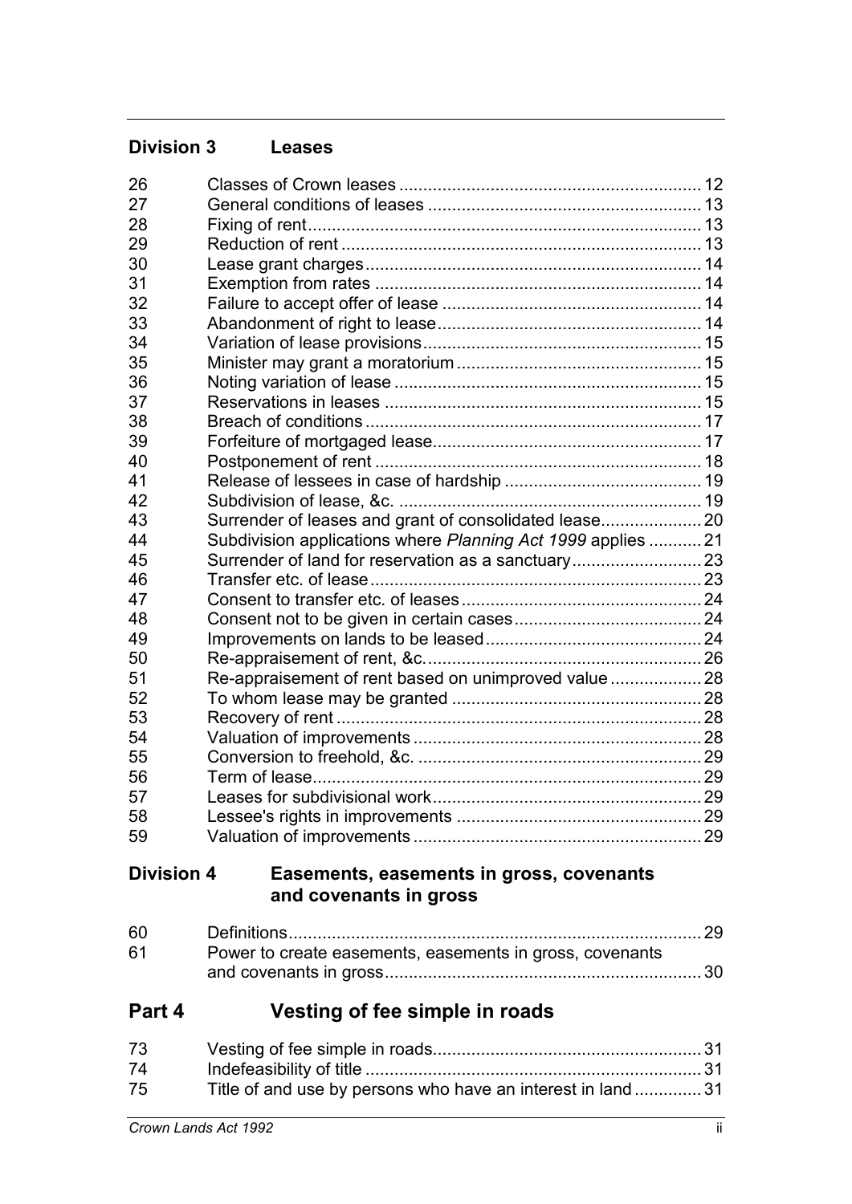### Division 3 Leases

| | | |
|---|---|---|
| 26 | Classes of Crown leases | 12 |
| 27 | General conditions of leases | 13 |
| 28 | Fixing of rent | 13 |
| 29 | Reduction of rent | 13 |
| 30 | Lease grant charges | 14 |
| 31 | Exemption from rates | 14 |
| 32 | Failure to accept offer of lease | 14 |
| 33 | Abandonment of right to lease | 14 |
| 34 | Variation of lease provisions | 15 |
| 35 | Minister may grant a moratorium | 15 |
| 36 | Noting variation of lease | 15 |
| 37 | Reservations in leases | 15 |
| 38 | Breach of conditions | 17 |
| 39 | Forfeiture of mortgaged lease | 17 |
| 40 | Postponement of rent | 18 |
| 41 | Release of lessees in case of hardship | 19 |
| 42 | Subdivision of lease, &c. | 19 |
| 43 | Surrender of leases and grant of consolidated lease | 20 |
| 44 | Subdivision applications where *Planning Act 1999* applies | 21 |
| 45 | Surrender of land for reservation as a sanctuary | 23 |
| 46 | Transfer etc. of lease | 23 |
| 47 | Consent to transfer etc. of leases | 24 |
| 48 | Consent not to be given in certain cases | 24 |
| 49 | Improvements on lands to be leased | 24 |
| 50 | Re-appraisement of rent, &c. | 26 |
| 51 | Re-appraisement of rent based on unimproved value | 28 |
| 52 | To whom lease may be granted | 28 |
| 53 | Recovery of rent | 28 |
| 54 | Valuation of improvements | 28 |
| 55 | Conversion to freehold, &c. | 29 |
| 56 | Term of lease | 29 |
| 57 | Leases for subdivisional work | 29 |
| 58 | Lessee's rights in improvements | 29 |
| 59 | Valuation of improvements | 29 |

### Division 4 Easements, easements in gross, covenants and covenants in gross

| | | |
|---|---|---|
| 60 | Definitions | 29 |
| 61 | Power to create easements, easements in gross, covenants and covenants in gross | 30 |

## Part 4 Vesting of fee simple in roads

| | | |
|---|---|---|
| 73 | Vesting of fee simple in roads | 31 |
| 74 | Indefeasibility of title | 31 |
| 75 | Title of and use by persons who have an interest in land | 31 |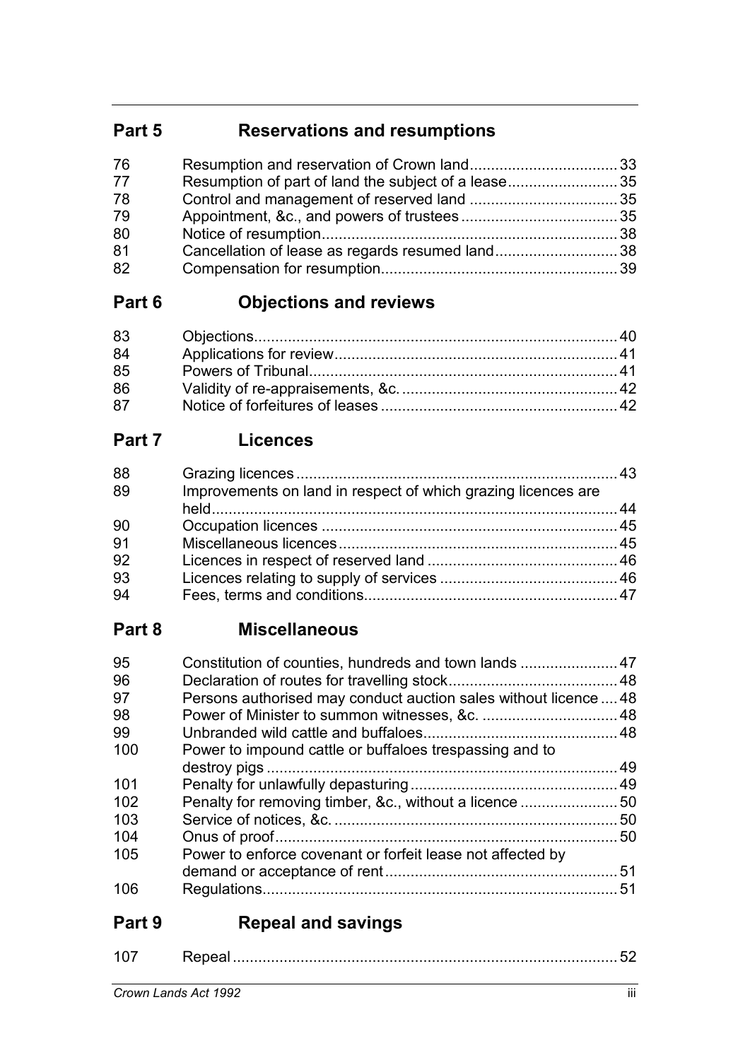## Part 5 Reservations and resumptions

| | | |
|---|---|---|
| 76 | Resumption and reservation of Crown land | 33 |
| 77 | Resumption of part of land the subject of a lease | 35 |
| 78 | Control and management of reserved land | 35 |
| 79 | Appointment, &c., and powers of trustees | 35 |
| 80 | Notice of resumption | 38 |
| 81 | Cancellation of lease as regards resumed land | 38 |
| 82 | Compensation for resumption | 39 |

## Part 6 Objections and reviews

| | | |
|---|---|---|
| 83 | Objections | 40 |
| 84 | Applications for review | 41 |
| 85 | Powers of Tribunal | 41 |
| 86 | Validity of re-appraisements, &c. | 42 |
| 87 | Notice of forfeitures of leases | 42 |

## Part 7 Licences

| | | |
|---|---|---|
| 88 | Grazing licences | 43 |
| 89 | Improvements on land in respect of which grazing licences are held | 44 |
| 90 | Occupation licences | 45 |
| 91 | Miscellaneous licences | 45 |
| 92 | Licences in respect of reserved land | 46 |
| 93 | Licences relating to supply of services | 46 |
| 94 | Fees, terms and conditions | 47 |

## Part 8 Miscellaneous

| | | |
|---|---|---|
| 95 | Constitution of counties, hundreds and town lands | 47 |
| 96 | Declaration of routes for travelling stock | 48 |
| 97 | Persons authorised may conduct auction sales without licence | 48 |
| 98 | Power of Minister to summon witnesses, &c. | 48 |
| 99 | Unbranded wild cattle and buffaloes | 48 |
| 100 | Power to impound cattle or buffaloes trespassing and to destroy pigs | 49 |
| 101 | Penalty for unlawfully depasturing | 49 |
| 102 | Penalty for removing timber, &c., without a licence | 50 |
| 103 | Service of notices, &c. | 50 |
| 104 | Onus of proof | 50 |
| 105 | Power to enforce covenant or forfeit lease not affected by demand or acceptance of rent | 51 |
| 106 | Regulations | 51 |

## Part 9 Repeal and savings

| | | |
|---|---|---|
| 107 | Repeal | 52 |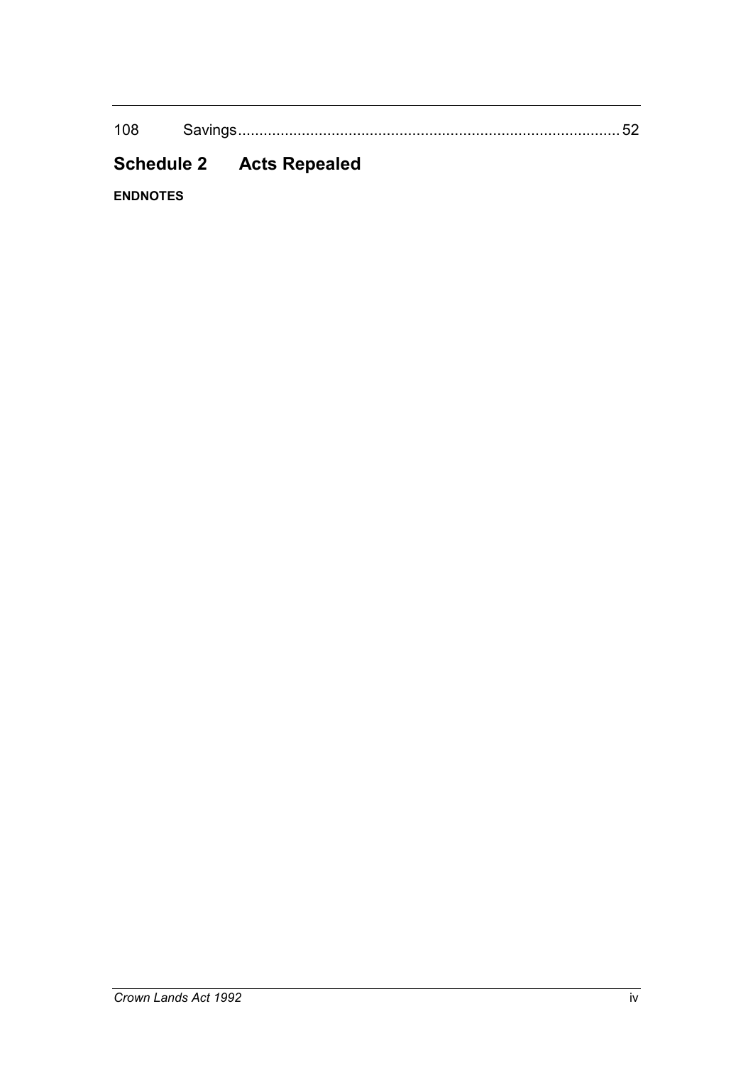108 Savings ........................................................................................ 52

## Schedule 2 Acts Repealed

**ENDNOTES**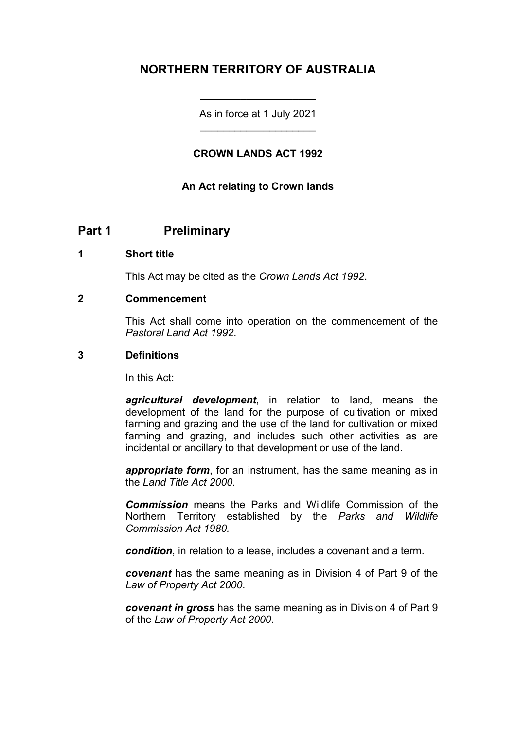# NORTHERN TERRITORY OF AUSTRALIA

As in force at 1 July 2021

## CROWN LANDS ACT 1992

### An Act relating to Crown lands

## Part 1 Preliminary

### 1 Short title

This Act may be cited as the *Crown Lands Act 1992*.

### 2 Commencement

This Act shall come into operation on the commencement of the *Pastoral Land Act 1992*.

### 3 Definitions

In this Act:

***agricultural development***, in relation to land, means the development of the land for the purpose of cultivation or mixed farming and grazing and the use of the land for cultivation or mixed farming and grazing, and includes such other activities as are incidental or ancillary to that development or use of the land.

***appropriate form***, for an instrument, has the same meaning as in the *Land Title Act 2000*.

***Commission*** means the Parks and Wildlife Commission of the Northern Territory established by the *Parks and Wildlife Commission Act 1980.*

***condition***, in relation to a lease, includes a covenant and a term.

***covenant*** has the same meaning as in Division 4 of Part 9 of the *Law of Property Act 2000*.

***covenant in gross*** has the same meaning as in Division 4 of Part 9 of the *Law of Property Act 2000*.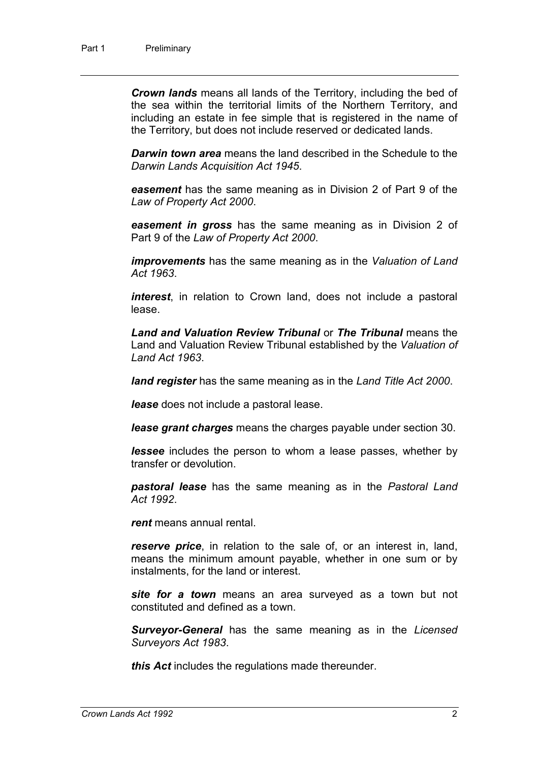***Crown lands*** means all lands of the Territory, including the bed of the sea within the territorial limits of the Northern Territory, and including an estate in fee simple that is registered in the name of the Territory, but does not include reserved or dedicated lands.

***Darwin town area*** means the land described in the Schedule to the *Darwin Lands Acquisition Act 1945*.

***easement*** has the same meaning as in Division 2 of Part 9 of the *Law of Property Act 2000*.

***easement in gross*** has the same meaning as in Division 2 of Part 9 of the *Law of Property Act 2000*.

***improvements*** has the same meaning as in the *Valuation of Land Act 1963*.

***interest***, in relation to Crown land, does not include a pastoral lease.

***Land and Valuation Review Tribunal*** or ***The Tribunal*** means the Land and Valuation Review Tribunal established by the *Valuation of Land Act 1963*.

***land register*** has the same meaning as in the *Land Title Act 2000*.

***lease*** does not include a pastoral lease.

***lease grant charges*** means the charges payable under section 30.

***lessee*** includes the person to whom a lease passes, whether by transfer or devolution.

***pastoral lease*** has the same meaning as in the *Pastoral Land Act 1992*.

***rent*** means annual rental.

***reserve price***, in relation to the sale of, or an interest in, land, means the minimum amount payable, whether in one sum or by instalments, for the land or interest.

***site for a town*** means an area surveyed as a town but not constituted and defined as a town.

***Surveyor-General*** has the same meaning as in the *Licensed Surveyors Act 1983*.

***this Act*** includes the regulations made thereunder.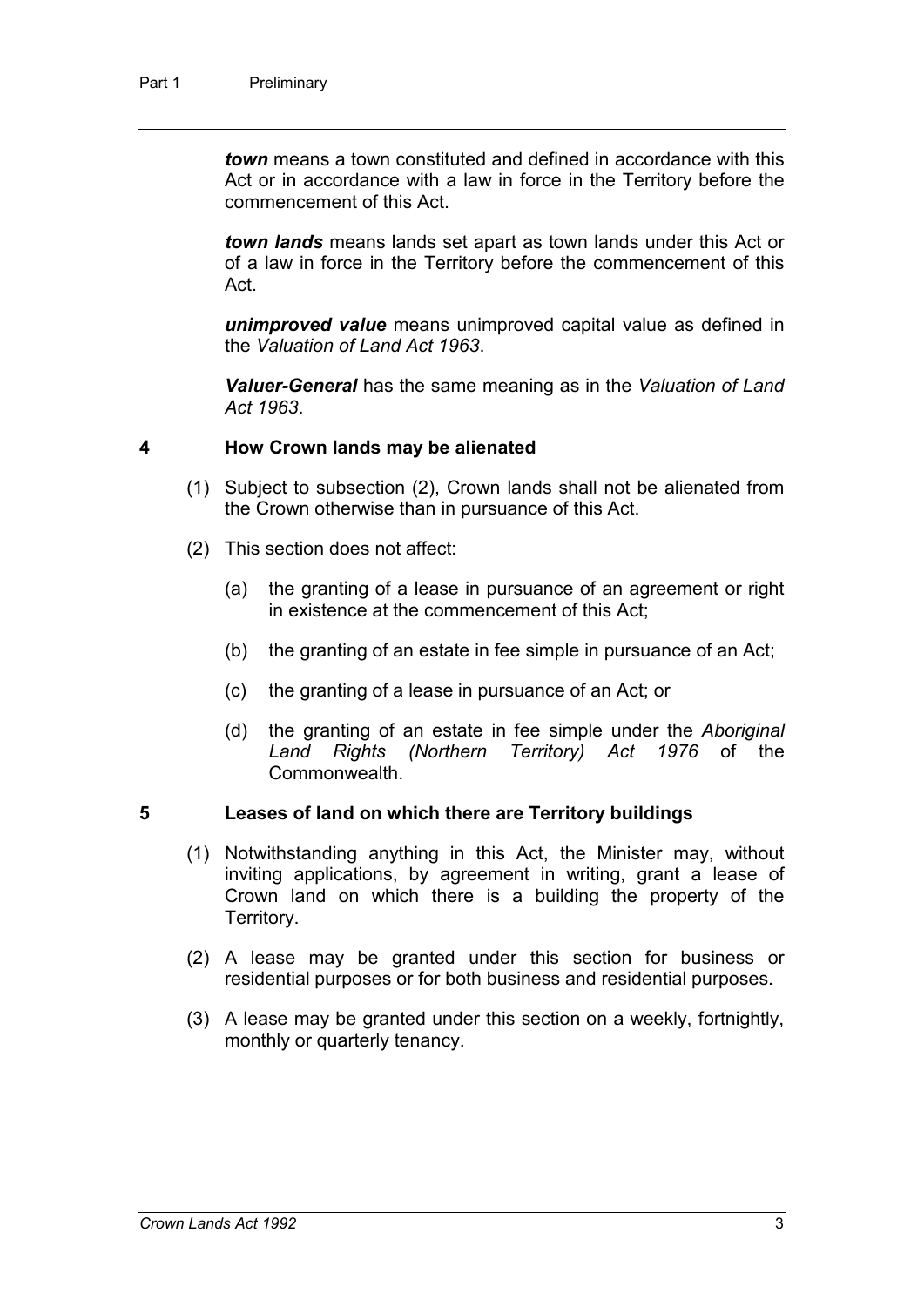***town*** means a town constituted and defined in accordance with this Act or in accordance with a law in force in the Territory before the commencement of this Act.

***town lands*** means lands set apart as town lands under this Act or of a law in force in the Territory before the commencement of this Act.

***unimproved value*** means unimproved capital value as defined in the *Valuation of Land Act 1963*.

***Valuer-General*** has the same meaning as in the *Valuation of Land Act 1963*.

### 4 How Crown lands may be alienated

(1) Subject to subsection (2), Crown lands shall not be alienated from the Crown otherwise than in pursuance of this Act.

(2) This section does not affect:

(a) the granting of a lease in pursuance of an agreement or right in existence at the commencement of this Act;

(b) the granting of an estate in fee simple in pursuance of an Act;

(c) the granting of a lease in pursuance of an Act; or

(d) the granting of an estate in fee simple under the *Aboriginal Land Rights (Northern Territory) Act 1976* of the Commonwealth.

### 5 Leases of land on which there are Territory buildings

(1) Notwithstanding anything in this Act, the Minister may, without inviting applications, by agreement in writing, grant a lease of Crown land on which there is a building the property of the Territory.

(2) A lease may be granted under this section for business or residential purposes or for both business and residential purposes.

(3) A lease may be granted under this section on a weekly, fortnightly, monthly or quarterly tenancy.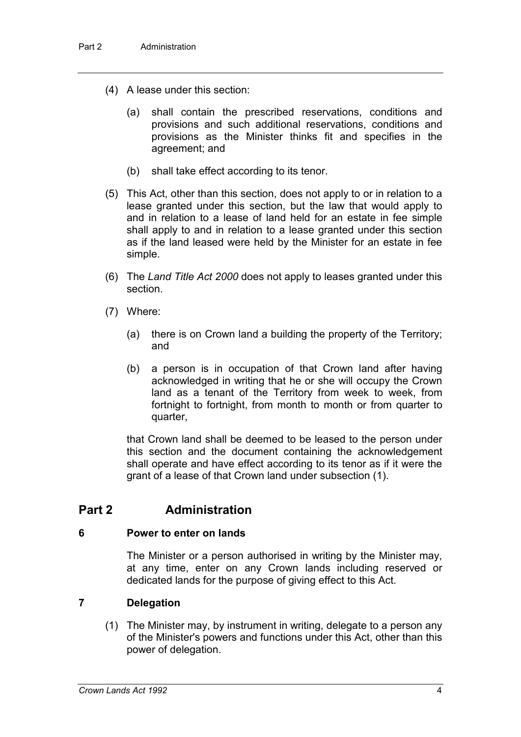(4) A lease under this section:

(a) shall contain the prescribed reservations, conditions and provisions and such additional reservations, conditions and provisions as the Minister thinks fit and specifies in the agreement; and

(b) shall take effect according to its tenor.

(5) This Act, other than this section, does not apply to or in relation to a lease granted under this section, but the law that would apply to and in relation to a lease of land held for an estate in fee simple shall apply to and in relation to a lease granted under this section as if the land leased were held by the Minister for an estate in fee simple.

(6) The *Land Title Act 2000* does not apply to leases granted under this section.

(7) Where:

(a) there is on Crown land a building the property of the Territory; and

(b) a person is in occupation of that Crown land after having acknowledged in writing that he or she will occupy the Crown land as a tenant of the Territory from week to week, from fortnight to fortnight, from month to month or from quarter to quarter,

that Crown land shall be deemed to be leased to the person under this section and the document containing the acknowledgement shall operate and have effect according to its tenor as if it were the grant of a lease of that Crown land under subsection (1).

## Part 2 Administration

### 6 Power to enter on lands

The Minister or a person authorised in writing by the Minister may, at any time, enter on any Crown lands including reserved or dedicated lands for the purpose of giving effect to this Act.

### 7 Delegation

(1) The Minister may, by instrument in writing, delegate to a person any of the Minister's powers and functions under this Act, other than this power of delegation.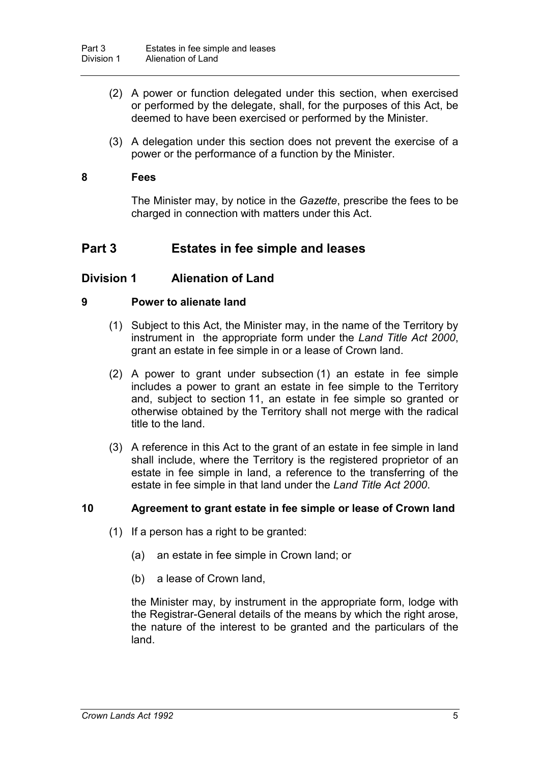(2) A power or function delegated under this section, when exercised or performed by the delegate, shall, for the purposes of this Act, be deemed to have been exercised or performed by the Minister.

(3) A delegation under this section does not prevent the exercise of a power or the performance of a function by the Minister.

**8 Fees**

The Minister may, by notice in the *Gazette*, prescribe the fees to be charged in connection with matters under this Act.

## Part 3 Estates in fee simple and leases

### Division 1 Alienation of Land

**9 Power to alienate land**

(1) Subject to this Act, the Minister may, in the name of the Territory by instrument in the appropriate form under the *Land Title Act 2000*, grant an estate in fee simple in or a lease of Crown land.

(2) A power to grant under subsection (1) an estate in fee simple includes a power to grant an estate in fee simple to the Territory and, subject to section 11, an estate in fee simple so granted or otherwise obtained by the Territory shall not merge with the radical title to the land.

(3) A reference in this Act to the grant of an estate in fee simple in land shall include, where the Territory is the registered proprietor of an estate in fee simple in land, a reference to the transferring of the estate in fee simple in that land under the *Land Title Act 2000*.

**10 Agreement to grant estate in fee simple or lease of Crown land**

(1) If a person has a right to be granted:

(a) an estate in fee simple in Crown land; or

(b) a lease of Crown land,

the Minister may, by instrument in the appropriate form, lodge with the Registrar-General details of the means by which the right arose, the nature of the interest to be granted and the particulars of the land.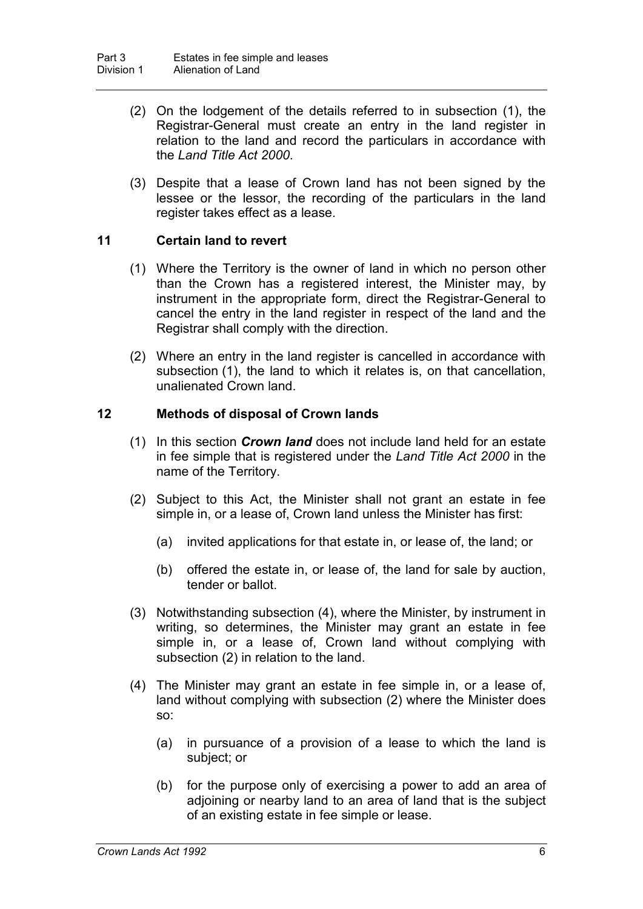(2) On the lodgement of the details referred to in subsection (1), the Registrar-General must create an entry in the land register in relation to the land and record the particulars in accordance with the *Land Title Act 2000*.

(3) Despite that a lease of Crown land has not been signed by the lessee or the lessor, the recording of the particulars in the land register takes effect as a lease.

### 11 Certain land to revert

(1) Where the Territory is the owner of land in which no person other than the Crown has a registered interest, the Minister may, by instrument in the appropriate form, direct the Registrar-General to cancel the entry in the land register in respect of the land and the Registrar shall comply with the direction.

(2) Where an entry in the land register is cancelled in accordance with subsection (1), the land to which it relates is, on that cancellation, unalienated Crown land.

### 12 Methods of disposal of Crown lands

(1) In this section ***Crown land*** does not include land held for an estate in fee simple that is registered under the *Land Title Act 2000* in the name of the Territory.

(2) Subject to this Act, the Minister shall not grant an estate in fee simple in, or a lease of, Crown land unless the Minister has first:

- (a) invited applications for that estate in, or lease of, the land; or
- (b) offered the estate in, or lease of, the land for sale by auction, tender or ballot.

(3) Notwithstanding subsection (4), where the Minister, by instrument in writing, so determines, the Minister may grant an estate in fee simple in, or a lease of, Crown land without complying with subsection (2) in relation to the land.

(4) The Minister may grant an estate in fee simple in, or a lease of, land without complying with subsection (2) where the Minister does so:

- (a) in pursuance of a provision of a lease to which the land is subject; or
- (b) for the purpose only of exercising a power to add an area of adjoining or nearby land to an area of land that is the subject of an existing estate in fee simple or lease.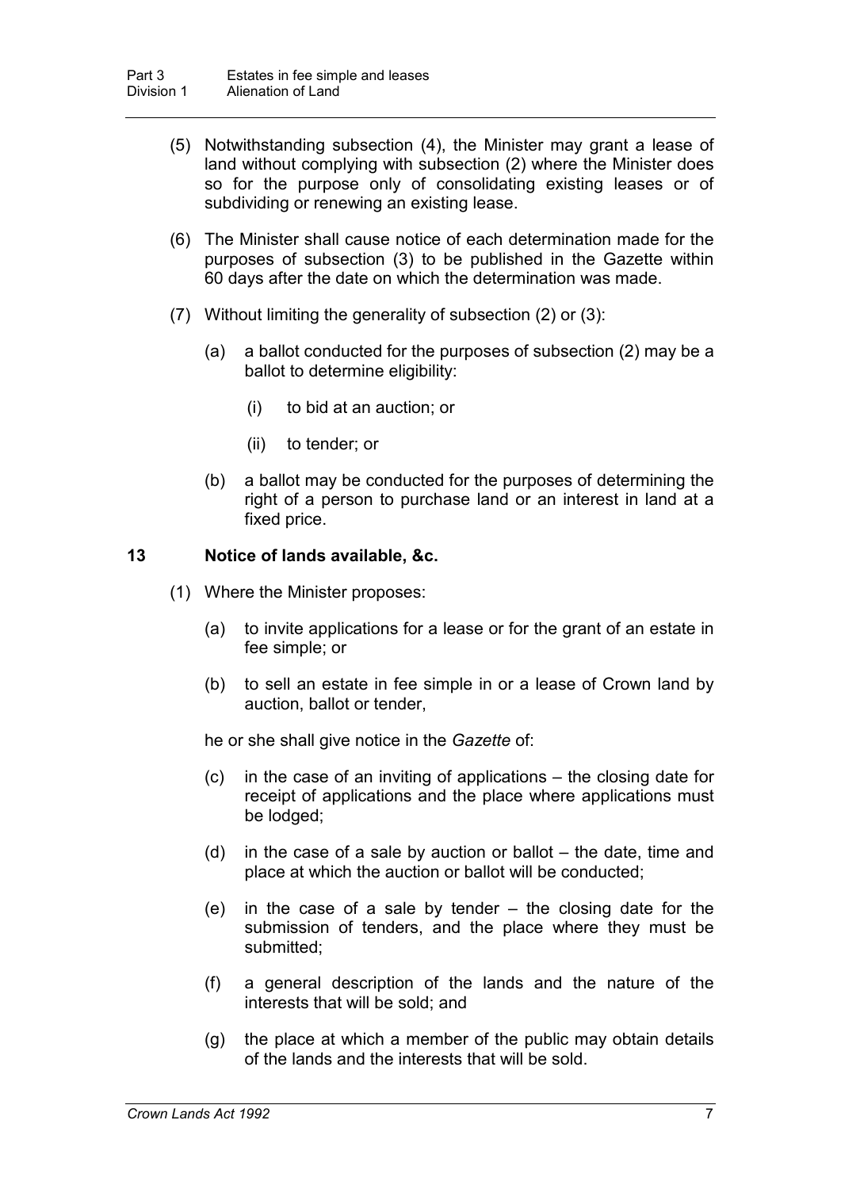(5) Notwithstanding subsection (4), the Minister may grant a lease of land without complying with subsection (2) where the Minister does so for the purpose only of consolidating existing leases or of subdividing or renewing an existing lease.

(6) The Minister shall cause notice of each determination made for the purposes of subsection (3) to be published in the Gazette within 60 days after the date on which the determination was made.

(7) Without limiting the generality of subsection (2) or (3):

(a) a ballot conducted for the purposes of subsection (2) may be a ballot to determine eligibility:

(i) to bid at an auction; or

(ii) to tender; or

(b) a ballot may be conducted for the purposes of determining the right of a person to purchase land or an interest in land at a fixed price.

## 13 Notice of lands available, &c.

(1) Where the Minister proposes:

(a) to invite applications for a lease or for the grant of an estate in fee simple; or

(b) to sell an estate in fee simple in or a lease of Crown land by auction, ballot or tender,

he or she shall give notice in the *Gazette* of:

(c) in the case of an inviting of applications – the closing date for receipt of applications and the place where applications must be lodged;

(d) in the case of a sale by auction or ballot – the date, time and place at which the auction or ballot will be conducted;

(e) in the case of a sale by tender – the closing date for the submission of tenders, and the place where they must be submitted;

(f) a general description of the lands and the nature of the interests that will be sold; and

(g) the place at which a member of the public may obtain details of the lands and the interests that will be sold.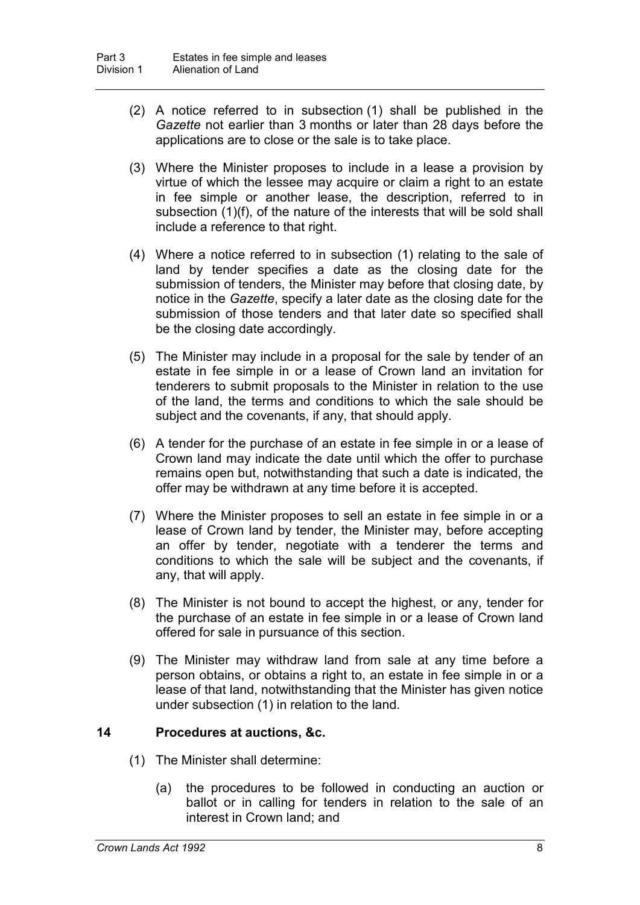(2) A notice referred to in subsection (1) shall be published in the *Gazette* not earlier than 3 months or later than 28 days before the applications are to close or the sale is to take place.

(3) Where the Minister proposes to include in a lease a provision by virtue of which the lessee may acquire or claim a right to an estate in fee simple or another lease, the description, referred to in subsection (1)(f), of the nature of the interests that will be sold shall include a reference to that right.

(4) Where a notice referred to in subsection (1) relating to the sale of land by tender specifies a date as the closing date for the submission of tenders, the Minister may before that closing date, by notice in the *Gazette*, specify a later date as the closing date for the submission of those tenders and that later date so specified shall be the closing date accordingly.

(5) The Minister may include in a proposal for the sale by tender of an estate in fee simple in or a lease of Crown land an invitation for tenderers to submit proposals to the Minister in relation to the use of the land, the terms and conditions to which the sale should be subject and the covenants, if any, that should apply.

(6) A tender for the purchase of an estate in fee simple in or a lease of Crown land may indicate the date until which the offer to purchase remains open but, notwithstanding that such a date is indicated, the offer may be withdrawn at any time before it is accepted.

(7) Where the Minister proposes to sell an estate in fee simple in or a lease of Crown land by tender, the Minister may, before accepting an offer by tender, negotiate with a tenderer the terms and conditions to which the sale will be subject and the covenants, if any, that will apply.

(8) The Minister is not bound to accept the highest, or any, tender for the purchase of an estate in fee simple in or a lease of Crown land offered for sale in pursuance of this section.

(9) The Minister may withdraw land from sale at any time before a person obtains, or obtains a right to, an estate in fee simple in or a lease of that land, notwithstanding that the Minister has given notice under subsection (1) in relation to the land.

### 14 Procedures at auctions, &c.

(1) The Minister shall determine:

(a) the procedures to be followed in conducting an auction or ballot or in calling for tenders in relation to the sale of an interest in Crown land; and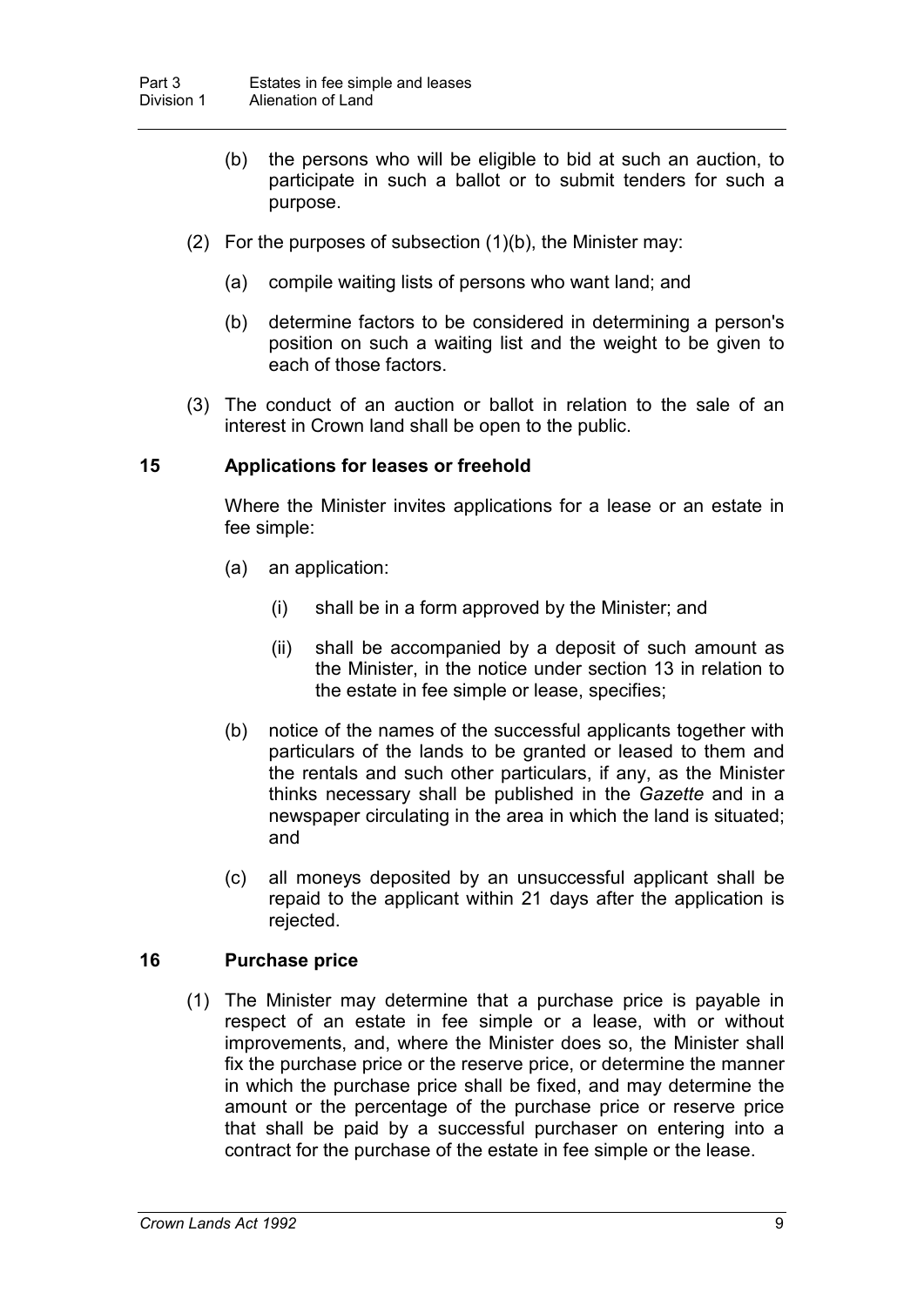(b) the persons who will be eligible to bid at such an auction, to participate in such a ballot or to submit tenders for such a purpose.

(2) For the purposes of subsection (1)(b), the Minister may:

(a) compile waiting lists of persons who want land; and

(b) determine factors to be considered in determining a person's position on such a waiting list and the weight to be given to each of those factors.

(3) The conduct of an auction or ballot in relation to the sale of an interest in Crown land shall be open to the public.

### 15 Applications for leases or freehold

Where the Minister invites applications for a lease or an estate in fee simple:

(a) an application:

(i) shall be in a form approved by the Minister; and

(ii) shall be accompanied by a deposit of such amount as the Minister, in the notice under section 13 in relation to the estate in fee simple or lease, specifies;

(b) notice of the names of the successful applicants together with particulars of the lands to be granted or leased to them and the rentals and such other particulars, if any, as the Minister thinks necessary shall be published in the *Gazette* and in a newspaper circulating in the area in which the land is situated; and

(c) all moneys deposited by an unsuccessful applicant shall be repaid to the applicant within 21 days after the application is rejected.

### 16 Purchase price

(1) The Minister may determine that a purchase price is payable in respect of an estate in fee simple or a lease, with or without improvements, and, where the Minister does so, the Minister shall fix the purchase price or the reserve price, or determine the manner in which the purchase price shall be fixed, and may determine the amount or the percentage of the purchase price or reserve price that shall be paid by a successful purchaser on entering into a contract for the purchase of the estate in fee simple or the lease.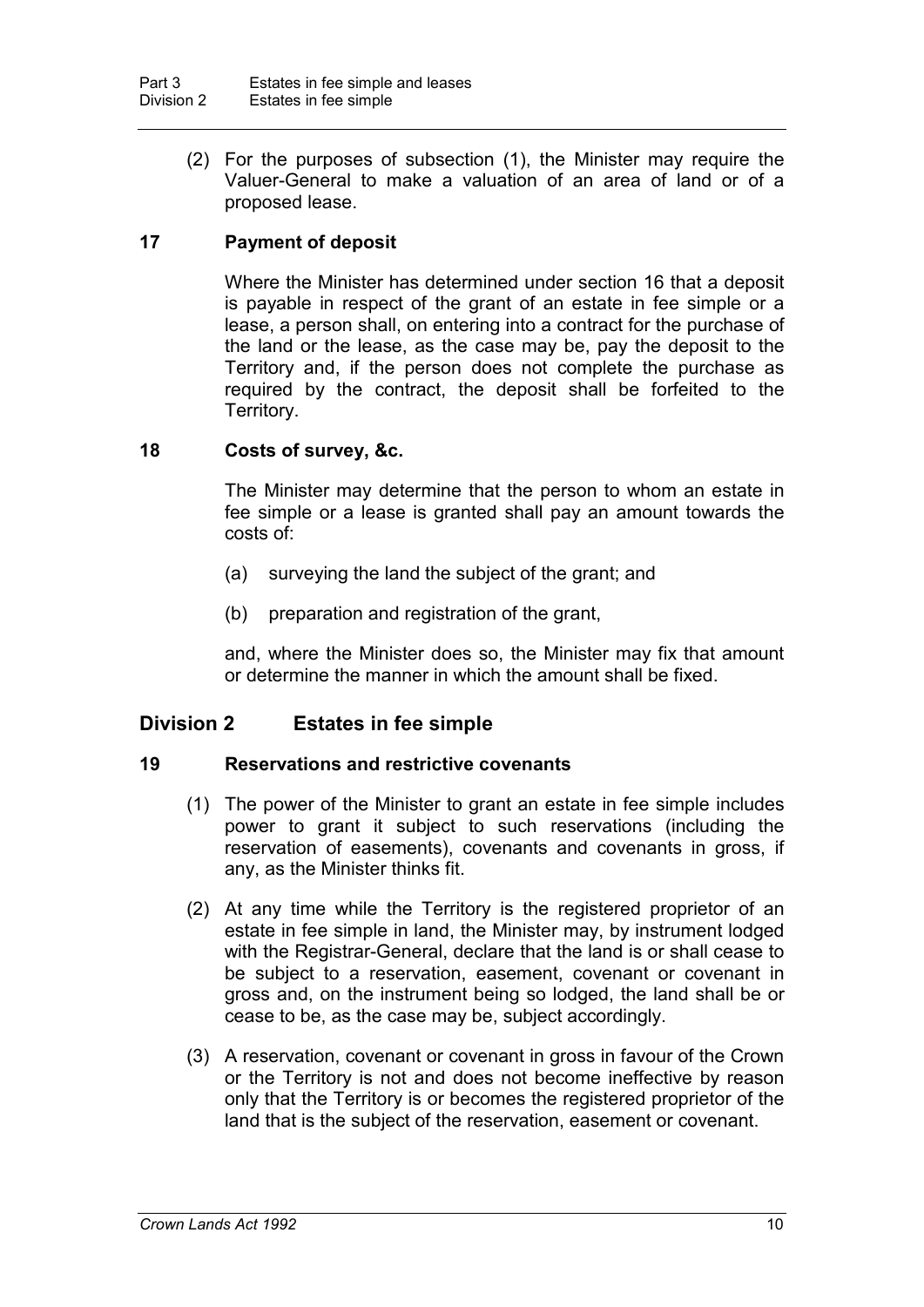(2) For the purposes of subsection (1), the Minister may require the Valuer-General to make a valuation of an area of land or of a proposed lease.

### 17 Payment of deposit

Where the Minister has determined under section 16 that a deposit is payable in respect of the grant of an estate in fee simple or a lease, a person shall, on entering into a contract for the purchase of the land or the lease, as the case may be, pay the deposit to the Territory and, if the person does not complete the purchase as required by the contract, the deposit shall be forfeited to the Territory.

### 18 Costs of survey, &c.

The Minister may determine that the person to whom an estate in fee simple or a lease is granted shall pay an amount towards the costs of:

(a) surveying the land the subject of the grant; and

(b) preparation and registration of the grant,

and, where the Minister does so, the Minister may fix that amount or determine the manner in which the amount shall be fixed.

## Division 2 Estates in fee simple

### 19 Reservations and restrictive covenants

(1) The power of the Minister to grant an estate in fee simple includes power to grant it subject to such reservations (including the reservation of easements), covenants and covenants in gross, if any, as the Minister thinks fit.

(2) At any time while the Territory is the registered proprietor of an estate in fee simple in land, the Minister may, by instrument lodged with the Registrar-General, declare that the land is or shall cease to be subject to a reservation, easement, covenant or covenant in gross and, on the instrument being so lodged, the land shall be or cease to be, as the case may be, subject accordingly.

(3) A reservation, covenant or covenant in gross in favour of the Crown or the Territory is not and does not become ineffective by reason only that the Territory is or becomes the registered proprietor of the land that is the subject of the reservation, easement or covenant.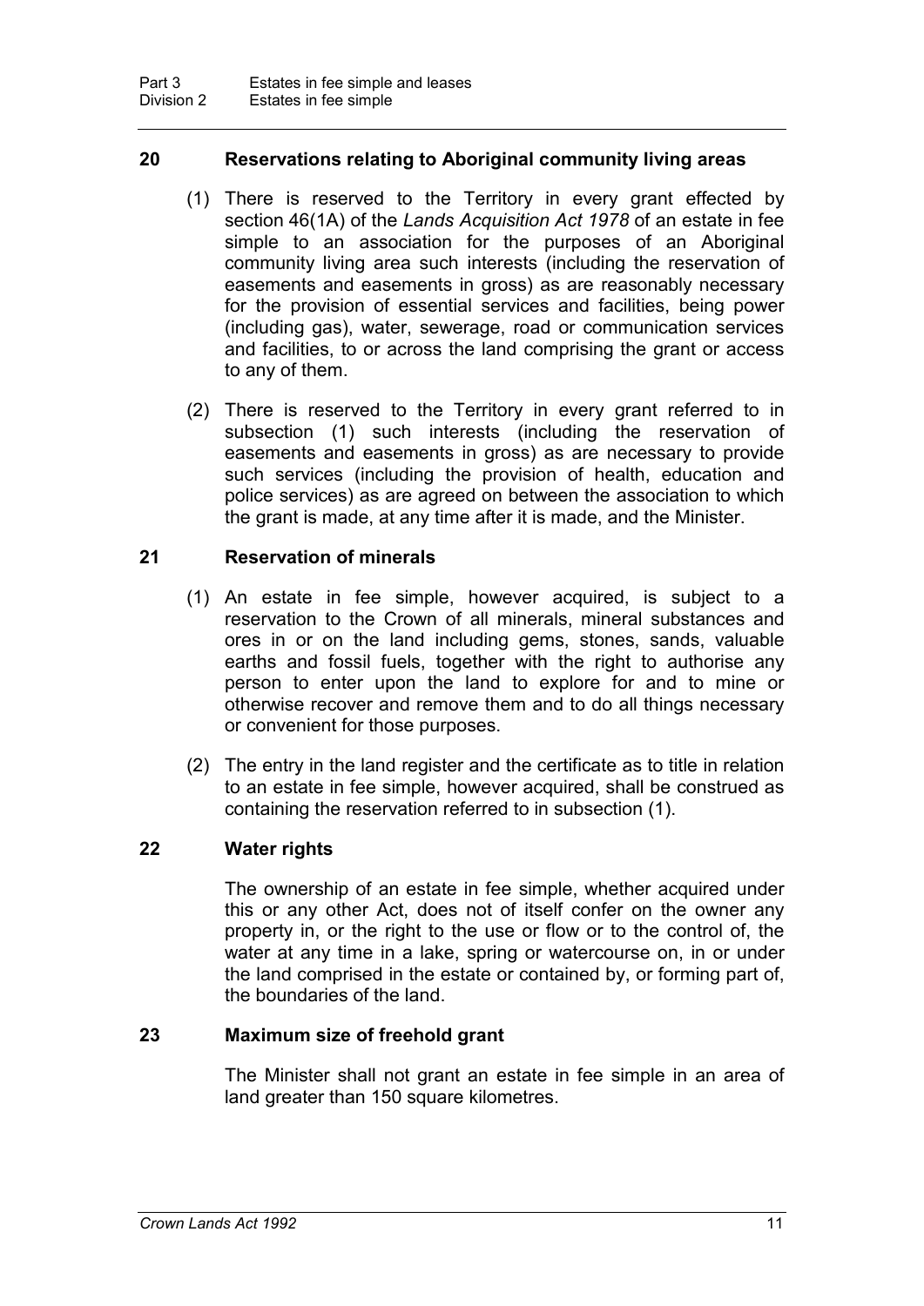## 20 Reservations relating to Aboriginal community living areas

(1) There is reserved to the Territory in every grant effected by section 46(1A) of the *Lands Acquisition Act 1978* of an estate in fee simple to an association for the purposes of an Aboriginal community living area such interests (including the reservation of easements and easements in gross) as are reasonably necessary for the provision of essential services and facilities, being power (including gas), water, sewerage, road or communication services and facilities, to or across the land comprising the grant or access to any of them.

(2) There is reserved to the Territory in every grant referred to in subsection (1) such interests (including the reservation of easements and easements in gross) as are necessary to provide such services (including the provision of health, education and police services) as are agreed on between the association to which the grant is made, at any time after it is made, and the Minister.

## 21 Reservation of minerals

(1) An estate in fee simple, however acquired, is subject to a reservation to the Crown of all minerals, mineral substances and ores in or on the land including gems, stones, sands, valuable earths and fossil fuels, together with the right to authorise any person to enter upon the land to explore for and to mine or otherwise recover and remove them and to do all things necessary or convenient for those purposes.

(2) The entry in the land register and the certificate as to title in relation to an estate in fee simple, however acquired, shall be construed as containing the reservation referred to in subsection (1).

## 22 Water rights

The ownership of an estate in fee simple, whether acquired under this or any other Act, does not of itself confer on the owner any property in, or the right to the use or flow or to the control of, the water at any time in a lake, spring or watercourse on, in or under the land comprised in the estate or contained by, or forming part of, the boundaries of the land.

## 23 Maximum size of freehold grant

The Minister shall not grant an estate in fee simple in an area of land greater than 150 square kilometres.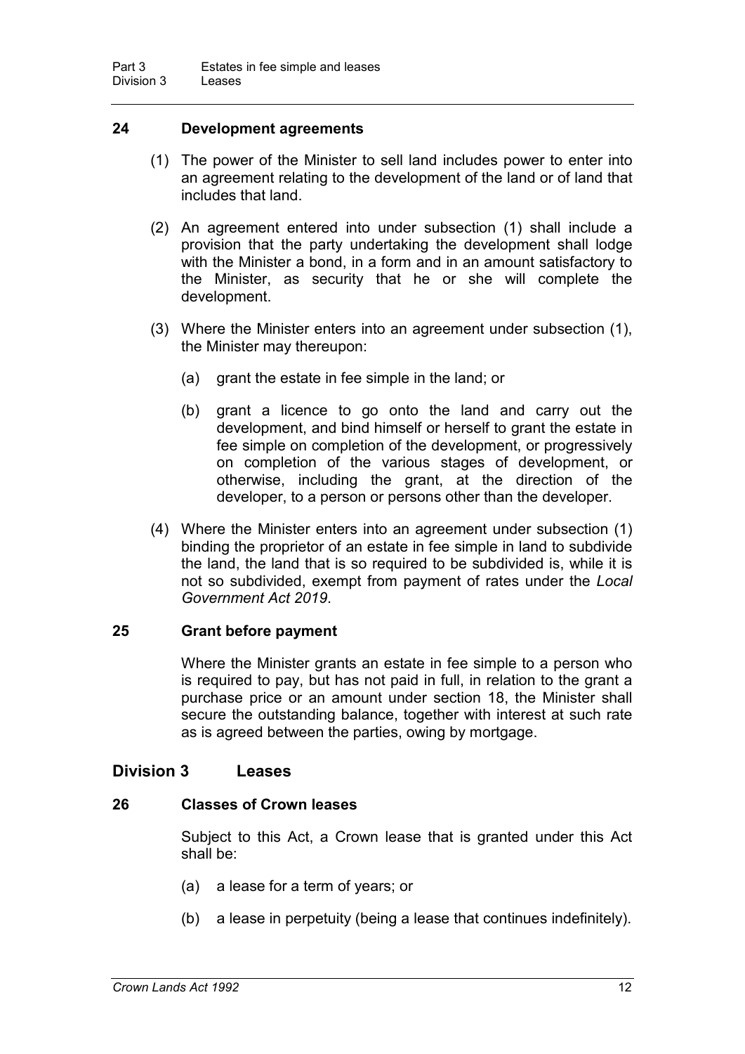## 24 Development agreements

(1) The power of the Minister to sell land includes power to enter into an agreement relating to the development of the land or of land that includes that land.

(2) An agreement entered into under subsection (1) shall include a provision that the party undertaking the development shall lodge with the Minister a bond, in a form and in an amount satisfactory to the Minister, as security that he or she will complete the development.

(3) Where the Minister enters into an agreement under subsection (1), the Minister may thereupon:

(a) grant the estate in fee simple in the land; or

(b) grant a licence to go onto the land and carry out the development, and bind himself or herself to grant the estate in fee simple on completion of the development, or progressively on completion of the various stages of development, or otherwise, including the grant, at the direction of the developer, to a person or persons other than the developer.

(4) Where the Minister enters into an agreement under subsection (1) binding the proprietor of an estate in fee simple in land to subdivide the land, the land that is so required to be subdivided is, while it is not so subdivided, exempt from payment of rates under the *Local Government Act 2019*.

## 25 Grant before payment

Where the Minister grants an estate in fee simple to a person who is required to pay, but has not paid in full, in relation to the grant a purchase price or an amount under section 18, the Minister shall secure the outstanding balance, together with interest at such rate as is agreed between the parties, owing by mortgage.

# Division 3 Leases

## 26 Classes of Crown leases

Subject to this Act, a Crown lease that is granted under this Act shall be:

(a) a lease for a term of years; or

(b) a lease in perpetuity (being a lease that continues indefinitely).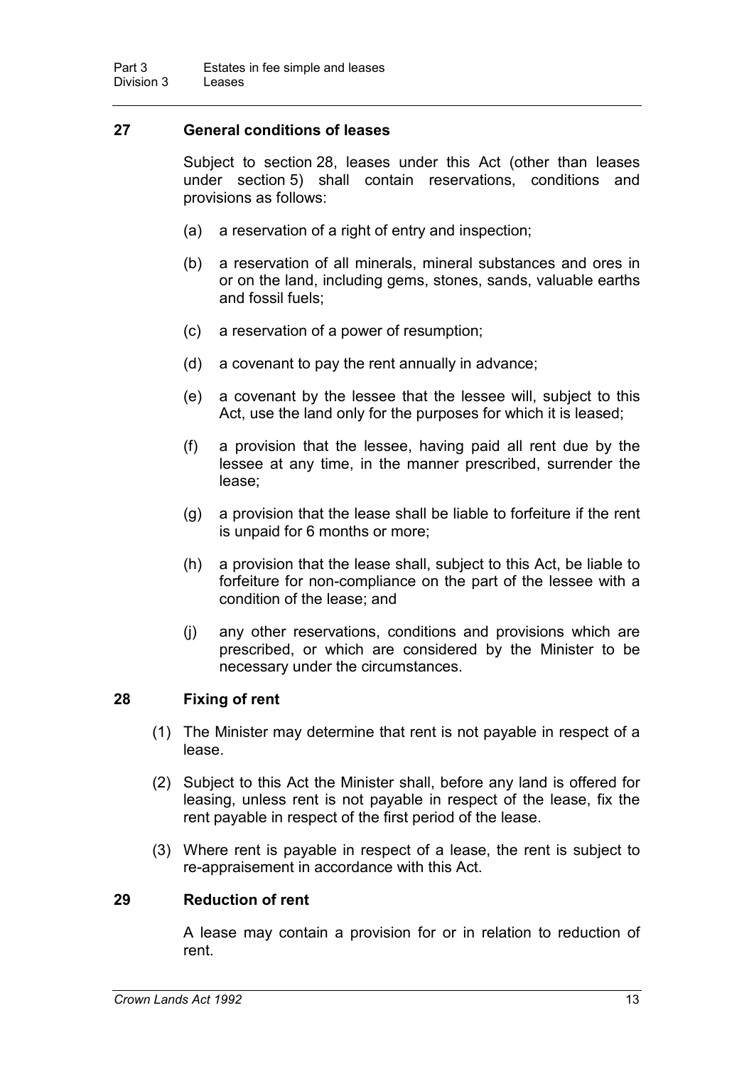## 27 General conditions of leases

Subject to section 28, leases under this Act (other than leases under section 5) shall contain reservations, conditions and provisions as follows:

(a) a reservation of a right of entry and inspection;

(b) a reservation of all minerals, mineral substances and ores in or on the land, including gems, stones, sands, valuable earths and fossil fuels;

(c) a reservation of a power of resumption;

(d) a covenant to pay the rent annually in advance;

(e) a covenant by the lessee that the lessee will, subject to this Act, use the land only for the purposes for which it is leased;

(f) a provision that the lessee, having paid all rent due by the lessee at any time, in the manner prescribed, surrender the lease;

(g) a provision that the lease shall be liable to forfeiture if the rent is unpaid for 6 months or more;

(h) a provision that the lease shall, subject to this Act, be liable to forfeiture for non-compliance on the part of the lessee with a condition of the lease; and

(j) any other reservations, conditions and provisions which are prescribed, or which are considered by the Minister to be necessary under the circumstances.

## 28 Fixing of rent

(1) The Minister may determine that rent is not payable in respect of a lease.

(2) Subject to this Act the Minister shall, before any land is offered for leasing, unless rent is not payable in respect of the lease, fix the rent payable in respect of the first period of the lease.

(3) Where rent is payable in respect of a lease, the rent is subject to re-appraisement in accordance with this Act.

## 29 Reduction of rent

A lease may contain a provision for or in relation to reduction of rent.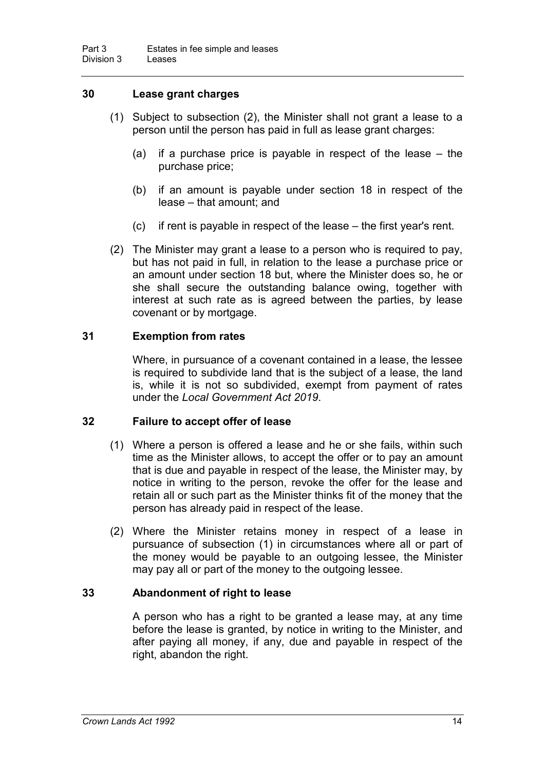## 30 Lease grant charges

(1) Subject to subsection (2), the Minister shall not grant a lease to a person until the person has paid in full as lease grant charges:

(a) if a purchase price is payable in respect of the lease – the purchase price;

(b) if an amount is payable under section 18 in respect of the lease – that amount; and

(c) if rent is payable in respect of the lease – the first year's rent.

(2) The Minister may grant a lease to a person who is required to pay, but has not paid in full, in relation to the lease a purchase price or an amount under section 18 but, where the Minister does so, he or she shall secure the outstanding balance owing, together with interest at such rate as is agreed between the parties, by lease covenant or by mortgage.

## 31 Exemption from rates

Where, in pursuance of a covenant contained in a lease, the lessee is required to subdivide land that is the subject of a lease, the land is, while it is not so subdivided, exempt from payment of rates under the *Local Government Act 2019*.

## 32 Failure to accept offer of lease

(1) Where a person is offered a lease and he or she fails, within such time as the Minister allows, to accept the offer or to pay an amount that is due and payable in respect of the lease, the Minister may, by notice in writing to the person, revoke the offer for the lease and retain all or such part as the Minister thinks fit of the money that the person has already paid in respect of the lease.

(2) Where the Minister retains money in respect of a lease in pursuance of subsection (1) in circumstances where all or part of the money would be payable to an outgoing lessee, the Minister may pay all or part of the money to the outgoing lessee.

## 33 Abandonment of right to lease

A person who has a right to be granted a lease may, at any time before the lease is granted, by notice in writing to the Minister, and after paying all money, if any, due and payable in respect of the right, abandon the right.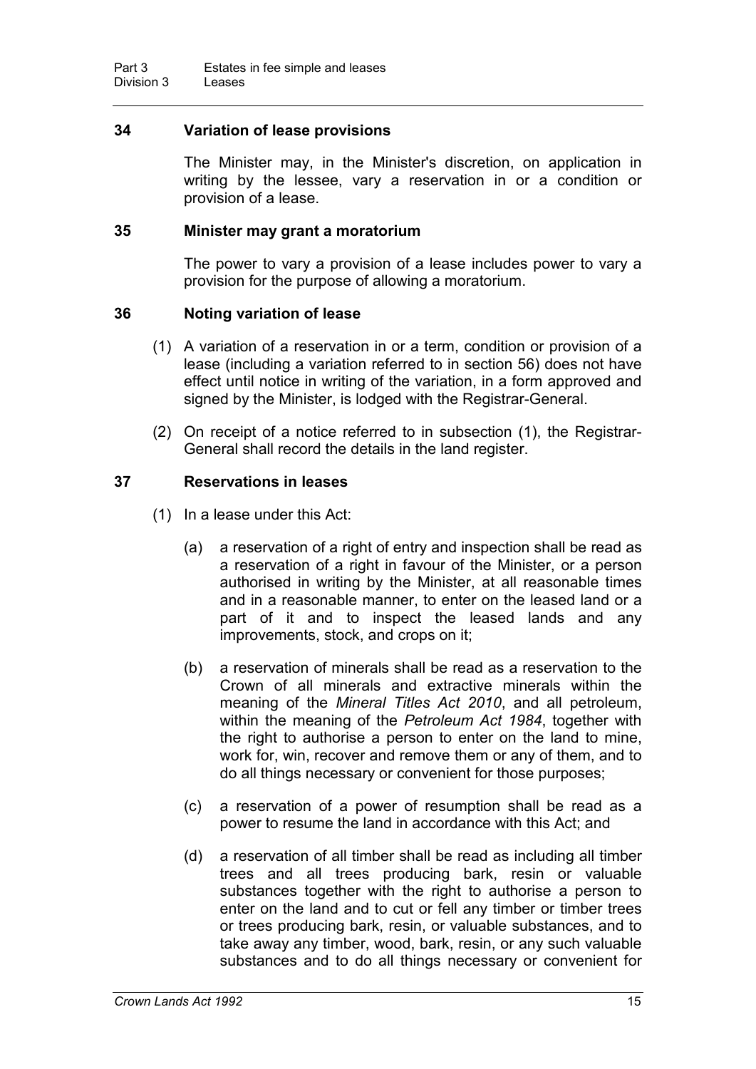### 34 Variation of lease provisions

The Minister may, in the Minister's discretion, on application in writing by the lessee, vary a reservation in or a condition or provision of a lease.

### 35 Minister may grant a moratorium

The power to vary a provision of a lease includes power to vary a provision for the purpose of allowing a moratorium.

### 36 Noting variation of lease

(1) A variation of a reservation in or a term, condition or provision of a lease (including a variation referred to in section 56) does not have effect until notice in writing of the variation, in a form approved and signed by the Minister, is lodged with the Registrar-General.

(2) On receipt of a notice referred to in subsection (1), the Registrar-General shall record the details in the land register.

### 37 Reservations in leases

(1) In a lease under this Act:

(a) a reservation of a right of entry and inspection shall be read as a reservation of a right in favour of the Minister, or a person authorised in writing by the Minister, at all reasonable times and in a reasonable manner, to enter on the leased land or a part of it and to inspect the leased lands and any improvements, stock, and crops on it;

(b) a reservation of minerals shall be read as a reservation to the Crown of all minerals and extractive minerals within the meaning of the *Mineral Titles Act 2010*, and all petroleum, within the meaning of the *Petroleum Act 1984*, together with the right to authorise a person to enter on the land to mine, work for, win, recover and remove them or any of them, and to do all things necessary or convenient for those purposes;

(c) a reservation of a power of resumption shall be read as a power to resume the land in accordance with this Act; and

(d) a reservation of all timber shall be read as including all timber trees and all trees producing bark, resin or valuable substances together with the right to authorise a person to enter on the land and to cut or fell any timber or timber trees or trees producing bark, resin, or valuable substances, and to take away any timber, wood, bark, resin, or any such valuable substances and to do all things necessary or convenient for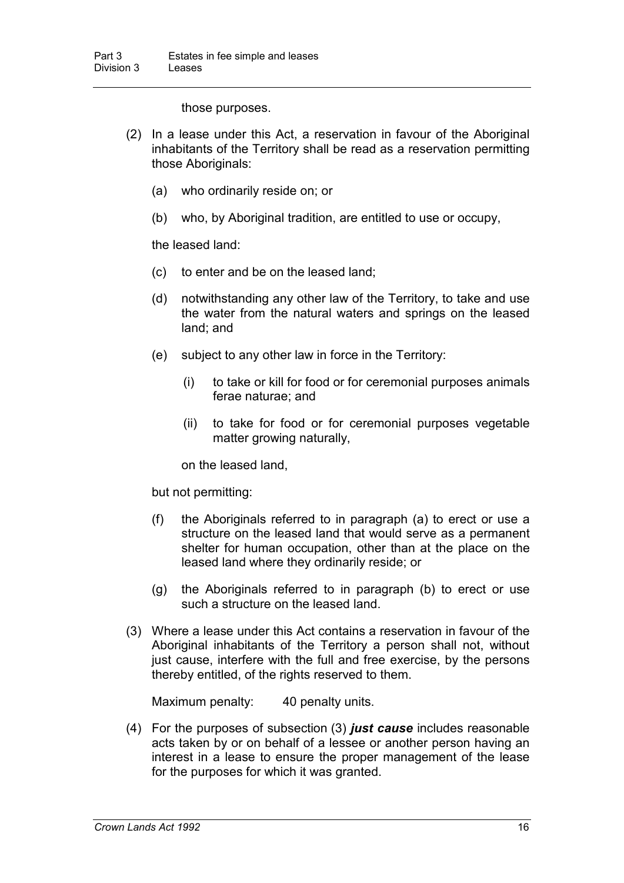those purposes.

(2) In a lease under this Act, a reservation in favour of the Aboriginal inhabitants of the Territory shall be read as a reservation permitting those Aboriginals:

(a) who ordinarily reside on; or

(b) who, by Aboriginal tradition, are entitled to use or occupy,

the leased land:

(c) to enter and be on the leased land;

(d) notwithstanding any other law of the Territory, to take and use the water from the natural waters and springs on the leased land; and

(e) subject to any other law in force in the Territory:

(i) to take or kill for food or for ceremonial purposes animals ferae naturae; and

(ii) to take for food or for ceremonial purposes vegetable matter growing naturally,

on the leased land,

but not permitting:

(f) the Aboriginals referred to in paragraph (a) to erect or use a structure on the leased land that would serve as a permanent shelter for human occupation, other than at the place on the leased land where they ordinarily reside; or

(g) the Aboriginals referred to in paragraph (b) to erect or use such a structure on the leased land.

(3) Where a lease under this Act contains a reservation in favour of the Aboriginal inhabitants of the Territory a person shall not, without just cause, interfere with the full and free exercise, by the persons thereby entitled, of the rights reserved to them.

Maximum penalty: 40 penalty units.

(4) For the purposes of subsection (3) ***just cause*** includes reasonable acts taken by or on behalf of a lessee or another person having an interest in a lease to ensure the proper management of the lease for the purposes for which it was granted.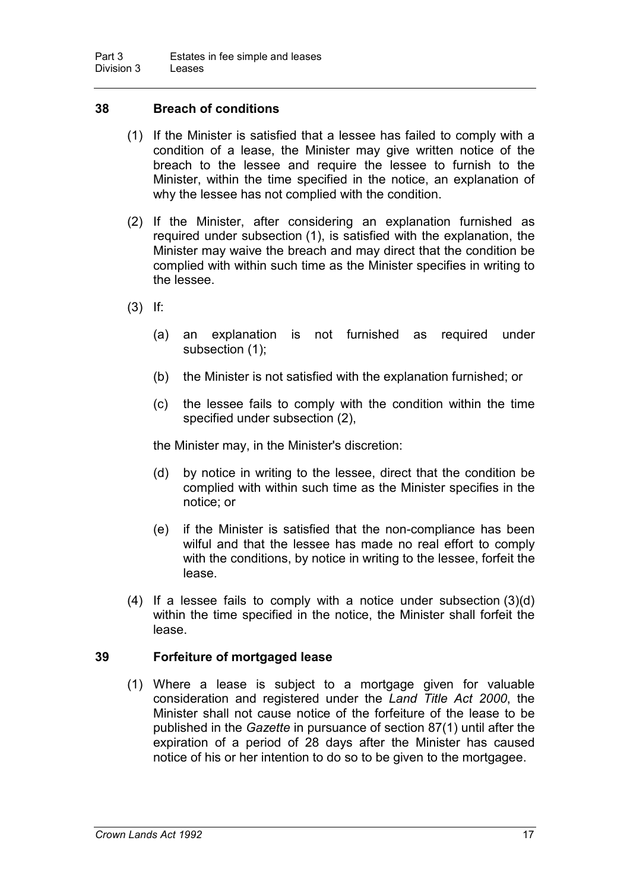### 38 Breach of conditions

(1) If the Minister is satisfied that a lessee has failed to comply with a condition of a lease, the Minister may give written notice of the breach to the lessee and require the lessee to furnish to the Minister, within the time specified in the notice, an explanation of why the lessee has not complied with the condition.

(2) If the Minister, after considering an explanation furnished as required under subsection (1), is satisfied with the explanation, the Minister may waive the breach and may direct that the condition be complied with within such time as the Minister specifies in writing to the lessee.

(3) If:

(a) an explanation is not furnished as required under subsection (1);

(b) the Minister is not satisfied with the explanation furnished; or

(c) the lessee fails to comply with the condition within the time specified under subsection (2),

the Minister may, in the Minister's discretion:

(d) by notice in writing to the lessee, direct that the condition be complied with within such time as the Minister specifies in the notice; or

(e) if the Minister is satisfied that the non-compliance has been wilful and that the lessee has made no real effort to comply with the conditions, by notice in writing to the lessee, forfeit the lease.

(4) If a lessee fails to comply with a notice under subsection (3)(d) within the time specified in the notice, the Minister shall forfeit the lease.

### 39 Forfeiture of mortgaged lease

(1) Where a lease is subject to a mortgage given for valuable consideration and registered under the *Land Title Act 2000*, the Minister shall not cause notice of the forfeiture of the lease to be published in the *Gazette* in pursuance of section 87(1) until after the expiration of a period of 28 days after the Minister has caused notice of his or her intention to do so to be given to the mortgagee.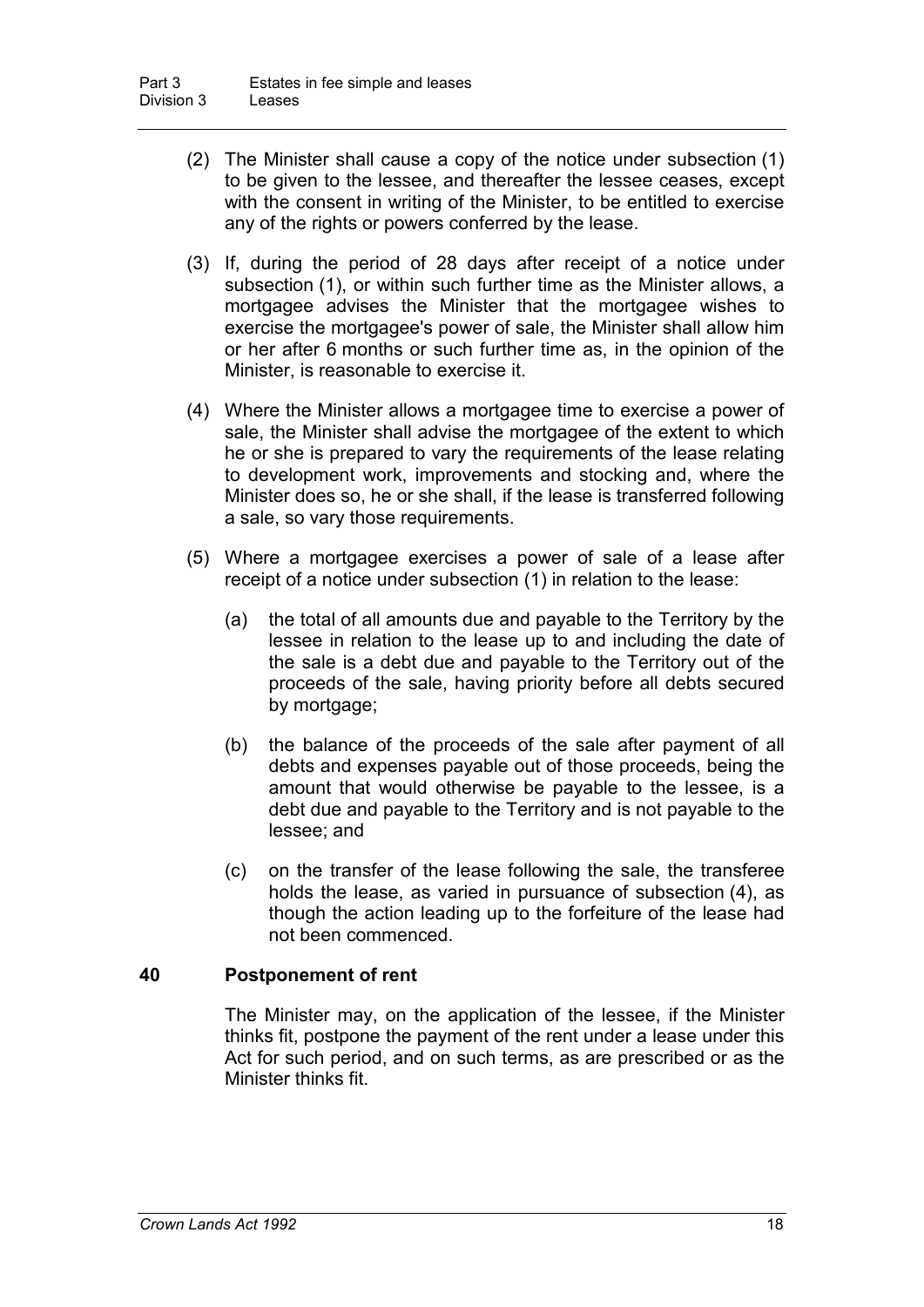(2) The Minister shall cause a copy of the notice under subsection (1) to be given to the lessee, and thereafter the lessee ceases, except with the consent in writing of the Minister, to be entitled to exercise any of the rights or powers conferred by the lease.

(3) If, during the period of 28 days after receipt of a notice under subsection (1), or within such further time as the Minister allows, a mortgagee advises the Minister that the mortgagee wishes to exercise the mortgagee's power of sale, the Minister shall allow him or her after 6 months or such further time as, in the opinion of the Minister, is reasonable to exercise it.

(4) Where the Minister allows a mortgagee time to exercise a power of sale, the Minister shall advise the mortgagee of the extent to which he or she is prepared to vary the requirements of the lease relating to development work, improvements and stocking and, where the Minister does so, he or she shall, if the lease is transferred following a sale, so vary those requirements.

(5) Where a mortgagee exercises a power of sale of a lease after receipt of a notice under subsection (1) in relation to the lease:

(a) the total of all amounts due and payable to the Territory by the lessee in relation to the lease up to and including the date of the sale is a debt due and payable to the Territory out of the proceeds of the sale, having priority before all debts secured by mortgage;

(b) the balance of the proceeds of the sale after payment of all debts and expenses payable out of those proceeds, being the amount that would otherwise be payable to the lessee, is a debt due and payable to the Territory and is not payable to the lessee; and

(c) on the transfer of the lease following the sale, the transferee holds the lease, as varied in pursuance of subsection (4), as though the action leading up to the forfeiture of the lease had not been commenced.

### 40 Postponement of rent

The Minister may, on the application of the lessee, if the Minister thinks fit, postpone the payment of the rent under a lease under this Act for such period, and on such terms, as are prescribed or as the Minister thinks fit.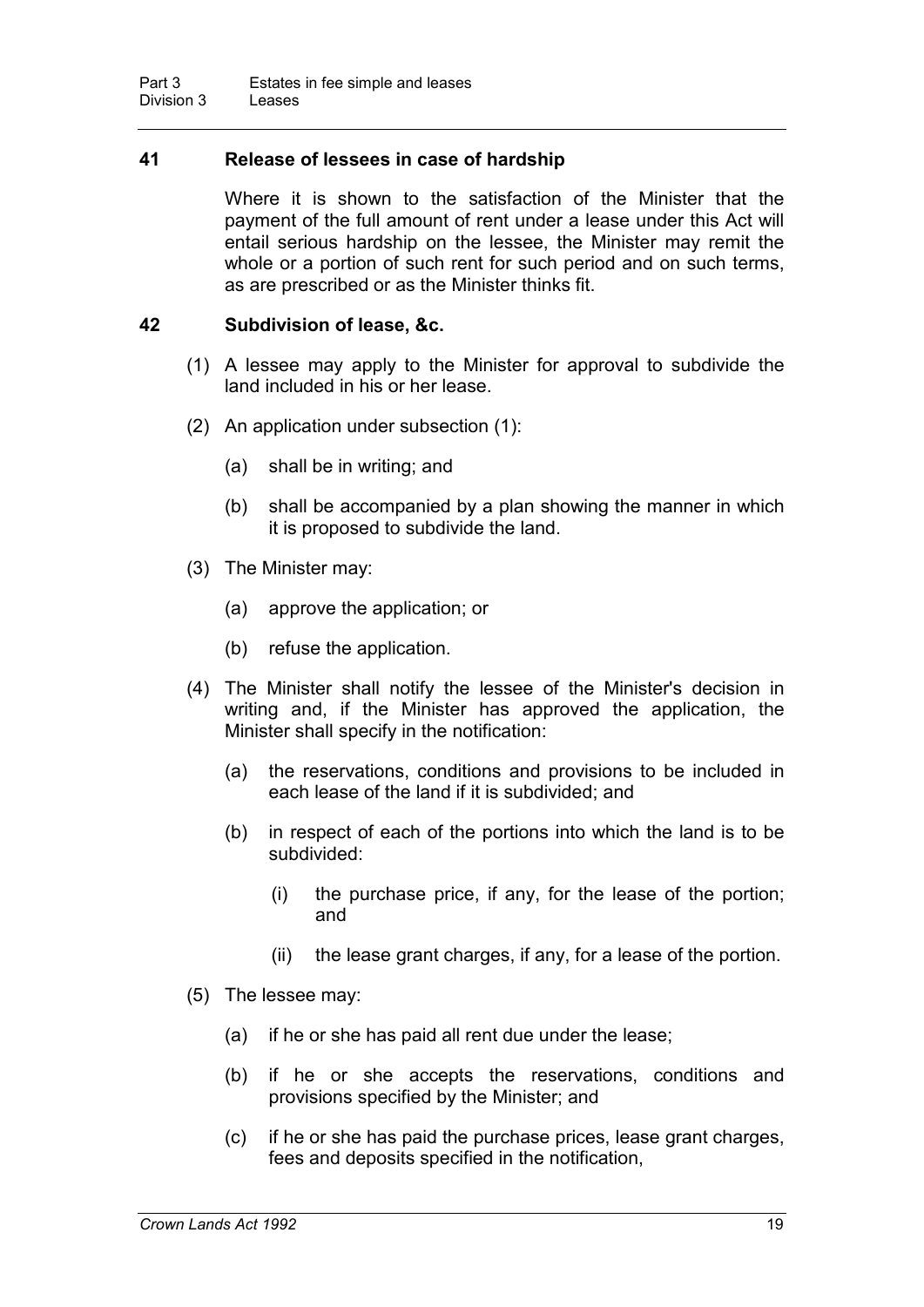### 41 Release of lessees in case of hardship

Where it is shown to the satisfaction of the Minister that the payment of the full amount of rent under a lease under this Act will entail serious hardship on the lessee, the Minister may remit the whole or a portion of such rent for such period and on such terms, as are prescribed or as the Minister thinks fit.

### 42 Subdivision of lease, &c.

(1) A lessee may apply to the Minister for approval to subdivide the land included in his or her lease.

(2) An application under subsection (1):

(a) shall be in writing; and

(b) shall be accompanied by a plan showing the manner in which it is proposed to subdivide the land.

(3) The Minister may:

(a) approve the application; or

(b) refuse the application.

(4) The Minister shall notify the lessee of the Minister's decision in writing and, if the Minister has approved the application, the Minister shall specify in the notification:

(a) the reservations, conditions and provisions to be included in each lease of the land if it is subdivided; and

(b) in respect of each of the portions into which the land is to be subdivided:

(i) the purchase price, if any, for the lease of the portion; and

(ii) the lease grant charges, if any, for a lease of the portion.

(5) The lessee may:

(a) if he or she has paid all rent due under the lease;

(b) if he or she accepts the reservations, conditions and provisions specified by the Minister; and

(c) if he or she has paid the purchase prices, lease grant charges, fees and deposits specified in the notification,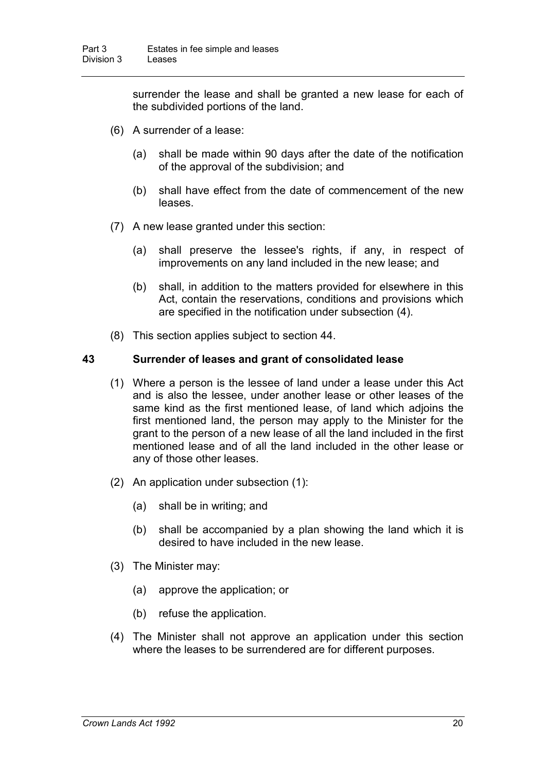surrender the lease and shall be granted a new lease for each of the subdivided portions of the land.

(6) A surrender of a lease:

(a) shall be made within 90 days after the date of the notification of the approval of the subdivision; and

(b) shall have effect from the date of commencement of the new leases.

(7) A new lease granted under this section:

(a) shall preserve the lessee's rights, if any, in respect of improvements on any land included in the new lease; and

(b) shall, in addition to the matters provided for elsewhere in this Act, contain the reservations, conditions and provisions which are specified in the notification under subsection (4).

(8) This section applies subject to section 44.

### 43 Surrender of leases and grant of consolidated lease

(1) Where a person is the lessee of land under a lease under this Act and is also the lessee, under another lease or other leases of the same kind as the first mentioned lease, of land which adjoins the first mentioned land, the person may apply to the Minister for the grant to the person of a new lease of all the land included in the first mentioned lease and of all the land included in the other lease or any of those other leases.

(2) An application under subsection (1):

(a) shall be in writing; and

(b) shall be accompanied by a plan showing the land which it is desired to have included in the new lease.

(3) The Minister may:

(a) approve the application; or

(b) refuse the application.

(4) The Minister shall not approve an application under this section where the leases to be surrendered are for different purposes.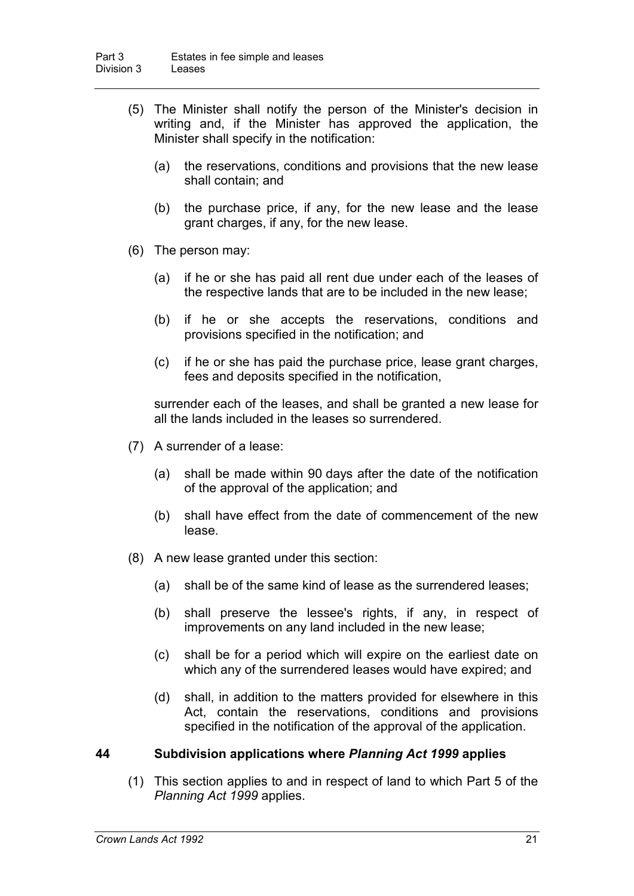(5) The Minister shall notify the person of the Minister's decision in writing and, if the Minister has approved the application, the Minister shall specify in the notification:

(a) the reservations, conditions and provisions that the new lease shall contain; and

(b) the purchase price, if any, for the new lease and the lease grant charges, if any, for the new lease.

(6) The person may:

(a) if he or she has paid all rent due under each of the leases of the respective lands that are to be included in the new lease;

(b) if he or she accepts the reservations, conditions and provisions specified in the notification; and

(c) if he or she has paid the purchase price, lease grant charges, fees and deposits specified in the notification,

surrender each of the leases, and shall be granted a new lease for all the lands included in the leases so surrendered.

(7) A surrender of a lease:

(a) shall be made within 90 days after the date of the notification of the approval of the application; and

(b) shall have effect from the date of commencement of the new lease.

(8) A new lease granted under this section:

(a) shall be of the same kind of lease as the surrendered leases;

(b) shall preserve the lessee's rights, if any, in respect of improvements on any land included in the new lease;

(c) shall be for a period which will expire on the earliest date on which any of the surrendered leases would have expired; and

(d) shall, in addition to the matters provided for elsewhere in this Act, contain the reservations, conditions and provisions specified in the notification of the approval of the application.

### 44 Subdivision applications where *Planning Act 1999* applies

(1) This section applies to and in respect of land to which Part 5 of the *Planning Act 1999* applies.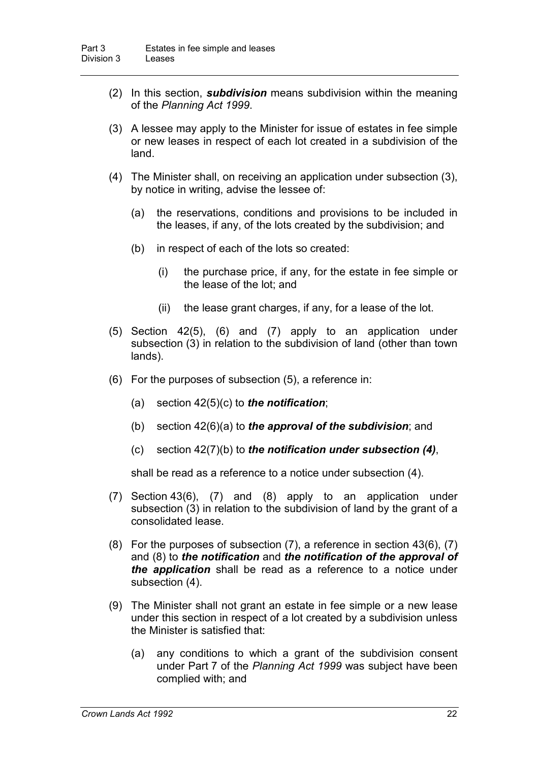(2) In this section, ***subdivision*** means subdivision within the meaning of the *Planning Act 1999*.

(3) A lessee may apply to the Minister for issue of estates in fee simple or new leases in respect of each lot created in a subdivision of the land.

(4) The Minister shall, on receiving an application under subsection (3), by notice in writing, advise the lessee of:

  (a) the reservations, conditions and provisions to be included in the leases, if any, of the lots created by the subdivision; and

  (b) in respect of each of the lots so created:

    (i) the purchase price, if any, for the estate in fee simple or the lease of the lot; and

    (ii) the lease grant charges, if any, for a lease of the lot.

(5) Section 42(5), (6) and (7) apply to an application under subsection (3) in relation to the subdivision of land (other than town lands).

(6) For the purposes of subsection (5), a reference in:

  (a) section 42(5)(c) to ***the notification***;

  (b) section 42(6)(a) to ***the approval of the subdivision***; and

  (c) section 42(7)(b) to ***the notification under subsection (4)***,

shall be read as a reference to a notice under subsection (4).

(7) Section 43(6), (7) and (8) apply to an application under subsection (3) in relation to the subdivision of land by the grant of a consolidated lease.

(8) For the purposes of subsection (7), a reference in section 43(6), (7) and (8) to ***the notification*** and ***the notification of the approval of the application*** shall be read as a reference to a notice under subsection (4).

(9) The Minister shall not grant an estate in fee simple or a new lease under this section in respect of a lot created by a subdivision unless the Minister is satisfied that:

  (a) any conditions to which a grant of the subdivision consent under Part 7 of the *Planning Act 1999* was subject have been complied with; and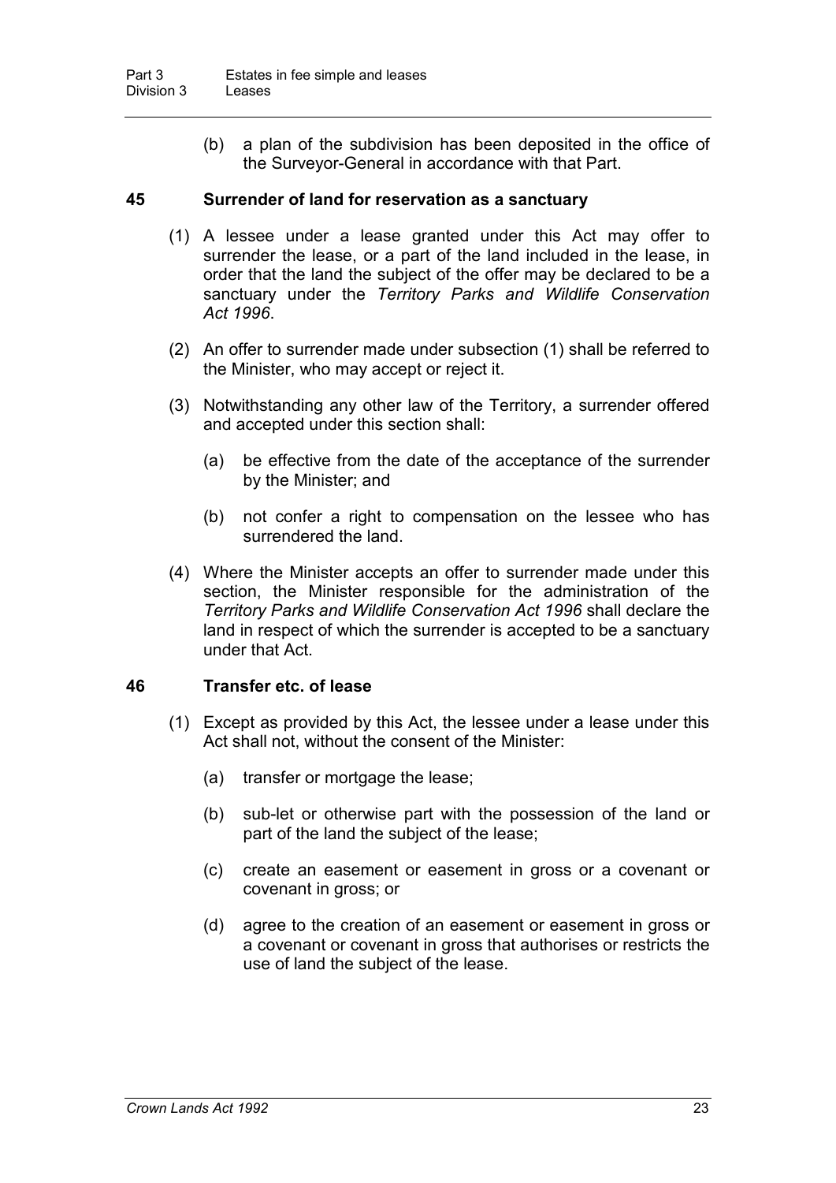(b) a plan of the subdivision has been deposited in the office of the Surveyor-General in accordance with that Part.

### 45 Surrender of land for reservation as a sanctuary

(1) A lessee under a lease granted under this Act may offer to surrender the lease, or a part of the land included in the lease, in order that the land the subject of the offer may be declared to be a sanctuary under the *Territory Parks and Wildlife Conservation Act 1996*.

(2) An offer to surrender made under subsection (1) shall be referred to the Minister, who may accept or reject it.

(3) Notwithstanding any other law of the Territory, a surrender offered and accepted under this section shall:

(a) be effective from the date of the acceptance of the surrender by the Minister; and

(b) not confer a right to compensation on the lessee who has surrendered the land.

(4) Where the Minister accepts an offer to surrender made under this section, the Minister responsible for the administration of the *Territory Parks and Wildlife Conservation Act 1996* shall declare the land in respect of which the surrender is accepted to be a sanctuary under that Act.

### 46 Transfer etc. of lease

(1) Except as provided by this Act, the lessee under a lease under this Act shall not, without the consent of the Minister:

(a) transfer or mortgage the lease;

(b) sub-let or otherwise part with the possession of the land or part of the land the subject of the lease;

(c) create an easement or easement in gross or a covenant or covenant in gross; or

(d) agree to the creation of an easement or easement in gross or a covenant or covenant in gross that authorises or restricts the use of land the subject of the lease.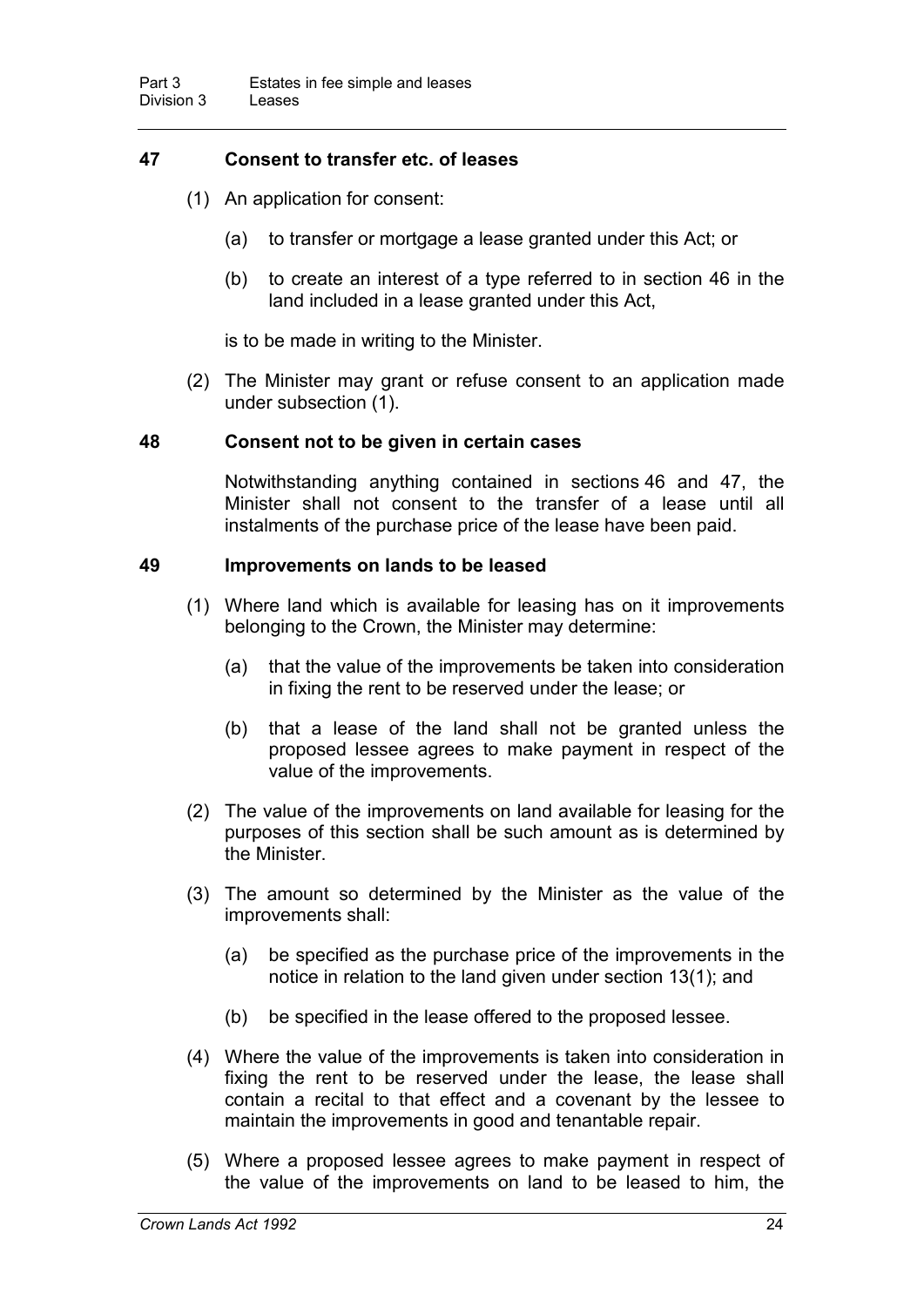### 47 Consent to transfer etc. of leases

(1) An application for consent:

(a) to transfer or mortgage a lease granted under this Act; or

(b) to create an interest of a type referred to in section 46 in the land included in a lease granted under this Act,

is to be made in writing to the Minister.

(2) The Minister may grant or refuse consent to an application made under subsection (1).

### 48 Consent not to be given in certain cases

Notwithstanding anything contained in sections 46 and 47, the Minister shall not consent to the transfer of a lease until all instalments of the purchase price of the lease have been paid.

### 49 Improvements on lands to be leased

(1) Where land which is available for leasing has on it improvements belonging to the Crown, the Minister may determine:

(a) that the value of the improvements be taken into consideration in fixing the rent to be reserved under the lease; or

(b) that a lease of the land shall not be granted unless the proposed lessee agrees to make payment in respect of the value of the improvements.

(2) The value of the improvements on land available for leasing for the purposes of this section shall be such amount as is determined by the Minister.

(3) The amount so determined by the Minister as the value of the improvements shall:

(a) be specified as the purchase price of the improvements in the notice in relation to the land given under section 13(1); and

(b) be specified in the lease offered to the proposed lessee.

(4) Where the value of the improvements is taken into consideration in fixing the rent to be reserved under the lease, the lease shall contain a recital to that effect and a covenant by the lessee to maintain the improvements in good and tenantable repair.

(5) Where a proposed lessee agrees to make payment in respect of the value of the improvements on land to be leased to him, the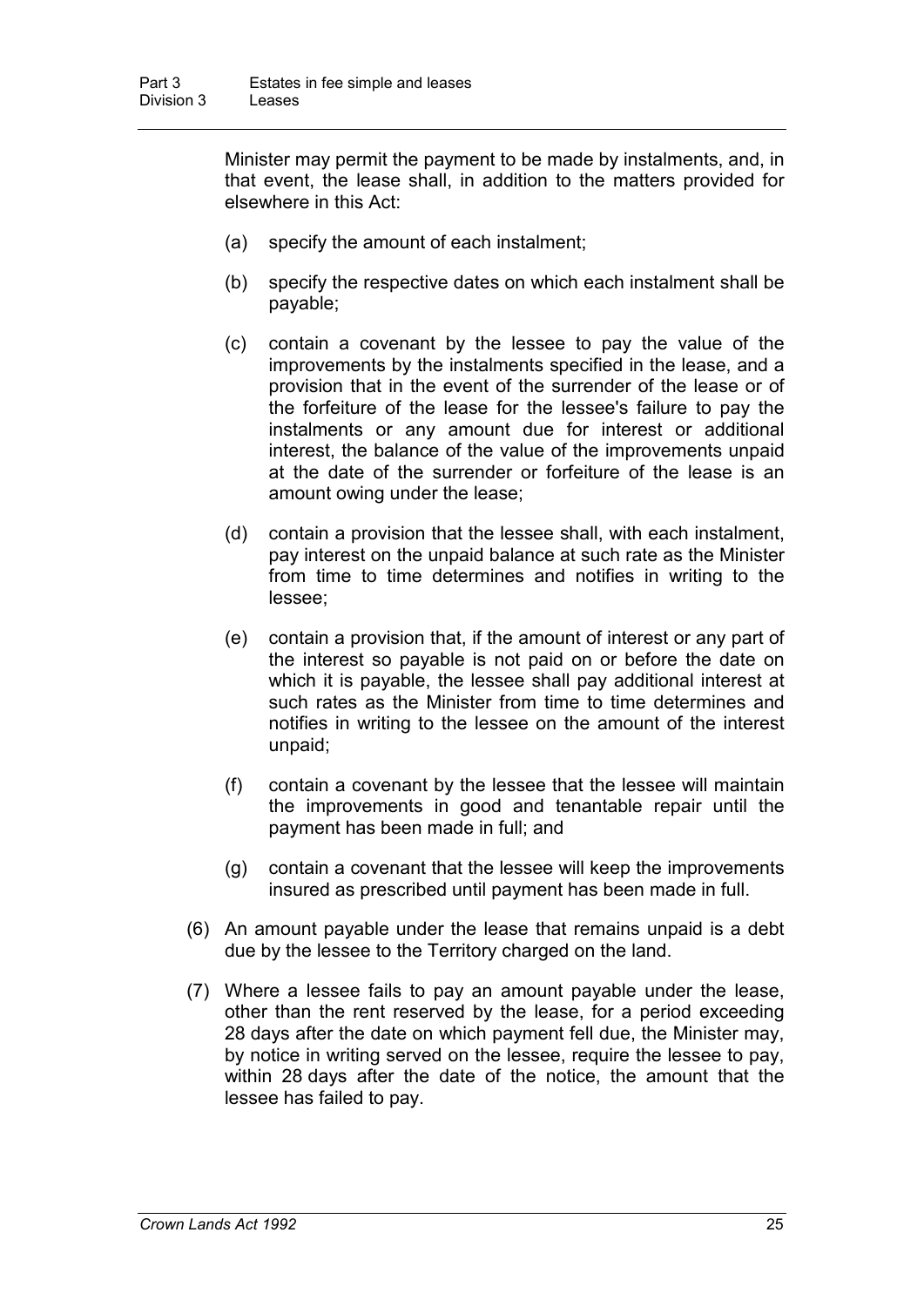Minister may permit the payment to be made by instalments, and, in that event, the lease shall, in addition to the matters provided for elsewhere in this Act:

- (a) specify the amount of each instalment;
- (b) specify the respective dates on which each instalment shall be payable;
- (c) contain a covenant by the lessee to pay the value of the improvements by the instalments specified in the lease, and a provision that in the event of the surrender of the lease or of the forfeiture of the lease for the lessee's failure to pay the instalments or any amount due for interest or additional interest, the balance of the value of the improvements unpaid at the date of the surrender or forfeiture of the lease is an amount owing under the lease;
- (d) contain a provision that the lessee shall, with each instalment, pay interest on the unpaid balance at such rate as the Minister from time to time determines and notifies in writing to the lessee;
- (e) contain a provision that, if the amount of interest or any part of the interest so payable is not paid on or before the date on which it is payable, the lessee shall pay additional interest at such rates as the Minister from time to time determines and notifies in writing to the lessee on the amount of the interest unpaid;
- (f) contain a covenant by the lessee that the lessee will maintain the improvements in good and tenantable repair until the payment has been made in full; and
- (g) contain a covenant that the lessee will keep the improvements insured as prescribed until payment has been made in full.

(6) An amount payable under the lease that remains unpaid is a debt due by the lessee to the Territory charged on the land.

(7) Where a lessee fails to pay an amount payable under the lease, other than the rent reserved by the lease, for a period exceeding 28 days after the date on which payment fell due, the Minister may, by notice in writing served on the lessee, require the lessee to pay, within 28 days after the date of the notice, the amount that the lessee has failed to pay.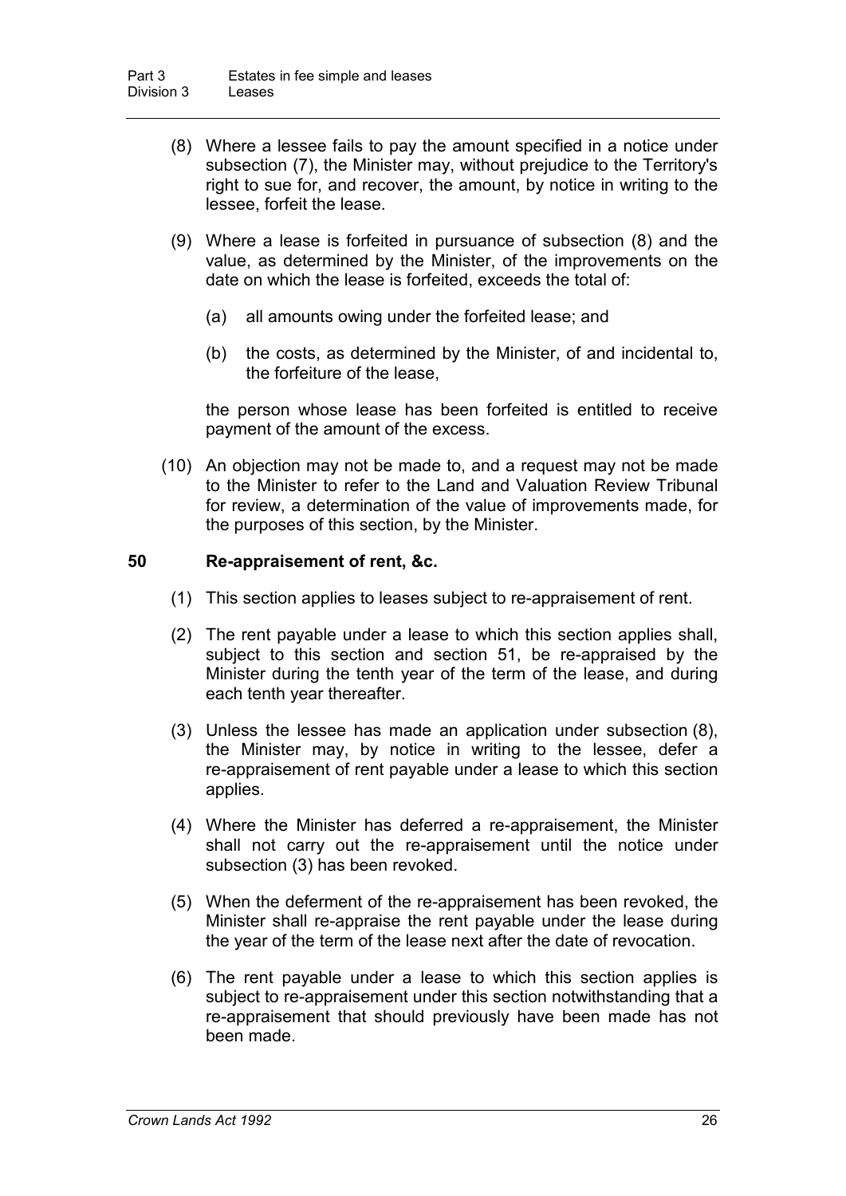(8) Where a lessee fails to pay the amount specified in a notice under subsection (7), the Minister may, without prejudice to the Territory's right to sue for, and recover, the amount, by notice in writing to the lessee, forfeit the lease.

(9) Where a lease is forfeited in pursuance of subsection (8) and the value, as determined by the Minister, of the improvements on the date on which the lease is forfeited, exceeds the total of:

(a) all amounts owing under the forfeited lease; and

(b) the costs, as determined by the Minister, of and incidental to, the forfeiture of the lease,

the person whose lease has been forfeited is entitled to receive payment of the amount of the excess.

(10) An objection may not be made to, and a request may not be made to the Minister to refer to the Land and Valuation Review Tribunal for review, a determination of the value of improvements made, for the purposes of this section, by the Minister.

### 50 Re-appraisement of rent, &c.

(1) This section applies to leases subject to re-appraisement of rent.

(2) The rent payable under a lease to which this section applies shall, subject to this section and section 51, be re-appraised by the Minister during the tenth year of the term of the lease, and during each tenth year thereafter.

(3) Unless the lessee has made an application under subsection (8), the Minister may, by notice in writing to the lessee, defer a re-appraisement of rent payable under a lease to which this section applies.

(4) Where the Minister has deferred a re-appraisement, the Minister shall not carry out the re-appraisement until the notice under subsection (3) has been revoked.

(5) When the deferment of the re-appraisement has been revoked, the Minister shall re-appraise the rent payable under the lease during the year of the term of the lease next after the date of revocation.

(6) The rent payable under a lease to which this section applies is subject to re-appraisement under this section notwithstanding that a re-appraisement that should previously have been made has not been made.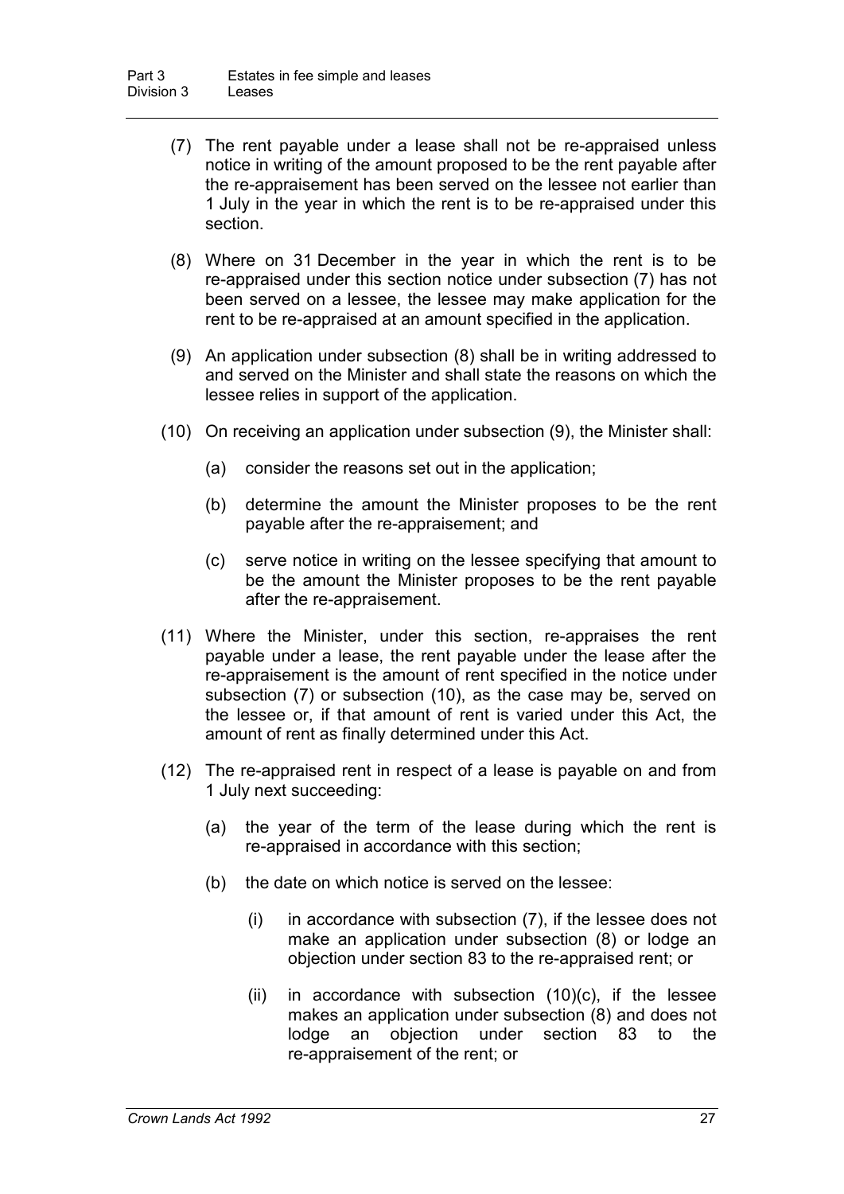(7) The rent payable under a lease shall not be re-appraised unless notice in writing of the amount proposed to be the rent payable after the re-appraisement has been served on the lessee not earlier than 1 July in the year in which the rent is to be re-appraised under this section.

(8) Where on 31 December in the year in which the rent is to be re-appraised under this section notice under subsection (7) has not been served on a lessee, the lessee may make application for the rent to be re-appraised at an amount specified in the application.

(9) An application under subsection (8) shall be in writing addressed to and served on the Minister and shall state the reasons on which the lessee relies in support of the application.

(10) On receiving an application under subsection (9), the Minister shall:

(a) consider the reasons set out in the application;

(b) determine the amount the Minister proposes to be the rent payable after the re-appraisement; and

(c) serve notice in writing on the lessee specifying that amount to be the amount the Minister proposes to be the rent payable after the re-appraisement.

(11) Where the Minister, under this section, re-appraises the rent payable under a lease, the rent payable under the lease after the re-appraisement is the amount of rent specified in the notice under subsection (7) or subsection (10), as the case may be, served on the lessee or, if that amount of rent is varied under this Act, the amount of rent as finally determined under this Act.

(12) The re-appraised rent in respect of a lease is payable on and from 1 July next succeeding:

(a) the year of the term of the lease during which the rent is re-appraised in accordance with this section;

(b) the date on which notice is served on the lessee:

(i) in accordance with subsection (7), if the lessee does not make an application under subsection (8) or lodge an objection under section 83 to the re-appraised rent; or

(ii) in accordance with subsection (10)(c), if the lessee makes an application under subsection (8) and does not lodge an objection under section 83 to the re-appraisement of the rent; or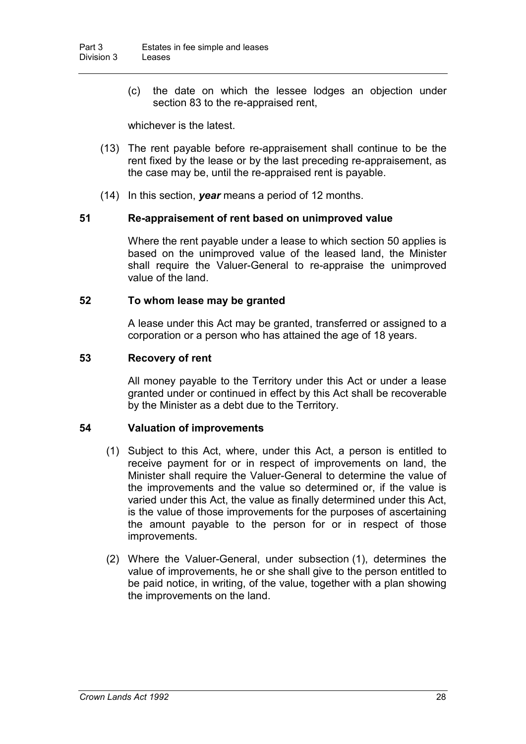(c) the date on which the lessee lodges an objection under section 83 to the re-appraised rent,

whichever is the latest.

(13) The rent payable before re-appraisement shall continue to be the rent fixed by the lease or by the last preceding re-appraisement, as the case may be, until the re-appraised rent is payable.

(14) In this section, ***year*** means a period of 12 months.

### 51 Re-appraisement of rent based on unimproved value

Where the rent payable under a lease to which section 50 applies is based on the unimproved value of the leased land, the Minister shall require the Valuer-General to re-appraise the unimproved value of the land.

### 52 To whom lease may be granted

A lease under this Act may be granted, transferred or assigned to a corporation or a person who has attained the age of 18 years.

### 53 Recovery of rent

All money payable to the Territory under this Act or under a lease granted under or continued in effect by this Act shall be recoverable by the Minister as a debt due to the Territory.

### 54 Valuation of improvements

(1) Subject to this Act, where, under this Act, a person is entitled to receive payment for or in respect of improvements on land, the Minister shall require the Valuer-General to determine the value of the improvements and the value so determined or, if the value is varied under this Act, the value as finally determined under this Act, is the value of those improvements for the purposes of ascertaining the amount payable to the person for or in respect of those improvements.

(2) Where the Valuer-General, under subsection (1), determines the value of improvements, he or she shall give to the person entitled to be paid notice, in writing, of the value, together with a plan showing the improvements on the land.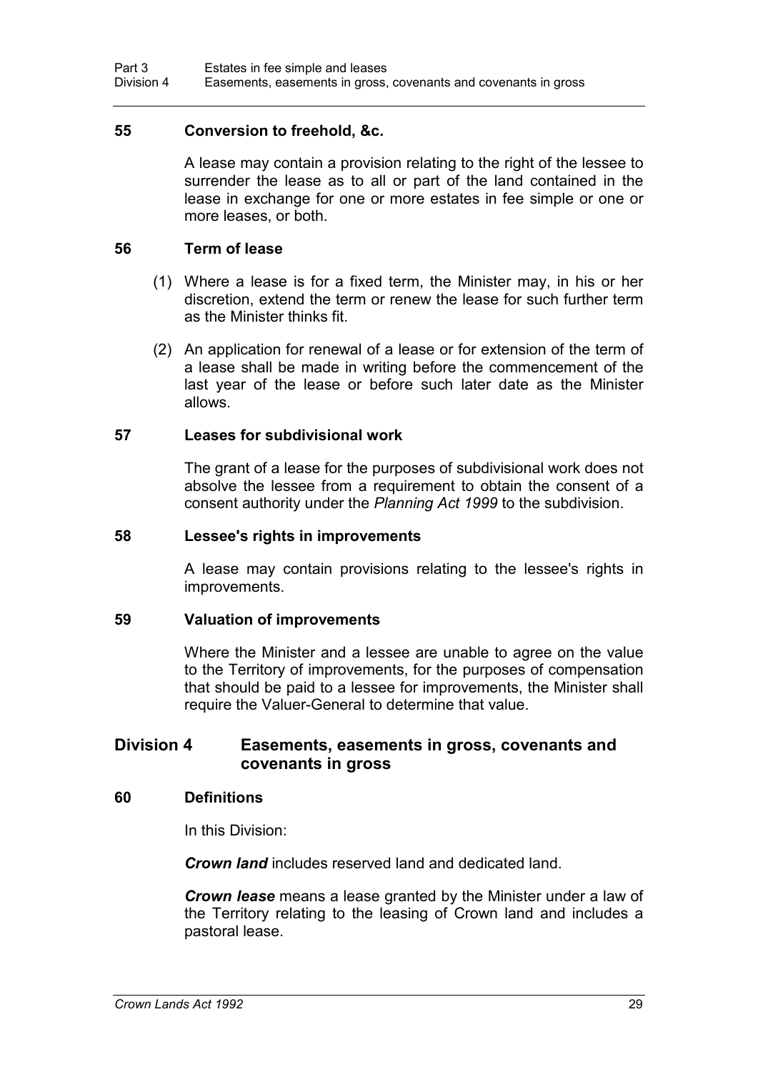### 55 Conversion to freehold, &c.

A lease may contain a provision relating to the right of the lessee to surrender the lease as to all or part of the land contained in the lease in exchange for one or more estates in fee simple or one or more leases, or both.

### 56 Term of lease

(1) Where a lease is for a fixed term, the Minister may, in his or her discretion, extend the term or renew the lease for such further term as the Minister thinks fit.

(2) An application for renewal of a lease or for extension of the term of a lease shall be made in writing before the commencement of the last year of the lease or before such later date as the Minister allows.

### 57 Leases for subdivisional work

The grant of a lease for the purposes of subdivisional work does not absolve the lessee from a requirement to obtain the consent of a consent authority under the *Planning Act 1999* to the subdivision.

### 58 Lessee's rights in improvements

A lease may contain provisions relating to the lessee's rights in improvements.

### 59 Valuation of improvements

Where the Minister and a lessee are unable to agree on the value to the Territory of improvements, for the purposes of compensation that should be paid to a lessee for improvements, the Minister shall require the Valuer-General to determine that value.

## Division 4 Easements, easements in gross, covenants and covenants in gross

### 60 Definitions

In this Division:

***Crown land*** includes reserved land and dedicated land.

***Crown lease*** means a lease granted by the Minister under a law of the Territory relating to the leasing of Crown land and includes a pastoral lease.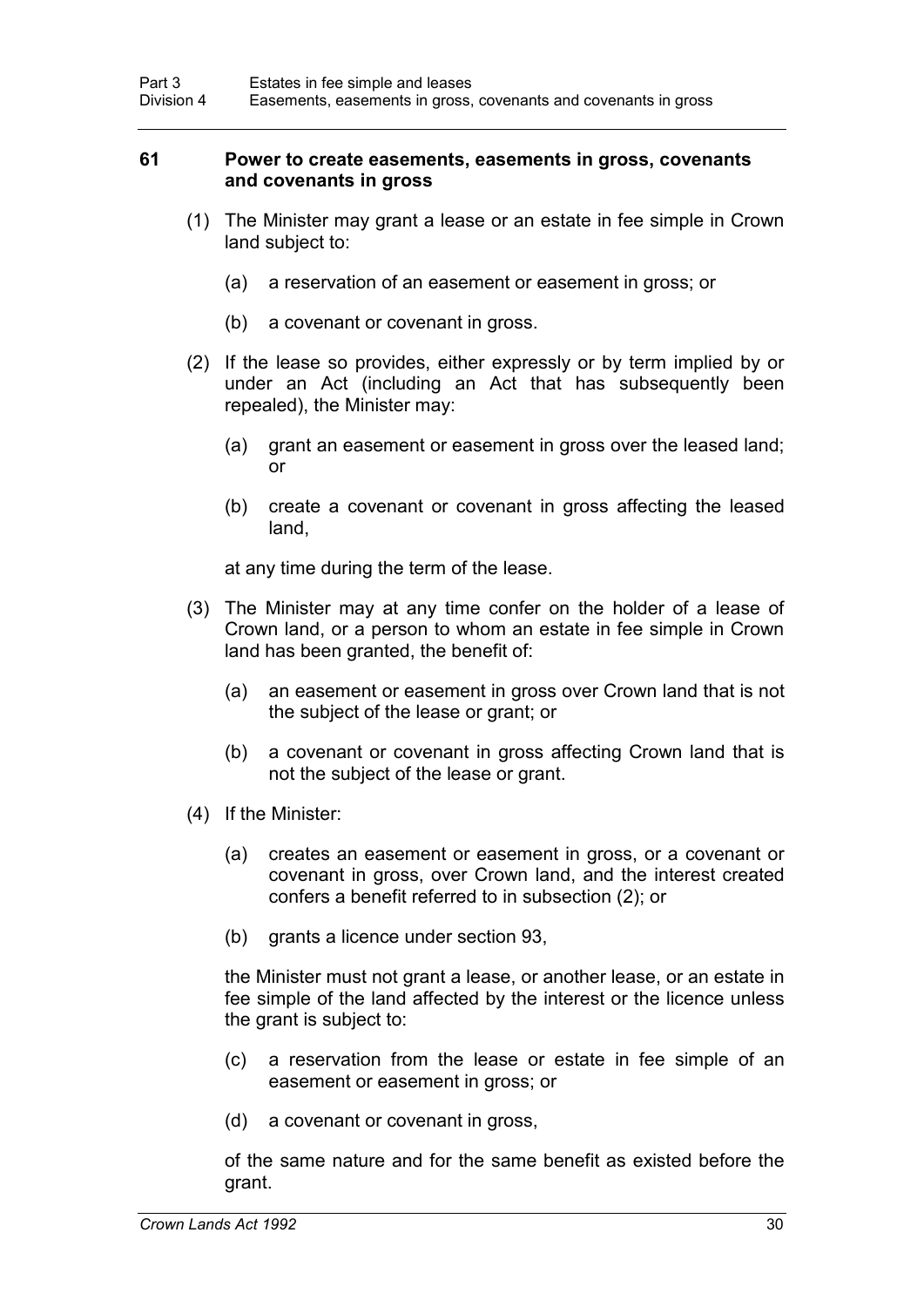### 61 Power to create easements, easements in gross, covenants and covenants in gross

(1) The Minister may grant a lease or an estate in fee simple in Crown land subject to:

(a) a reservation of an easement or easement in gross; or

(b) a covenant or covenant in gross.

(2) If the lease so provides, either expressly or by term implied by or under an Act (including an Act that has subsequently been repealed), the Minister may:

(a) grant an easement or easement in gross over the leased land; or

(b) create a covenant or covenant in gross affecting the leased land,

at any time during the term of the lease.

(3) The Minister may at any time confer on the holder of a lease of Crown land, or a person to whom an estate in fee simple in Crown land has been granted, the benefit of:

(a) an easement or easement in gross over Crown land that is not the subject of the lease or grant; or

(b) a covenant or covenant in gross affecting Crown land that is not the subject of the lease or grant.

(4) If the Minister:

(a) creates an easement or easement in gross, or a covenant or covenant in gross, over Crown land, and the interest created confers a benefit referred to in subsection (2); or

(b) grants a licence under section 93,

the Minister must not grant a lease, or another lease, or an estate in fee simple of the land affected by the interest or the licence unless the grant is subject to:

(c) a reservation from the lease or estate in fee simple of an easement or easement in gross; or

(d) a covenant or covenant in gross,

of the same nature and for the same benefit as existed before the grant.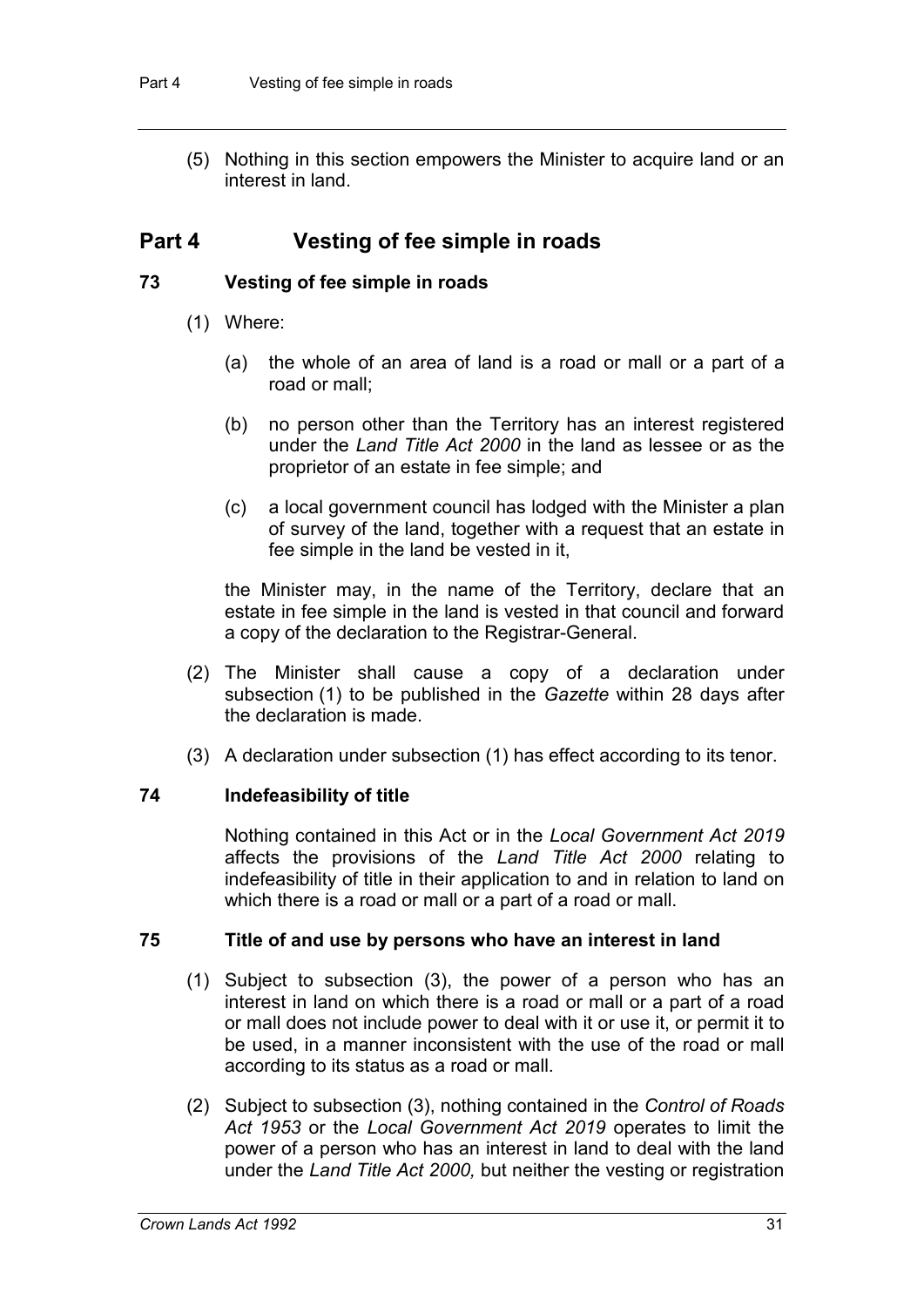(5) Nothing in this section empowers the Minister to acquire land or an interest in land.

## Part 4 Vesting of fee simple in roads

### 73 Vesting of fee simple in roads

(1) Where:

(a) the whole of an area of land is a road or mall or a part of a road or mall;

(b) no person other than the Territory has an interest registered under the *Land Title Act 2000* in the land as lessee or as the proprietor of an estate in fee simple; and

(c) a local government council has lodged with the Minister a plan of survey of the land, together with a request that an estate in fee simple in the land be vested in it,

the Minister may, in the name of the Territory, declare that an estate in fee simple in the land is vested in that council and forward a copy of the declaration to the Registrar-General.

(2) The Minister shall cause a copy of a declaration under subsection (1) to be published in the *Gazette* within 28 days after the declaration is made.

(3) A declaration under subsection (1) has effect according to its tenor.

### 74 Indefeasibility of title

Nothing contained in this Act or in the *Local Government Act 2019* affects the provisions of the *Land Title Act 2000* relating to indefeasibility of title in their application to and in relation to land on which there is a road or mall or a part of a road or mall.

### 75 Title of and use by persons who have an interest in land

(1) Subject to subsection (3), the power of a person who has an interest in land on which there is a road or mall or a part of a road or mall does not include power to deal with it or use it, or permit it to be used, in a manner inconsistent with the use of the road or mall according to its status as a road or mall.

(2) Subject to subsection (3), nothing contained in the *Control of Roads Act 1953* or the *Local Government Act 2019* operates to limit the power of a person who has an interest in land to deal with the land under the *Land Title Act 2000,* but neither the vesting or registration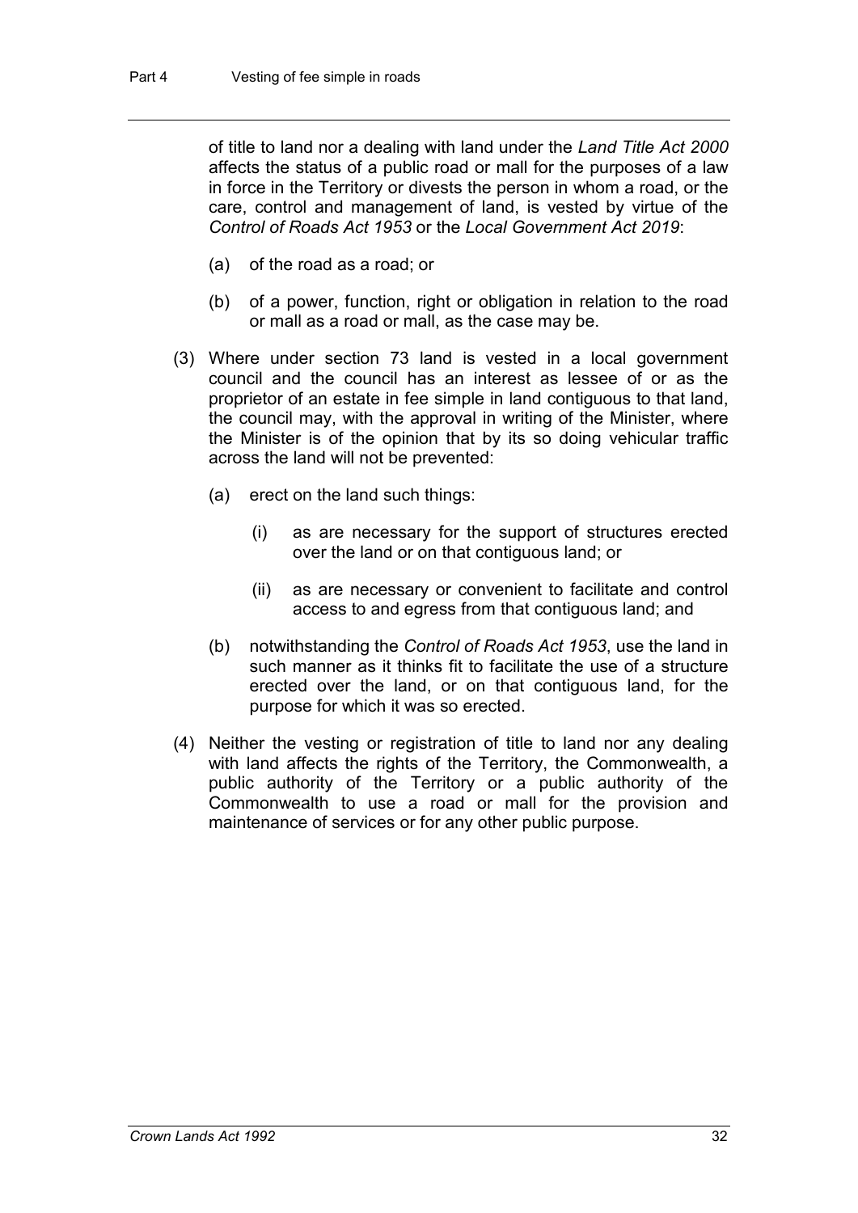of title to land nor a dealing with land under the *Land Title Act 2000* affects the status of a public road or mall for the purposes of a law in force in the Territory or divests the person in whom a road, or the care, control and management of land, is vested by virtue of the *Control of Roads Act 1953* or the *Local Government Act 2019*:

(a) of the road as a road; or

(b) of a power, function, right or obligation in relation to the road or mall as a road or mall, as the case may be.

(3) Where under section 73 land is vested in a local government council and the council has an interest as lessee of or as the proprietor of an estate in fee simple in land contiguous to that land, the council may, with the approval in writing of the Minister, where the Minister is of the opinion that by its so doing vehicular traffic across the land will not be prevented:

(a) erect on the land such things:

(i) as are necessary for the support of structures erected over the land or on that contiguous land; or

(ii) as are necessary or convenient to facilitate and control access to and egress from that contiguous land; and

(b) notwithstanding the *Control of Roads Act 1953*, use the land in such manner as it thinks fit to facilitate the use of a structure erected over the land, or on that contiguous land, for the purpose for which it was so erected.

(4) Neither the vesting or registration of title to land nor any dealing with land affects the rights of the Territory, the Commonwealth, a public authority of the Territory or a public authority of the Commonwealth to use a road or mall for the provision and maintenance of services or for any other public purpose.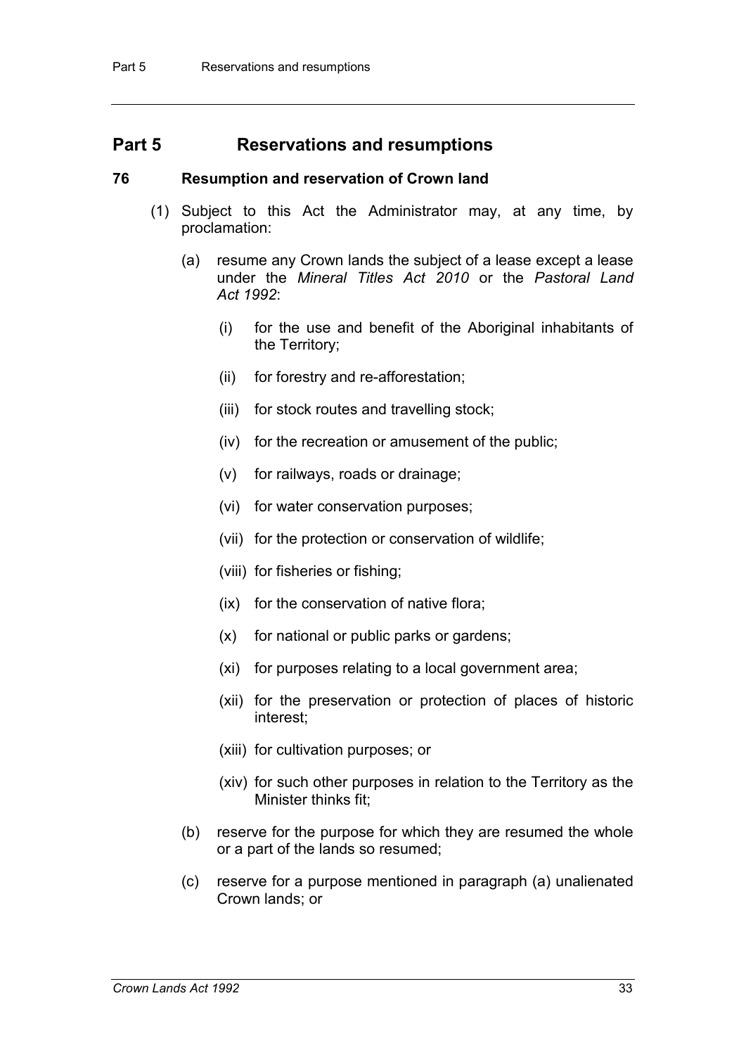# Part 5 Reservations and resumptions

### 76 Resumption and reservation of Crown land

(1) Subject to this Act the Administrator may, at any time, by proclamation:

(a) resume any Crown lands the subject of a lease except a lease under the *Mineral Titles Act 2010* or the *Pastoral Land Act 1992*:

(i) for the use and benefit of the Aboriginal inhabitants of the Territory;

(ii) for forestry and re-afforestation;

(iii) for stock routes and travelling stock;

(iv) for the recreation or amusement of the public;

(v) for railways, roads or drainage;

(vi) for water conservation purposes;

(vii) for the protection or conservation of wildlife;

(viii) for fisheries or fishing;

(ix) for the conservation of native flora;

(x) for national or public parks or gardens;

(xi) for purposes relating to a local government area;

(xii) for the preservation or protection of places of historic interest;

(xiii) for cultivation purposes; or

(xiv) for such other purposes in relation to the Territory as the Minister thinks fit;

(b) reserve for the purpose for which they are resumed the whole or a part of the lands so resumed;

(c) reserve for a purpose mentioned in paragraph (a) unalienated Crown lands; or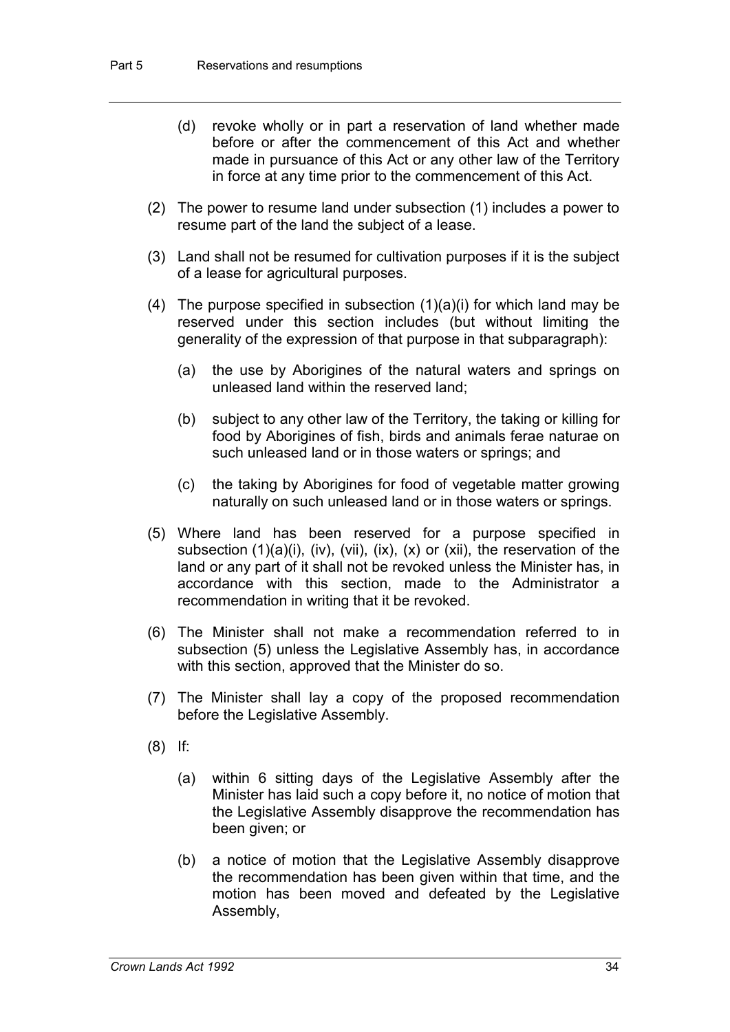(d) revoke wholly or in part a reservation of land whether made before or after the commencement of this Act and whether made in pursuance of this Act or any other law of the Territory in force at any time prior to the commencement of this Act.

(2) The power to resume land under subsection (1) includes a power to resume part of the land the subject of a lease.

(3) Land shall not be resumed for cultivation purposes if it is the subject of a lease for agricultural purposes.

(4) The purpose specified in subsection (1)(a)(i) for which land may be reserved under this section includes (but without limiting the generality of the expression of that purpose in that subparagraph):

(a) the use by Aborigines of the natural waters and springs on unleased land within the reserved land;

(b) subject to any other law of the Territory, the taking or killing for food by Aborigines of fish, birds and animals ferae naturae on such unleased land or in those waters or springs; and

(c) the taking by Aborigines for food of vegetable matter growing naturally on such unleased land or in those waters or springs.

(5) Where land has been reserved for a purpose specified in subsection (1)(a)(i), (iv), (vii), (ix), (x) or (xii), the reservation of the land or any part of it shall not be revoked unless the Minister has, in accordance with this section, made to the Administrator a recommendation in writing that it be revoked.

(6) The Minister shall not make a recommendation referred to in subsection (5) unless the Legislative Assembly has, in accordance with this section, approved that the Minister do so.

(7) The Minister shall lay a copy of the proposed recommendation before the Legislative Assembly.

(8) If:

(a) within 6 sitting days of the Legislative Assembly after the Minister has laid such a copy before it, no notice of motion that the Legislative Assembly disapprove the recommendation has been given; or

(b) a notice of motion that the Legislative Assembly disapprove the recommendation has been given within that time, and the motion has been moved and defeated by the Legislative Assembly,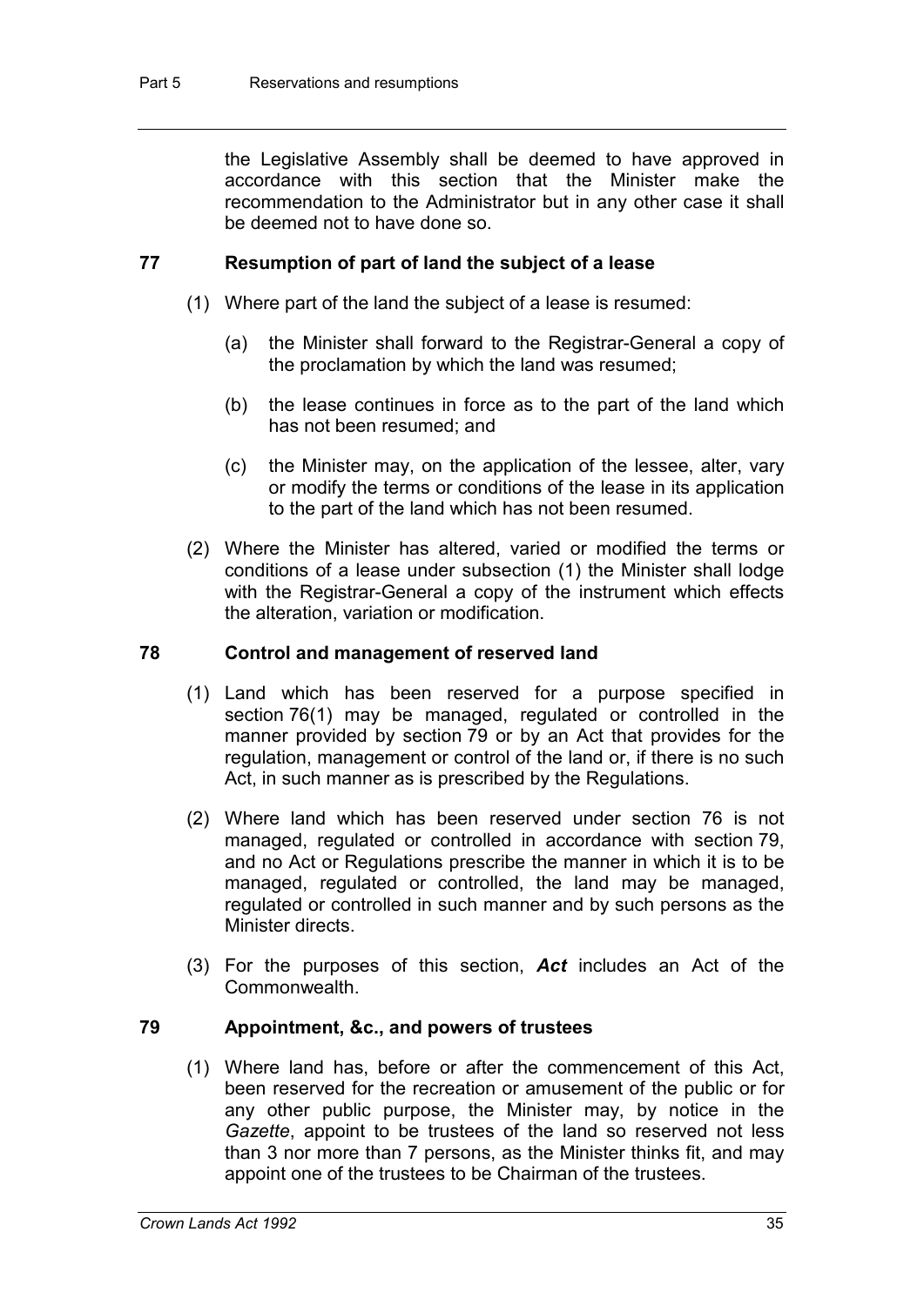the Legislative Assembly shall be deemed to have approved in accordance with this section that the Minister make the recommendation to the Administrator but in any other case it shall be deemed not to have done so.

### 77 Resumption of part of land the subject of a lease

(1) Where part of the land the subject of a lease is resumed:

(a) the Minister shall forward to the Registrar-General a copy of the proclamation by which the land was resumed;

(b) the lease continues in force as to the part of the land which has not been resumed; and

(c) the Minister may, on the application of the lessee, alter, vary or modify the terms or conditions of the lease in its application to the part of the land which has not been resumed.

(2) Where the Minister has altered, varied or modified the terms or conditions of a lease under subsection (1) the Minister shall lodge with the Registrar-General a copy of the instrument which effects the alteration, variation or modification.

### 78 Control and management of reserved land

(1) Land which has been reserved for a purpose specified in section 76(1) may be managed, regulated or controlled in the manner provided by section 79 or by an Act that provides for the regulation, management or control of the land or, if there is no such Act, in such manner as is prescribed by the Regulations.

(2) Where land which has been reserved under section 76 is not managed, regulated or controlled in accordance with section 79, and no Act or Regulations prescribe the manner in which it is to be managed, regulated or controlled, the land may be managed, regulated or controlled in such manner and by such persons as the Minister directs.

(3) For the purposes of this section, ***Act*** includes an Act of the Commonwealth.

### 79 Appointment, &c., and powers of trustees

(1) Where land has, before or after the commencement of this Act, been reserved for the recreation or amusement of the public or for any other public purpose, the Minister may, by notice in the *Gazette*, appoint to be trustees of the land so reserved not less than 3 nor more than 7 persons, as the Minister thinks fit, and may appoint one of the trustees to be Chairman of the trustees.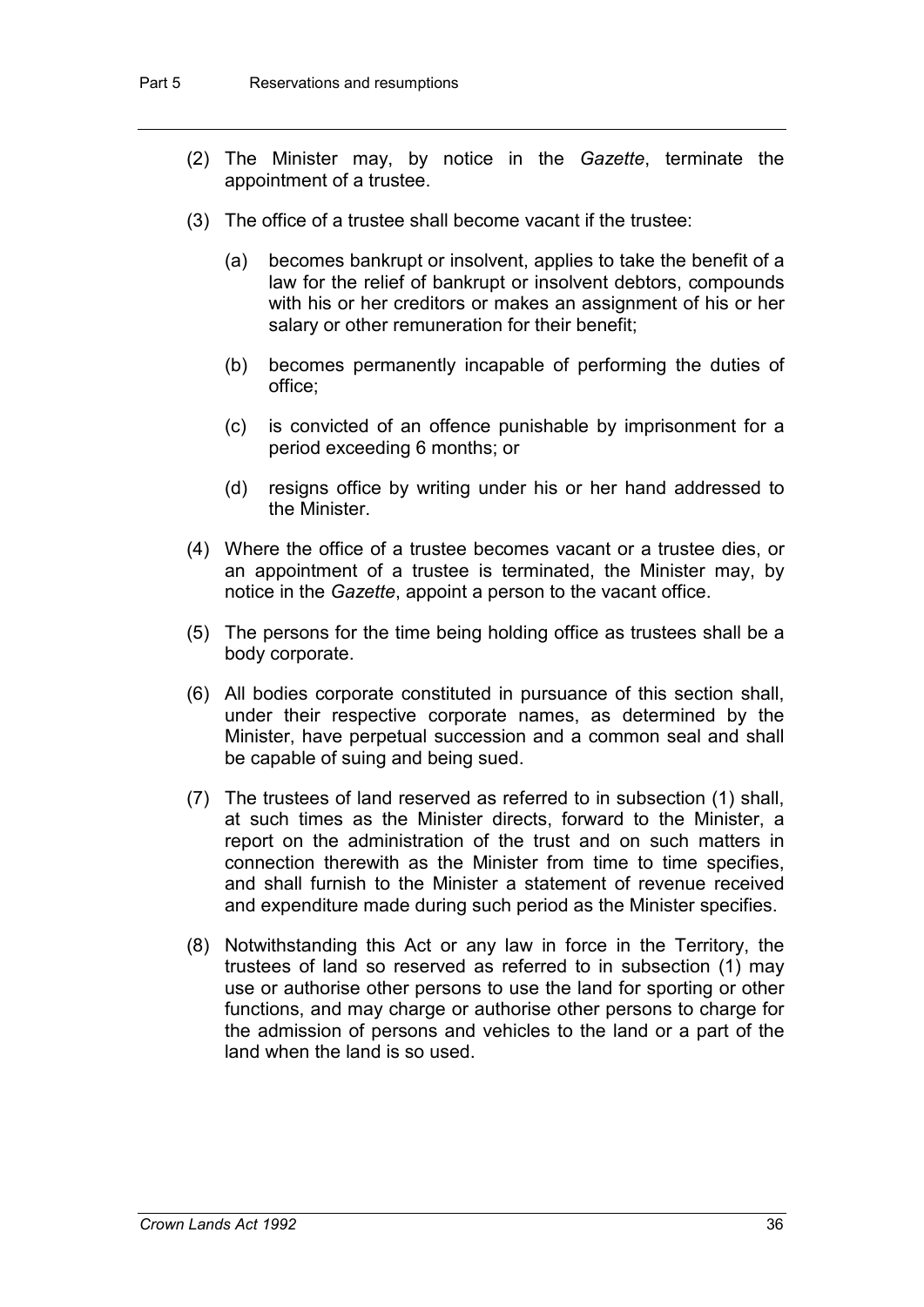(2) The Minister may, by notice in the *Gazette*, terminate the appointment of a trustee.

(3) The office of a trustee shall become vacant if the trustee:

(a) becomes bankrupt or insolvent, applies to take the benefit of a law for the relief of bankrupt or insolvent debtors, compounds with his or her creditors or makes an assignment of his or her salary or other remuneration for their benefit;

(b) becomes permanently incapable of performing the duties of office;

(c) is convicted of an offence punishable by imprisonment for a period exceeding 6 months; or

(d) resigns office by writing under his or her hand addressed to the Minister.

(4) Where the office of a trustee becomes vacant or a trustee dies, or an appointment of a trustee is terminated, the Minister may, by notice in the *Gazette*, appoint a person to the vacant office.

(5) The persons for the time being holding office as trustees shall be a body corporate.

(6) All bodies corporate constituted in pursuance of this section shall, under their respective corporate names, as determined by the Minister, have perpetual succession and a common seal and shall be capable of suing and being sued.

(7) The trustees of land reserved as referred to in subsection (1) shall, at such times as the Minister directs, forward to the Minister, a report on the administration of the trust and on such matters in connection therewith as the Minister from time to time specifies, and shall furnish to the Minister a statement of revenue received and expenditure made during such period as the Minister specifies.

(8) Notwithstanding this Act or any law in force in the Territory, the trustees of land so reserved as referred to in subsection (1) may use or authorise other persons to use the land for sporting or other functions, and may charge or authorise other persons to charge for the admission of persons and vehicles to the land or a part of the land when the land is so used.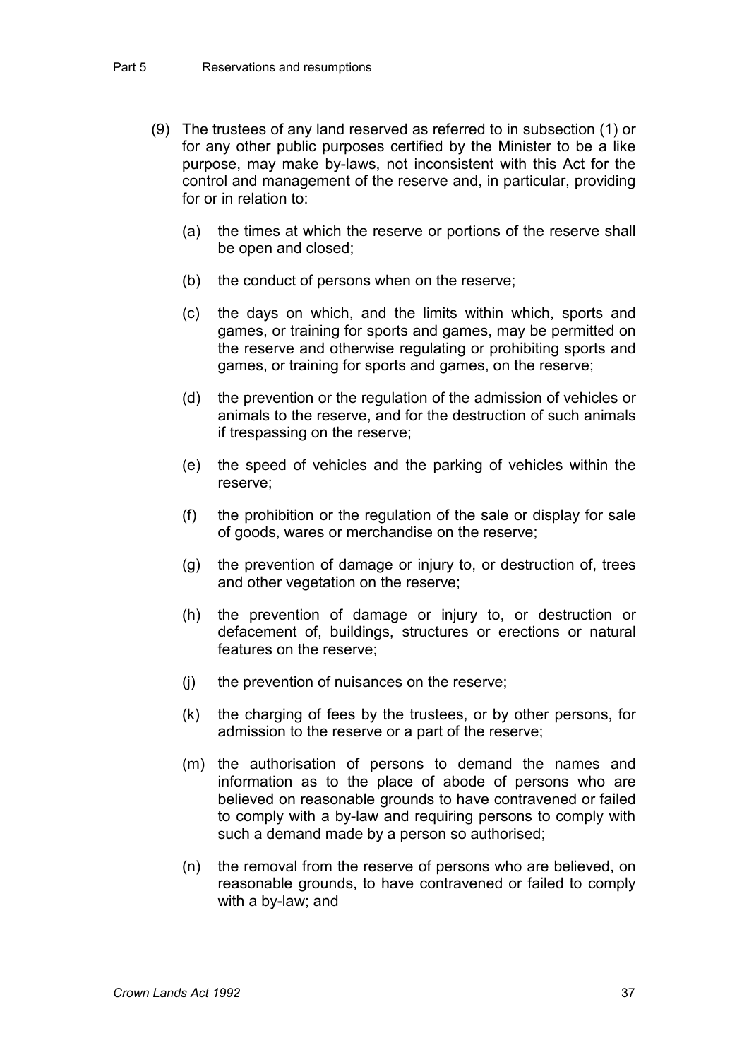(9) The trustees of any land reserved as referred to in subsection (1) or for any other public purposes certified by the Minister to be a like purpose, may make by-laws, not inconsistent with this Act for the control and management of the reserve and, in particular, providing for or in relation to:

(a) the times at which the reserve or portions of the reserve shall be open and closed;

(b) the conduct of persons when on the reserve;

(c) the days on which, and the limits within which, sports and games, or training for sports and games, may be permitted on the reserve and otherwise regulating or prohibiting sports and games, or training for sports and games, on the reserve;

(d) the prevention or the regulation of the admission of vehicles or animals to the reserve, and for the destruction of such animals if trespassing on the reserve;

(e) the speed of vehicles and the parking of vehicles within the reserve;

(f) the prohibition or the regulation of the sale or display for sale of goods, wares or merchandise on the reserve;

(g) the prevention of damage or injury to, or destruction of, trees and other vegetation on the reserve;

(h) the prevention of damage or injury to, or destruction or defacement of, buildings, structures or erections or natural features on the reserve;

(j) the prevention of nuisances on the reserve;

(k) the charging of fees by the trustees, or by other persons, for admission to the reserve or a part of the reserve;

(m) the authorisation of persons to demand the names and information as to the place of abode of persons who are believed on reasonable grounds to have contravened or failed to comply with a by-law and requiring persons to comply with such a demand made by a person so authorised;

(n) the removal from the reserve of persons who are believed, on reasonable grounds, to have contravened or failed to comply with a by-law; and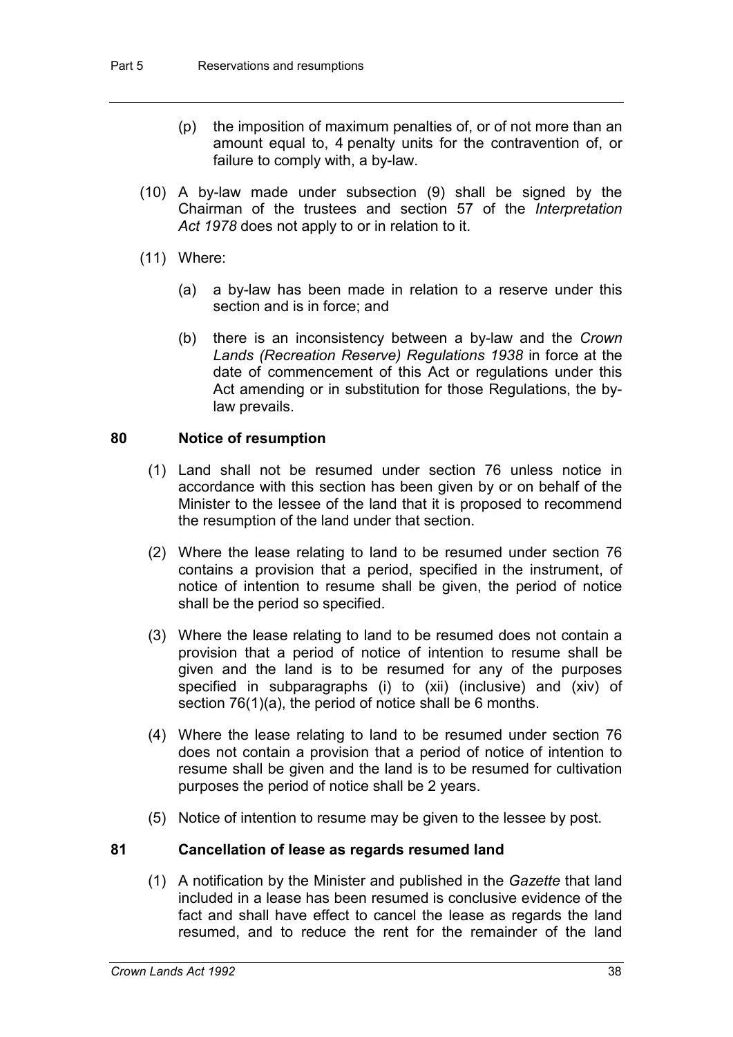(p) the imposition of maximum penalties of, or of not more than an amount equal to, 4 penalty units for the contravention of, or failure to comply with, a by-law.

(10) A by-law made under subsection (9) shall be signed by the Chairman of the trustees and section 57 of the *Interpretation Act 1978* does not apply to or in relation to it.

(11) Where:

(a) a by-law has been made in relation to a reserve under this section and is in force; and

(b) there is an inconsistency between a by-law and the *Crown Lands (Recreation Reserve) Regulations 1938* in force at the date of commencement of this Act or regulations under this Act amending or in substitution for those Regulations, the by-law prevails.

### 80 Notice of resumption

(1) Land shall not be resumed under section 76 unless notice in accordance with this section has been given by or on behalf of the Minister to the lessee of the land that it is proposed to recommend the resumption of the land under that section.

(2) Where the lease relating to land to be resumed under section 76 contains a provision that a period, specified in the instrument, of notice of intention to resume shall be given, the period of notice shall be the period so specified.

(3) Where the lease relating to land to be resumed does not contain a provision that a period of notice of intention to resume shall be given and the land is to be resumed for any of the purposes specified in subparagraphs (i) to (xii) (inclusive) and (xiv) of section 76(1)(a), the period of notice shall be 6 months.

(4) Where the lease relating to land to be resumed under section 76 does not contain a provision that a period of notice of intention to resume shall be given and the land is to be resumed for cultivation purposes the period of notice shall be 2 years.

(5) Notice of intention to resume may be given to the lessee by post.

### 81 Cancellation of lease as regards resumed land

(1) A notification by the Minister and published in the *Gazette* that land included in a lease has been resumed is conclusive evidence of the fact and shall have effect to cancel the lease as regards the land resumed, and to reduce the rent for the remainder of the land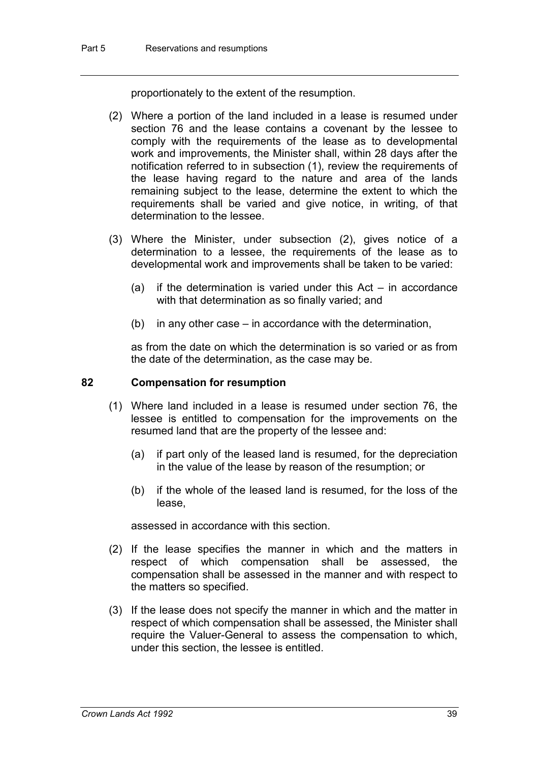proportionately to the extent of the resumption.

(2) Where a portion of the land included in a lease is resumed under section 76 and the lease contains a covenant by the lessee to comply with the requirements of the lease as to developmental work and improvements, the Minister shall, within 28 days after the notification referred to in subsection (1), review the requirements of the lease having regard to the nature and area of the lands remaining subject to the lease, determine the extent to which the requirements shall be varied and give notice, in writing, of that determination to the lessee.

(3) Where the Minister, under subsection (2), gives notice of a determination to a lessee, the requirements of the lease as to developmental work and improvements shall be taken to be varied:

(a) if the determination is varied under this Act – in accordance with that determination as so finally varied; and

(b) in any other case – in accordance with the determination,

as from the date on which the determination is so varied or as from the date of the determination, as the case may be.

### 82 Compensation for resumption

(1) Where land included in a lease is resumed under section 76, the lessee is entitled to compensation for the improvements on the resumed land that are the property of the lessee and:

(a) if part only of the leased land is resumed, for the depreciation in the value of the lease by reason of the resumption; or

(b) if the whole of the leased land is resumed, for the loss of the lease,

assessed in accordance with this section.

(2) If the lease specifies the manner in which and the matters in respect of which compensation shall be assessed, the compensation shall be assessed in the manner and with respect to the matters so specified.

(3) If the lease does not specify the manner in which and the matter in respect of which compensation shall be assessed, the Minister shall require the Valuer-General to assess the compensation to which, under this section, the lessee is entitled.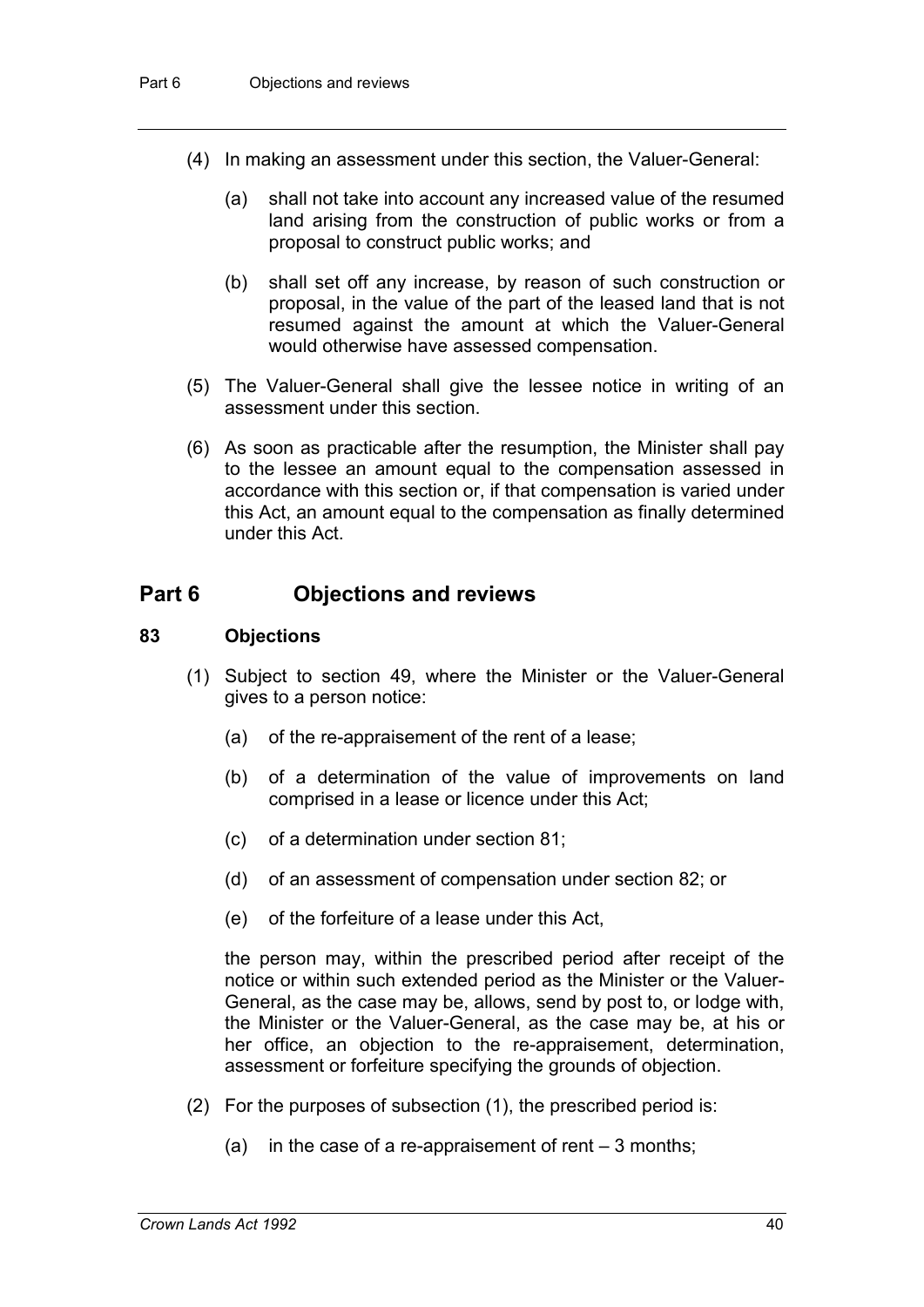(4) In making an assessment under this section, the Valuer-General:

(a) shall not take into account any increased value of the resumed land arising from the construction of public works or from a proposal to construct public works; and

(b) shall set off any increase, by reason of such construction or proposal, in the value of the part of the leased land that is not resumed against the amount at which the Valuer-General would otherwise have assessed compensation.

(5) The Valuer-General shall give the lessee notice in writing of an assessment under this section.

(6) As soon as practicable after the resumption, the Minister shall pay to the lessee an amount equal to the compensation assessed in accordance with this section or, if that compensation is varied under this Act, an amount equal to the compensation as finally determined under this Act.

## Part 6 Objections and reviews

### 83 Objections

(1) Subject to section 49, where the Minister or the Valuer-General gives to a person notice:

(a) of the re-appraisement of the rent of a lease;

(b) of a determination of the value of improvements on land comprised in a lease or licence under this Act;

(c) of a determination under section 81;

(d) of an assessment of compensation under section 82; or

(e) of the forfeiture of a lease under this Act,

the person may, within the prescribed period after receipt of the notice or within such extended period as the Minister or the Valuer-General, as the case may be, allows, send by post to, or lodge with, the Minister or the Valuer-General, as the case may be, at his or her office, an objection to the re-appraisement, determination, assessment or forfeiture specifying the grounds of objection.

(2) For the purposes of subsection (1), the prescribed period is:

(a) in the case of a re-appraisement of rent – 3 months;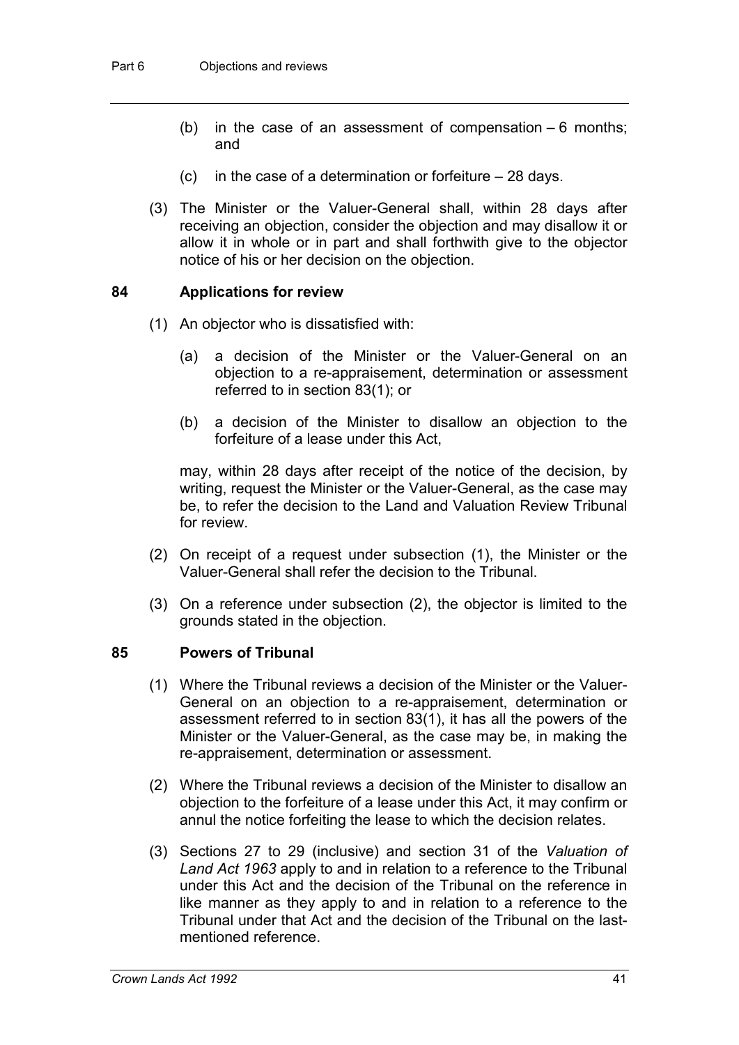- (b) in the case of an assessment of compensation – 6 months; and
- (c) in the case of a determination or forfeiture – 28 days.

(3) The Minister or the Valuer-General shall, within 28 days after receiving an objection, consider the objection and may disallow it or allow it in whole or in part and shall forthwith give to the objector notice of his or her decision on the objection.

## 84 Applications for review

(1) An objector who is dissatisfied with:

- (a) a decision of the Minister or the Valuer-General on an objection to a re-appraisement, determination or assessment referred to in section 83(1); or
- (b) a decision of the Minister to disallow an objection to the forfeiture of a lease under this Act,

may, within 28 days after receipt of the notice of the decision, by writing, request the Minister or the Valuer-General, as the case may be, to refer the decision to the Land and Valuation Review Tribunal for review.

(2) On receipt of a request under subsection (1), the Minister or the Valuer-General shall refer the decision to the Tribunal.

(3) On a reference under subsection (2), the objector is limited to the grounds stated in the objection.

## 85 Powers of Tribunal

(1) Where the Tribunal reviews a decision of the Minister or the Valuer-General on an objection to a re-appraisement, determination or assessment referred to in section 83(1), it has all the powers of the Minister or the Valuer-General, as the case may be, in making the re-appraisement, determination or assessment.

(2) Where the Tribunal reviews a decision of the Minister to disallow an objection to the forfeiture of a lease under this Act, it may confirm or annul the notice forfeiting the lease to which the decision relates.

(3) Sections 27 to 29 (inclusive) and section 31 of the *Valuation of Land Act 1963* apply to and in relation to a reference to the Tribunal under this Act and the decision of the Tribunal on the reference in like manner as they apply to and in relation to a reference to the Tribunal under that Act and the decision of the Tribunal on the last-mentioned reference.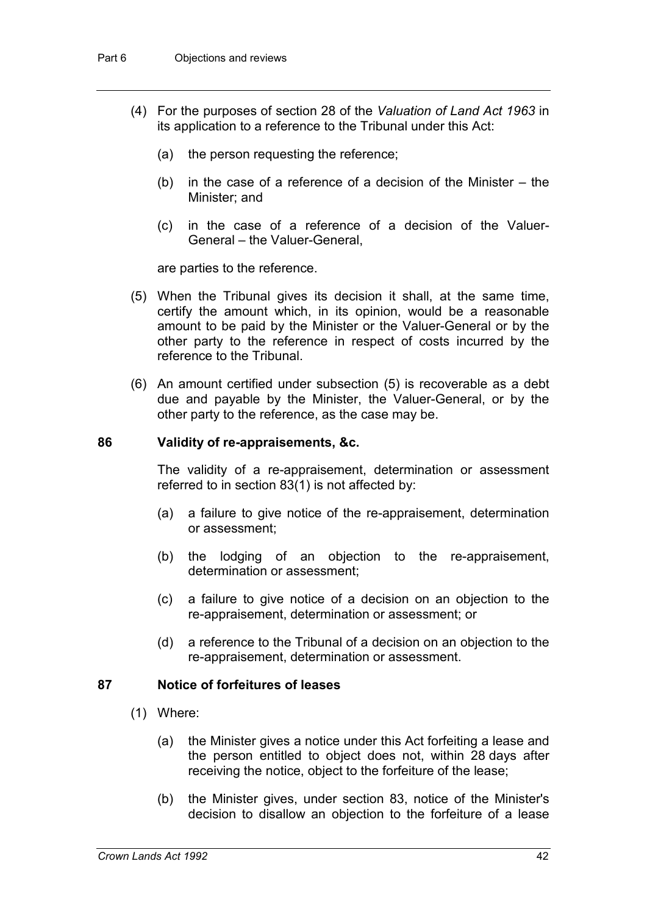(4) For the purposes of section 28 of the *Valuation of Land Act 1963* in its application to a reference to the Tribunal under this Act:

(a) the person requesting the reference;

(b) in the case of a reference of a decision of the Minister – the Minister; and

(c) in the case of a reference of a decision of the Valuer-General – the Valuer-General,

are parties to the reference.

(5) When the Tribunal gives its decision it shall, at the same time, certify the amount which, in its opinion, would be a reasonable amount to be paid by the Minister or the Valuer-General or by the other party to the reference in respect of costs incurred by the reference to the Tribunal.

(6) An amount certified under subsection (5) is recoverable as a debt due and payable by the Minister, the Valuer-General, or by the other party to the reference, as the case may be.

### 86 Validity of re-appraisements, &c.

The validity of a re-appraisement, determination or assessment referred to in section 83(1) is not affected by:

(a) a failure to give notice of the re-appraisement, determination or assessment;

(b) the lodging of an objection to the re-appraisement, determination or assessment;

(c) a failure to give notice of a decision on an objection to the re-appraisement, determination or assessment; or

(d) a reference to the Tribunal of a decision on an objection to the re-appraisement, determination or assessment.

### 87 Notice of forfeitures of leases

(1) Where:

(a) the Minister gives a notice under this Act forfeiting a lease and the person entitled to object does not, within 28 days after receiving the notice, object to the forfeiture of the lease;

(b) the Minister gives, under section 83, notice of the Minister's decision to disallow an objection to the forfeiture of a lease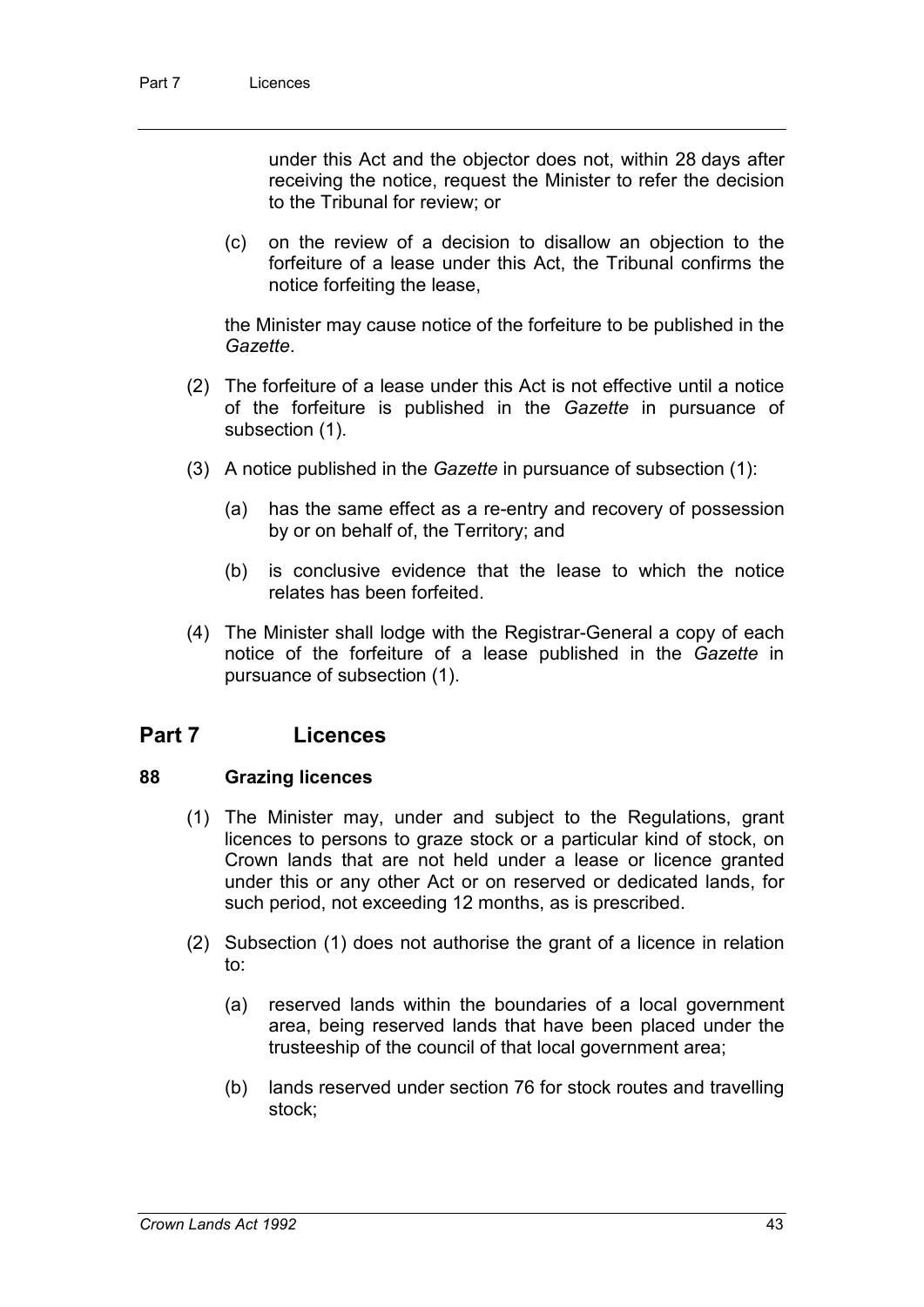under this Act and the objector does not, within 28 days after receiving the notice, request the Minister to refer the decision to the Tribunal for review; or

(c) on the review of a decision to disallow an objection to the forfeiture of a lease under this Act, the Tribunal confirms the notice forfeiting the lease,

the Minister may cause notice of the forfeiture to be published in the *Gazette*.

(2) The forfeiture of a lease under this Act is not effective until a notice of the forfeiture is published in the *Gazette* in pursuance of subsection (1).

(3) A notice published in the *Gazette* in pursuance of subsection (1):

(a) has the same effect as a re-entry and recovery of possession by or on behalf of, the Territory; and

(b) is conclusive evidence that the lease to which the notice relates has been forfeited.

(4) The Minister shall lodge with the Registrar-General a copy of each notice of the forfeiture of a lease published in the *Gazette* in pursuance of subsection (1).

## Part 7 Licences

### 88 Grazing licences

(1) The Minister may, under and subject to the Regulations, grant licences to persons to graze stock or a particular kind of stock, on Crown lands that are not held under a lease or licence granted under this or any other Act or on reserved or dedicated lands, for such period, not exceeding 12 months, as is prescribed.

(2) Subsection (1) does not authorise the grant of a licence in relation to:

(a) reserved lands within the boundaries of a local government area, being reserved lands that have been placed under the trusteeship of the council of that local government area;

(b) lands reserved under section 76 for stock routes and travelling stock;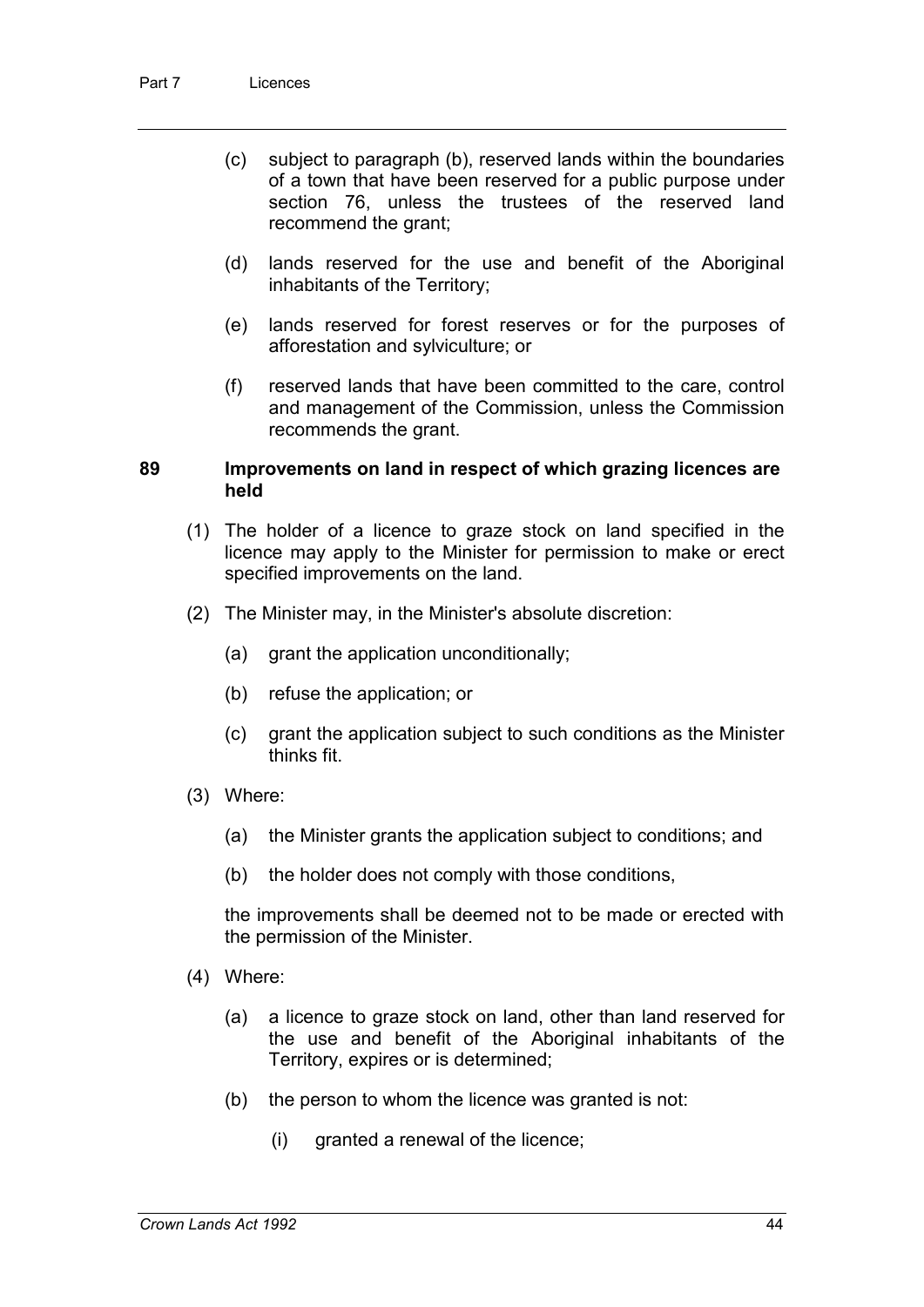(c) subject to paragraph (b), reserved lands within the boundaries of a town that have been reserved for a public purpose under section 76, unless the trustees of the reserved land recommend the grant;

(d) lands reserved for the use and benefit of the Aboriginal inhabitants of the Territory;

(e) lands reserved for forest reserves or for the purposes of afforestation and sylviculture; or

(f) reserved lands that have been committed to the care, control and management of the Commission, unless the Commission recommends the grant.

### 89 Improvements on land in respect of which grazing licences are held

(1) The holder of a licence to graze stock on land specified in the licence may apply to the Minister for permission to make or erect specified improvements on the land.

(2) The Minister may, in the Minister's absolute discretion:

(a) grant the application unconditionally;

(b) refuse the application; or

(c) grant the application subject to such conditions as the Minister thinks fit.

(3) Where:

(a) the Minister grants the application subject to conditions; and

(b) the holder does not comply with those conditions,

the improvements shall be deemed not to be made or erected with the permission of the Minister.

(4) Where:

(a) a licence to graze stock on land, other than land reserved for the use and benefit of the Aboriginal inhabitants of the Territory, expires or is determined;

(b) the person to whom the licence was granted is not:

(i) granted a renewal of the licence;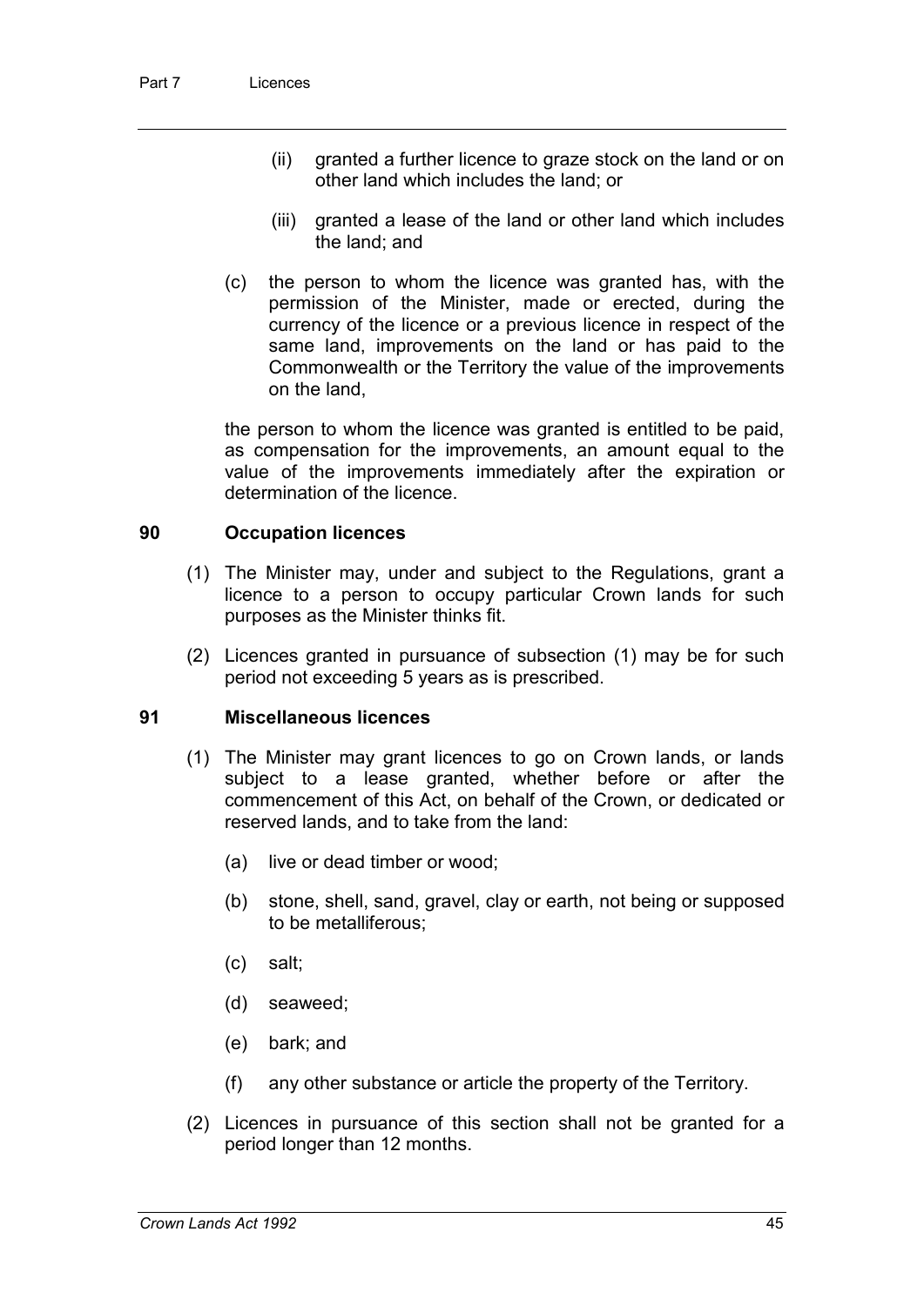(ii) granted a further licence to graze stock on the land or on other land which includes the land; or

(iii) granted a lease of the land or other land which includes the land; and

(c) the person to whom the licence was granted has, with the permission of the Minister, made or erected, during the currency of the licence or a previous licence in respect of the same land, improvements on the land or has paid to the Commonwealth or the Territory the value of the improvements on the land,

the person to whom the licence was granted is entitled to be paid, as compensation for the improvements, an amount equal to the value of the improvements immediately after the expiration or determination of the licence.

### 90 Occupation licences

(1) The Minister may, under and subject to the Regulations, grant a licence to a person to occupy particular Crown lands for such purposes as the Minister thinks fit.

(2) Licences granted in pursuance of subsection (1) may be for such period not exceeding 5 years as is prescribed.

### 91 Miscellaneous licences

(1) The Minister may grant licences to go on Crown lands, or lands subject to a lease granted, whether before or after the commencement of this Act, on behalf of the Crown, or dedicated or reserved lands, and to take from the land:

(a) live or dead timber or wood;

(b) stone, shell, sand, gravel, clay or earth, not being or supposed to be metalliferous;

(c) salt;

(d) seaweed;

(e) bark; and

(f) any other substance or article the property of the Territory.

(2) Licences in pursuance of this section shall not be granted for a period longer than 12 months.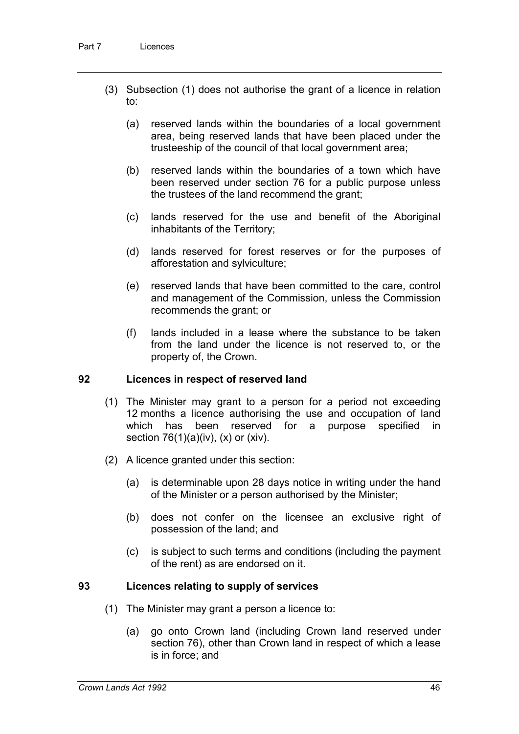(3) Subsection (1) does not authorise the grant of a licence in relation to:

(a) reserved lands within the boundaries of a local government area, being reserved lands that have been placed under the trusteeship of the council of that local government area;

(b) reserved lands within the boundaries of a town which have been reserved under section 76 for a public purpose unless the trustees of the land recommend the grant;

(c) lands reserved for the use and benefit of the Aboriginal inhabitants of the Territory;

(d) lands reserved for forest reserves or for the purposes of afforestation and sylviculture;

(e) reserved lands that have been committed to the care, control and management of the Commission, unless the Commission recommends the grant; or

(f) lands included in a lease where the substance to be taken from the land under the licence is not reserved to, or the property of, the Crown.

## 92 Licences in respect of reserved land

(1) The Minister may grant to a person for a period not exceeding 12 months a licence authorising the use and occupation of land which has been reserved for a purpose specified in section 76(1)(a)(iv), (x) or (xiv).

(2) A licence granted under this section:

(a) is determinable upon 28 days notice in writing under the hand of the Minister or a person authorised by the Minister;

(b) does not confer on the licensee an exclusive right of possession of the land; and

(c) is subject to such terms and conditions (including the payment of the rent) as are endorsed on it.

## 93 Licences relating to supply of services

(1) The Minister may grant a person a licence to:

(a) go onto Crown land (including Crown land reserved under section 76), other than Crown land in respect of which a lease is in force; and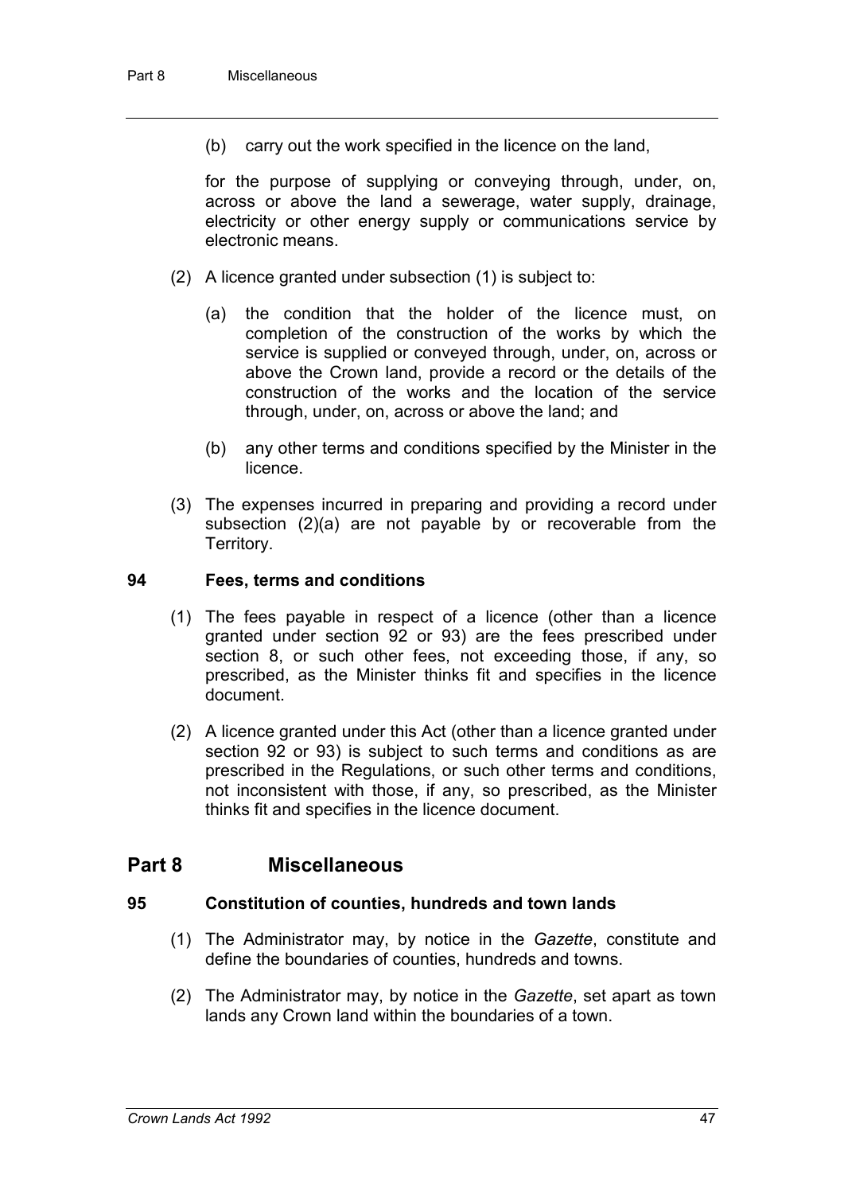(b) carry out the work specified in the licence on the land,

for the purpose of supplying or conveying through, under, on, across or above the land a sewerage, water supply, drainage, electricity or other energy supply or communications service by electronic means.

(2) A licence granted under subsection (1) is subject to:

(a) the condition that the holder of the licence must, on completion of the construction of the works by which the service is supplied or conveyed through, under, on, across or above the Crown land, provide a record or the details of the construction of the works and the location of the service through, under, on, across or above the land; and

(b) any other terms and conditions specified by the Minister in the licence.

(3) The expenses incurred in preparing and providing a record under subsection (2)(a) are not payable by or recoverable from the Territory.

### 94 Fees, terms and conditions

(1) The fees payable in respect of a licence (other than a licence granted under section 92 or 93) are the fees prescribed under section 8, or such other fees, not exceeding those, if any, so prescribed, as the Minister thinks fit and specifies in the licence document.

(2) A licence granted under this Act (other than a licence granted under section 92 or 93) is subject to such terms and conditions as are prescribed in the Regulations, or such other terms and conditions, not inconsistent with those, if any, so prescribed, as the Minister thinks fit and specifies in the licence document.

## Part 8 Miscellaneous

### 95 Constitution of counties, hundreds and town lands

(1) The Administrator may, by notice in the *Gazette*, constitute and define the boundaries of counties, hundreds and towns.

(2) The Administrator may, by notice in the *Gazette*, set apart as town lands any Crown land within the boundaries of a town.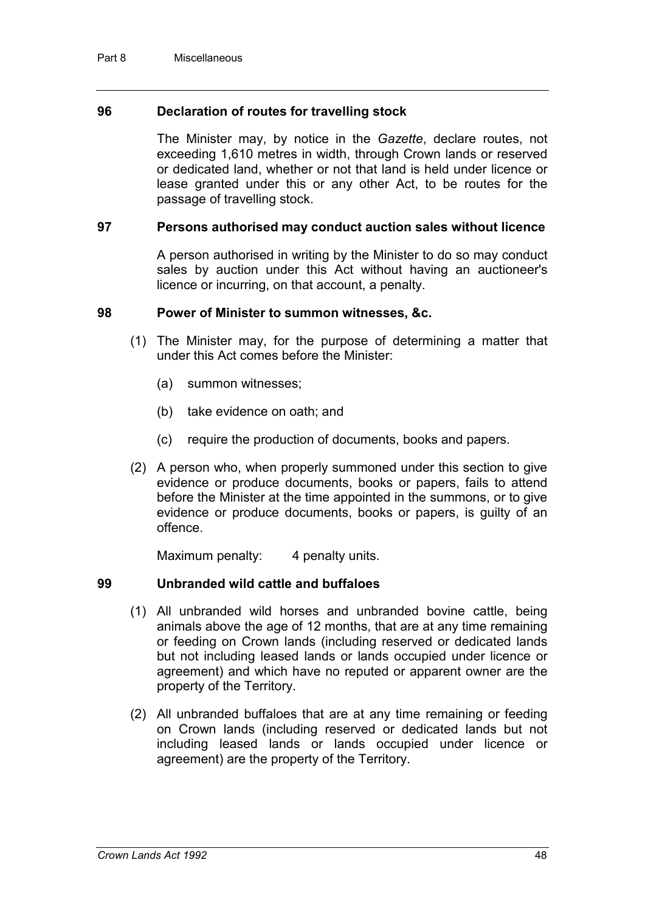### 96 Declaration of routes for travelling stock

The Minister may, by notice in the *Gazette*, declare routes, not exceeding 1,610 metres in width, through Crown lands or reserved or dedicated land, whether or not that land is held under licence or lease granted under this or any other Act, to be routes for the passage of travelling stock.

### 97 Persons authorised may conduct auction sales without licence

A person authorised in writing by the Minister to do so may conduct sales by auction under this Act without having an auctioneer's licence or incurring, on that account, a penalty.

### 98 Power of Minister to summon witnesses, &c.

(1) The Minister may, for the purpose of determining a matter that under this Act comes before the Minister:

(a) summon witnesses;

(b) take evidence on oath; and

(c) require the production of documents, books and papers.

(2) A person who, when properly summoned under this section to give evidence or produce documents, books or papers, fails to attend before the Minister at the time appointed in the summons, or to give evidence or produce documents, books or papers, is guilty of an offence.

Maximum penalty: 4 penalty units.

### 99 Unbranded wild cattle and buffaloes

(1) All unbranded wild horses and unbranded bovine cattle, being animals above the age of 12 months, that are at any time remaining or feeding on Crown lands (including reserved or dedicated lands but not including leased lands or lands occupied under licence or agreement) and which have no reputed or apparent owner are the property of the Territory.

(2) All unbranded buffaloes that are at any time remaining or feeding on Crown lands (including reserved or dedicated lands but not including leased lands or lands occupied under licence or agreement) are the property of the Territory.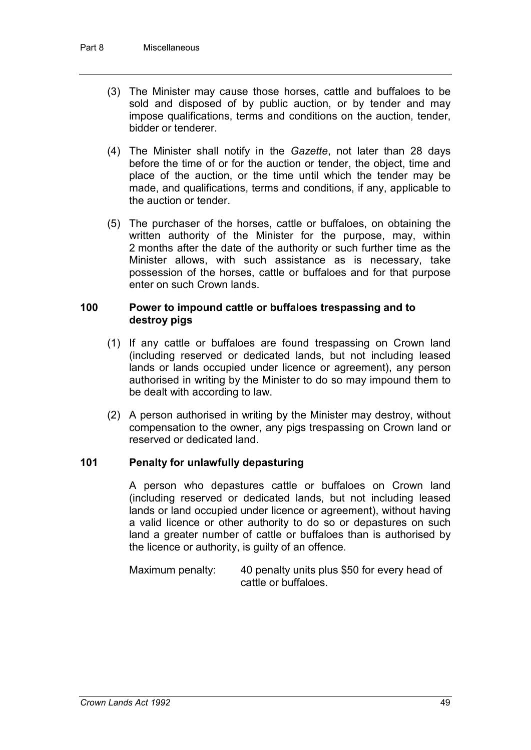(3) The Minister may cause those horses, cattle and buffaloes to be sold and disposed of by public auction, or by tender and may impose qualifications, terms and conditions on the auction, tender, bidder or tenderer.

(4) The Minister shall notify in the *Gazette*, not later than 28 days before the time of or for the auction or tender, the object, time and place of the auction, or the time until which the tender may be made, and qualifications, terms and conditions, if any, applicable to the auction or tender.

(5) The purchaser of the horses, cattle or buffaloes, on obtaining the written authority of the Minister for the purpose, may, within 2 months after the date of the authority or such further time as the Minister allows, with such assistance as is necessary, take possession of the horses, cattle or buffaloes and for that purpose enter on such Crown lands.

### 100 Power to impound cattle or buffaloes trespassing and to destroy pigs

(1) If any cattle or buffaloes are found trespassing on Crown land (including reserved or dedicated lands, but not including leased lands or lands occupied under licence or agreement), any person authorised in writing by the Minister to do so may impound them to be dealt with according to law.

(2) A person authorised in writing by the Minister may destroy, without compensation to the owner, any pigs trespassing on Crown land or reserved or dedicated land.

### 101 Penalty for unlawfully depasturing

A person who depastures cattle or buffaloes on Crown land (including reserved or dedicated lands, but not including leased lands or land occupied under licence or agreement), without having a valid licence or other authority to do so or depastures on such land a greater number of cattle or buffaloes than is authorised by the licence or authority, is guilty of an offence.

Maximum penalty: 40 penalty units plus $50 for every head of cattle or buffaloes.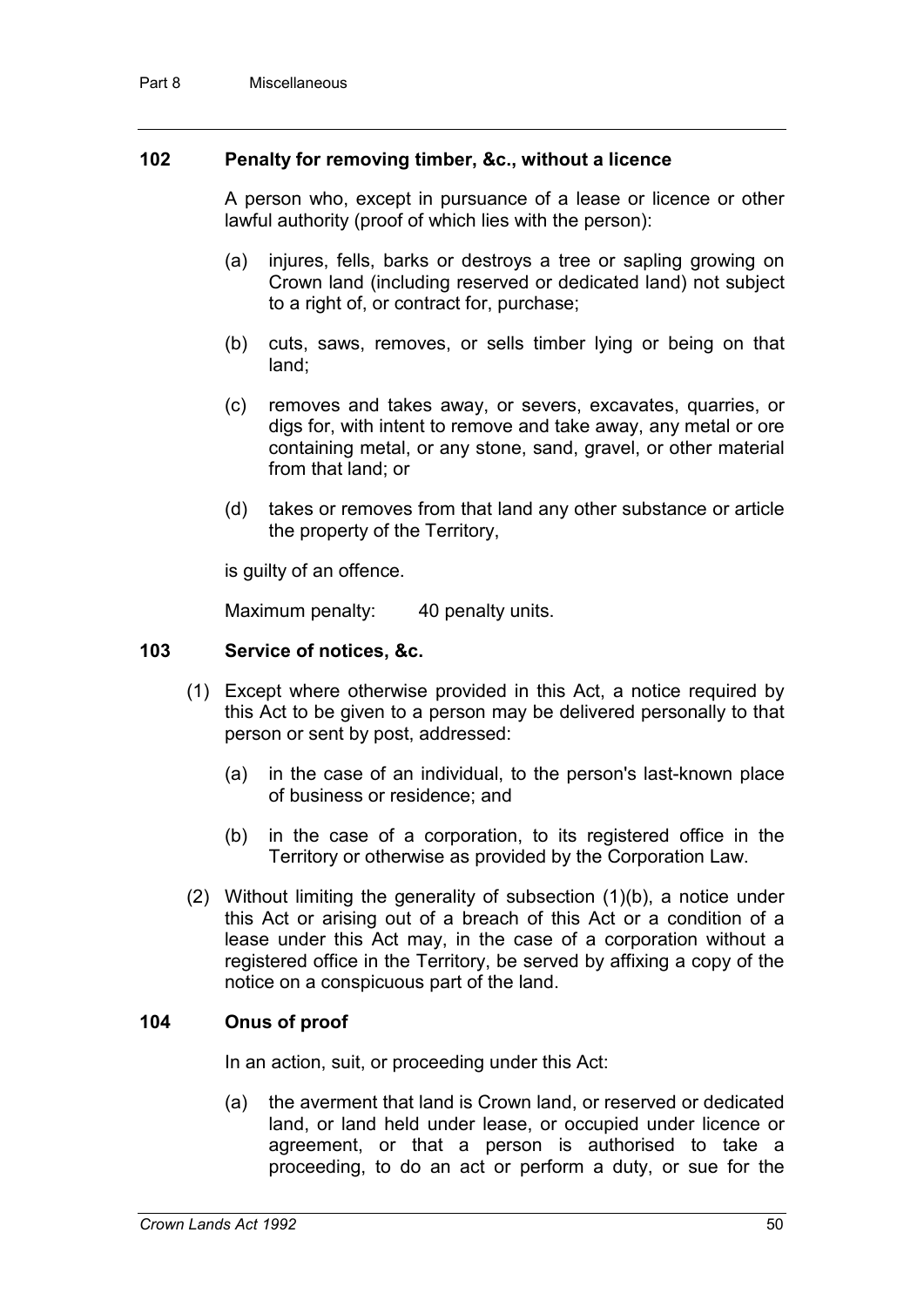### 102 Penalty for removing timber, &c., without a licence

A person who, except in pursuance of a lease or licence or other lawful authority (proof of which lies with the person):

- (a) injures, fells, barks or destroys a tree or sapling growing on Crown land (including reserved or dedicated land) not subject to a right of, or contract for, purchase;
- (b) cuts, saws, removes, or sells timber lying or being on that land;
- (c) removes and takes away, or severs, excavates, quarries, or digs for, with intent to remove and take away, any metal or ore containing metal, or any stone, sand, gravel, or other material from that land; or
- (d) takes or removes from that land any other substance or article the property of the Territory,

is guilty of an offence.

Maximum penalty: 40 penalty units.

### 103 Service of notices, &c.

(1) Except where otherwise provided in this Act, a notice required by this Act to be given to a person may be delivered personally to that person or sent by post, addressed:

- (a) in the case of an individual, to the person's last-known place of business or residence; and
- (b) in the case of a corporation, to its registered office in the Territory or otherwise as provided by the Corporation Law.

(2) Without limiting the generality of subsection (1)(b), a notice under this Act or arising out of a breach of this Act or a condition of a lease under this Act may, in the case of a corporation without a registered office in the Territory, be served by affixing a copy of the notice on a conspicuous part of the land.

### 104 Onus of proof

In an action, suit, or proceeding under this Act:

- (a) the averment that land is Crown land, or reserved or dedicated land, or land held under lease, or occupied under licence or agreement, or that a person is authorised to take a proceeding, to do an act or perform a duty, or sue for the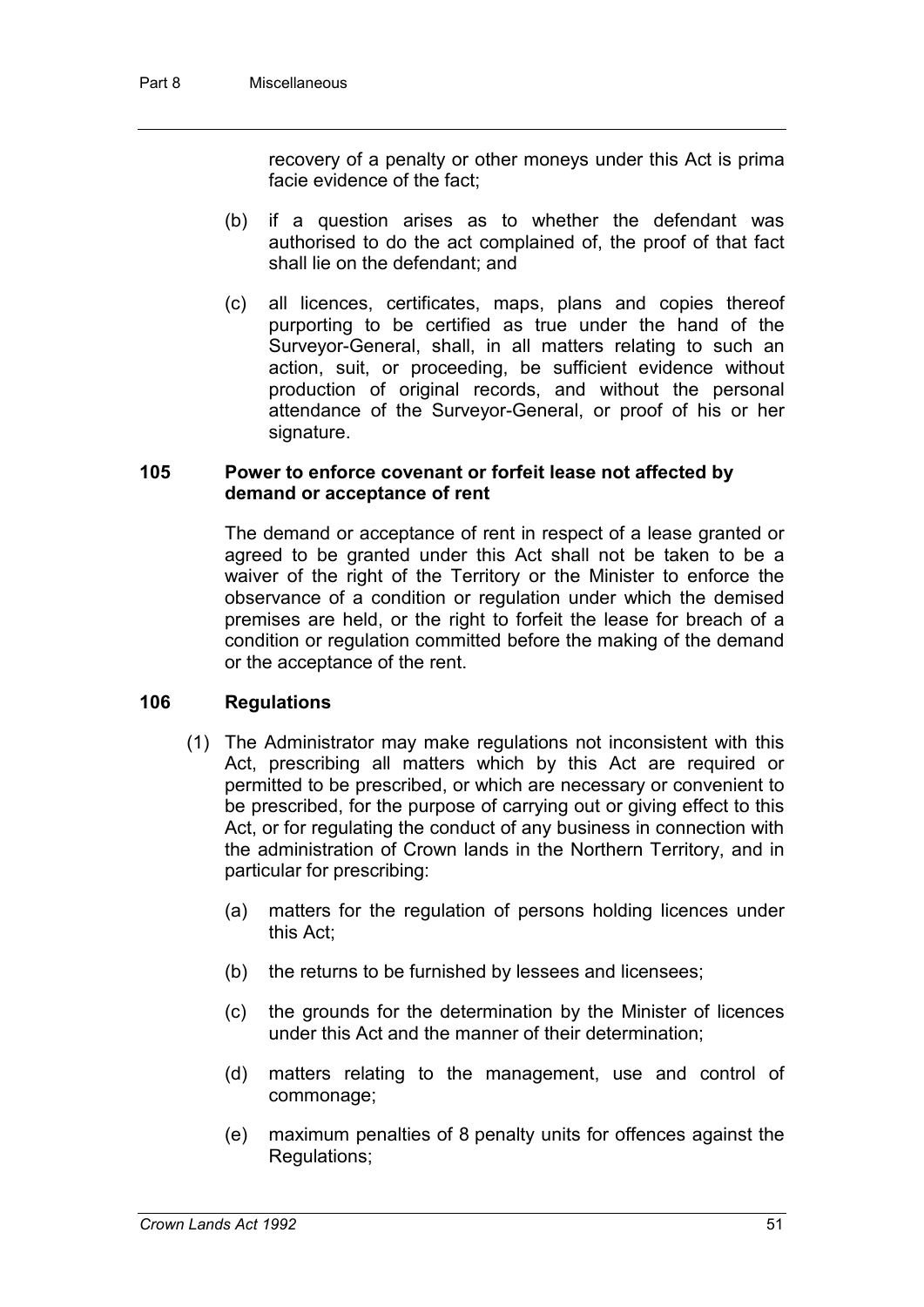recovery of a penalty or other moneys under this Act is prima facie evidence of the fact;

(b) if a question arises as to whether the defendant was authorised to do the act complained of, the proof of that fact shall lie on the defendant; and

(c) all licences, certificates, maps, plans and copies thereof purporting to be certified as true under the hand of the Surveyor-General, shall, in all matters relating to such an action, suit, or proceeding, be sufficient evidence without production of original records, and without the personal attendance of the Surveyor-General, or proof of his or her signature.

### 105 Power to enforce covenant or forfeit lease not affected by demand or acceptance of rent

The demand or acceptance of rent in respect of a lease granted or agreed to be granted under this Act shall not be taken to be a waiver of the right of the Territory or the Minister to enforce the observance of a condition or regulation under which the demised premises are held, or the right to forfeit the lease for breach of a condition or regulation committed before the making of the demand or the acceptance of the rent.

### 106 Regulations

(1) The Administrator may make regulations not inconsistent with this Act, prescribing all matters which by this Act are required or permitted to be prescribed, or which are necessary or convenient to be prescribed, for the purpose of carrying out or giving effect to this Act, or for regulating the conduct of any business in connection with the administration of Crown lands in the Northern Territory, and in particular for prescribing:

(a) matters for the regulation of persons holding licences under this Act;

(b) the returns to be furnished by lessees and licensees;

(c) the grounds for the determination by the Minister of licences under this Act and the manner of their determination;

(d) matters relating to the management, use and control of commonage;

(e) maximum penalties of 8 penalty units for offences against the Regulations;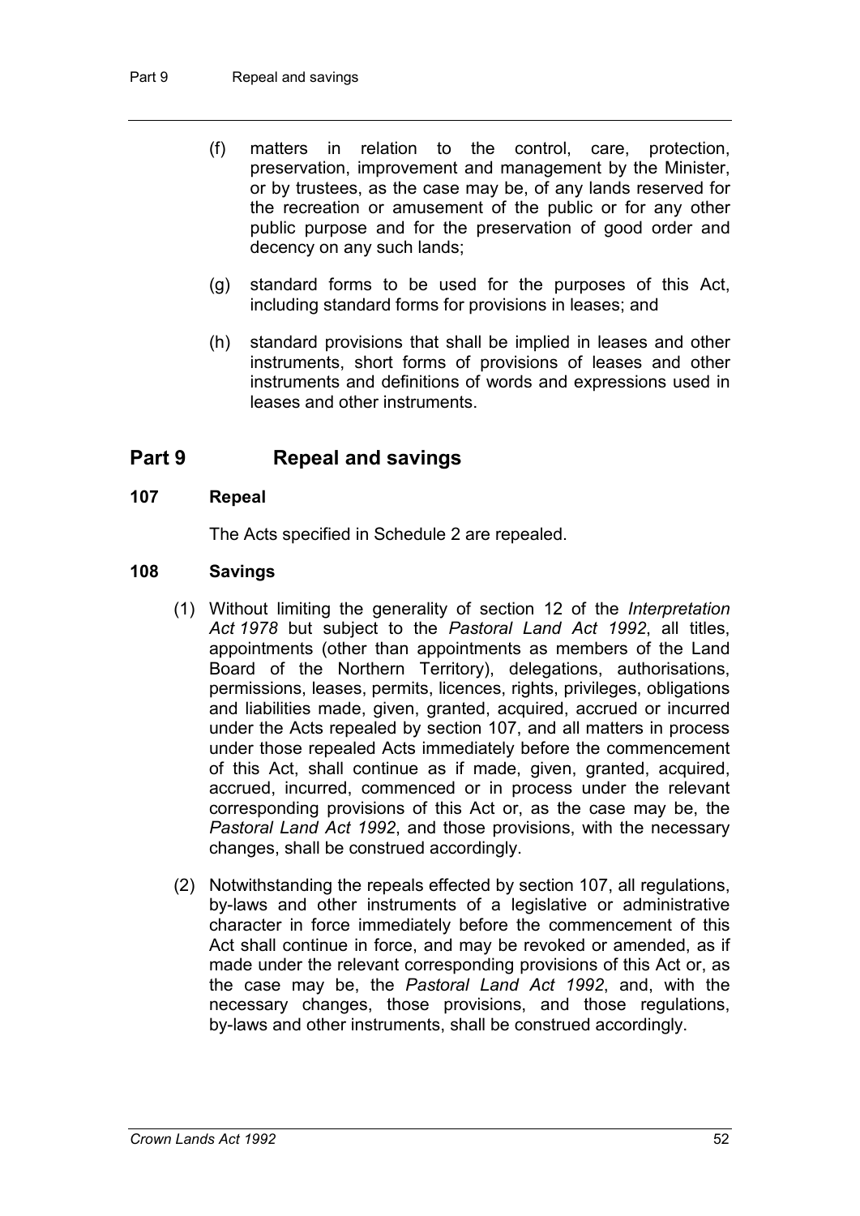(f) matters in relation to the control, care, protection, preservation, improvement and management by the Minister, or by trustees, as the case may be, of any lands reserved for the recreation or amusement of the public or for any other public purpose and for the preservation of good order and decency on any such lands;

(g) standard forms to be used for the purposes of this Act, including standard forms for provisions in leases; and

(h) standard provisions that shall be implied in leases and other instruments, short forms of provisions of leases and other instruments and definitions of words and expressions used in leases and other instruments.

## Part 9 Repeal and savings

### 107 Repeal

The Acts specified in Schedule 2 are repealed.

### 108 Savings

(1) Without limiting the generality of section 12 of the *Interpretation Act 1978* but subject to the *Pastoral Land Act 1992*, all titles, appointments (other than appointments as members of the Land Board of the Northern Territory), delegations, authorisations, permissions, leases, permits, licences, rights, privileges, obligations and liabilities made, given, granted, acquired, accrued or incurred under the Acts repealed by section 107, and all matters in process under those repealed Acts immediately before the commencement of this Act, shall continue as if made, given, granted, acquired, accrued, incurred, commenced or in process under the relevant corresponding provisions of this Act or, as the case may be, the *Pastoral Land Act 1992*, and those provisions, with the necessary changes, shall be construed accordingly.

(2) Notwithstanding the repeals effected by section 107, all regulations, by-laws and other instruments of a legislative or administrative character in force immediately before the commencement of this Act shall continue in force, and may be revoked or amended, as if made under the relevant corresponding provisions of this Act or, as the case may be, the *Pastoral Land Act 1992*, and, with the necessary changes, those provisions, and those regulations, by-laws and other instruments, shall be construed accordingly.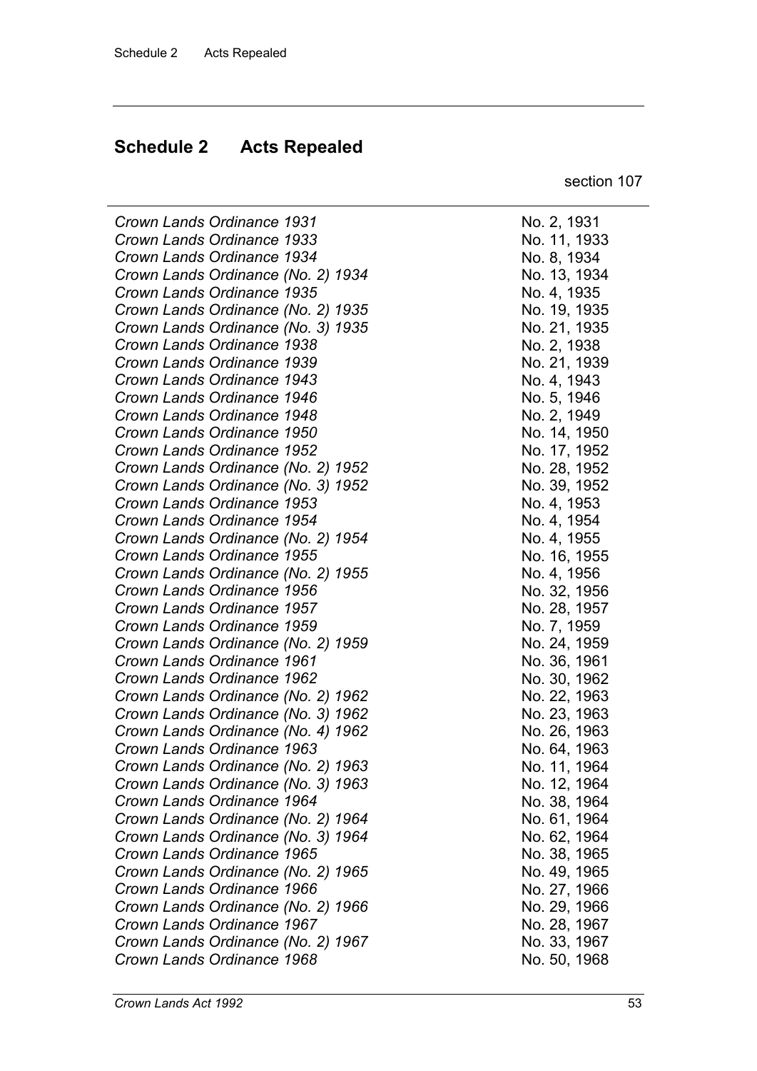## Schedule 2 Acts Repealed

section 107

| | |
|---|---|
| *Crown Lands Ordinance 1931* | No. 2, 1931 |
| *Crown Lands Ordinance 1933* | No. 11, 1933 |
| *Crown Lands Ordinance 1934* | No. 8, 1934 |
| *Crown Lands Ordinance (No. 2) 1934* | No. 13, 1934 |
| *Crown Lands Ordinance 1935* | No. 4, 1935 |
| *Crown Lands Ordinance (No. 2) 1935* | No. 19, 1935 |
| *Crown Lands Ordinance (No. 3) 1935* | No. 21, 1935 |
| *Crown Lands Ordinance 1938* | No. 2, 1938 |
| *Crown Lands Ordinance 1939* | No. 21, 1939 |
| *Crown Lands Ordinance 1943* | No. 4, 1943 |
| *Crown Lands Ordinance 1946* | No. 5, 1946 |
| *Crown Lands Ordinance 1948* | No. 2, 1949 |
| *Crown Lands Ordinance 1950* | No. 14, 1950 |
| *Crown Lands Ordinance 1952* | No. 17, 1952 |
| *Crown Lands Ordinance (No. 2) 1952* | No. 28, 1952 |
| *Crown Lands Ordinance (No. 3) 1952* | No. 39, 1952 |
| *Crown Lands Ordinance 1953* | No. 4, 1953 |
| *Crown Lands Ordinance 1954* | No. 4, 1954 |
| *Crown Lands Ordinance (No. 2) 1954* | No. 4, 1955 |
| *Crown Lands Ordinance 1955* | No. 16, 1955 |
| *Crown Lands Ordinance (No. 2) 1955* | No. 4, 1956 |
| *Crown Lands Ordinance 1956* | No. 32, 1956 |
| *Crown Lands Ordinance 1957* | No. 28, 1957 |
| *Crown Lands Ordinance 1959* | No. 7, 1959 |
| *Crown Lands Ordinance (No. 2) 1959* | No. 24, 1959 |
| *Crown Lands Ordinance 1961* | No. 36, 1961 |
| *Crown Lands Ordinance 1962* | No. 30, 1962 |
| *Crown Lands Ordinance (No. 2) 1962* | No. 22, 1963 |
| *Crown Lands Ordinance (No. 3) 1962* | No. 23, 1963 |
| *Crown Lands Ordinance (No. 4) 1962* | No. 26, 1963 |
| *Crown Lands Ordinance 1963* | No. 64, 1963 |
| *Crown Lands Ordinance (No. 2) 1963* | No. 11, 1964 |
| *Crown Lands Ordinance (No. 3) 1963* | No. 12, 1964 |
| *Crown Lands Ordinance 1964* | No. 38, 1964 |
| *Crown Lands Ordinance (No. 2) 1964* | No. 61, 1964 |
| *Crown Lands Ordinance (No. 3) 1964* | No. 62, 1964 |
| *Crown Lands Ordinance 1965* | No. 38, 1965 |
| *Crown Lands Ordinance (No. 2) 1965* | No. 49, 1965 |
| *Crown Lands Ordinance 1966* | No. 27, 1966 |
| *Crown Lands Ordinance (No. 2) 1966* | No. 29, 1966 |
| *Crown Lands Ordinance 1967* | No. 28, 1967 |
| *Crown Lands Ordinance (No. 2) 1967* | No. 33, 1967 |
| *Crown Lands Ordinance 1968* | No. 50, 1968 |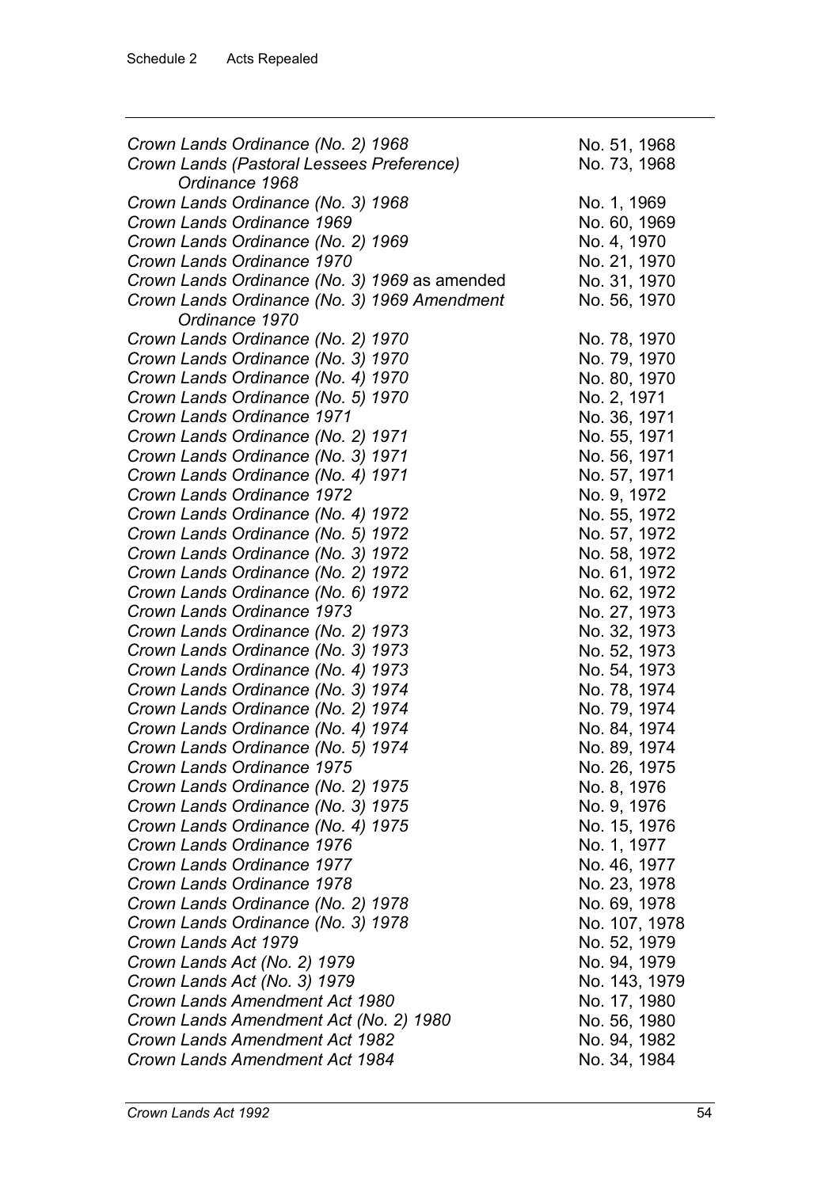| | |
|---|---|
| *Crown Lands Ordinance (No. 2) 1968* | No. 51, 1968 |
| *Crown Lands (Pastoral Lessees Preference) Ordinance 1968* | No. 73, 1968 |
| *Crown Lands Ordinance (No. 3) 1968* | No. 1, 1969 |
| *Crown Lands Ordinance 1969* | No. 60, 1969 |
| *Crown Lands Ordinance (No. 2) 1969* | No. 4, 1970 |
| *Crown Lands Ordinance 1970* | No. 21, 1970 |
| *Crown Lands Ordinance (No. 3) 1969* as amended | No. 31, 1970 |
| *Crown Lands Ordinance (No. 3) 1969 Amendment Ordinance 1970* | No. 56, 1970 |
| *Crown Lands Ordinance (No. 2) 1970* | No. 78, 1970 |
| *Crown Lands Ordinance (No. 3) 1970* | No. 79, 1970 |
| *Crown Lands Ordinance (No. 4) 1970* | No. 80, 1970 |
| *Crown Lands Ordinance (No. 5) 1970* | No. 2, 1971 |
| *Crown Lands Ordinance 1971* | No. 36, 1971 |
| *Crown Lands Ordinance (No. 2) 1971* | No. 55, 1971 |
| *Crown Lands Ordinance (No. 3) 1971* | No. 56, 1971 |
| *Crown Lands Ordinance (No. 4) 1971* | No. 57, 1971 |
| *Crown Lands Ordinance 1972* | No. 9, 1972 |
| *Crown Lands Ordinance (No. 4) 1972* | No. 55, 1972 |
| *Crown Lands Ordinance (No. 5) 1972* | No. 57, 1972 |
| *Crown Lands Ordinance (No. 3) 1972* | No. 58, 1972 |
| *Crown Lands Ordinance (No. 2) 1972* | No. 61, 1972 |
| *Crown Lands Ordinance (No. 6) 1972* | No. 62, 1972 |
| *Crown Lands Ordinance 1973* | No. 27, 1973 |
| *Crown Lands Ordinance (No. 2) 1973* | No. 32, 1973 |
| *Crown Lands Ordinance (No. 3) 1973* | No. 52, 1973 |
| *Crown Lands Ordinance (No. 4) 1973* | No. 54, 1973 |
| *Crown Lands Ordinance (No. 3) 1974* | No. 78, 1974 |
| *Crown Lands Ordinance (No. 2) 1974* | No. 79, 1974 |
| *Crown Lands Ordinance (No. 4) 1974* | No. 84, 1974 |
| *Crown Lands Ordinance (No. 5) 1974* | No. 89, 1974 |
| *Crown Lands Ordinance 1975* | No. 26, 1975 |
| *Crown Lands Ordinance (No. 2) 1975* | No. 8, 1976 |
| *Crown Lands Ordinance (No. 3) 1975* | No. 9, 1976 |
| *Crown Lands Ordinance (No. 4) 1975* | No. 15, 1976 |
| *Crown Lands Ordinance 1976* | No. 1, 1977 |
| *Crown Lands Ordinance 1977* | No. 46, 1977 |
| *Crown Lands Ordinance 1978* | No. 23, 1978 |
| *Crown Lands Ordinance (No. 2) 1978* | No. 69, 1978 |
| *Crown Lands Ordinance (No. 3) 1978* | No. 107, 1978 |
| *Crown Lands Act 1979* | No. 52, 1979 |
| *Crown Lands Act (No. 2) 1979* | No. 94, 1979 |
| *Crown Lands Act (No. 3) 1979* | No. 143, 1979 |
| *Crown Lands Amendment Act 1980* | No. 17, 1980 |
| *Crown Lands Amendment Act (No. 2) 1980* | No. 56, 1980 |
| *Crown Lands Amendment Act 1982* | No. 94, 1982 |
| *Crown Lands Amendment Act 1984* | No. 34, 1984 |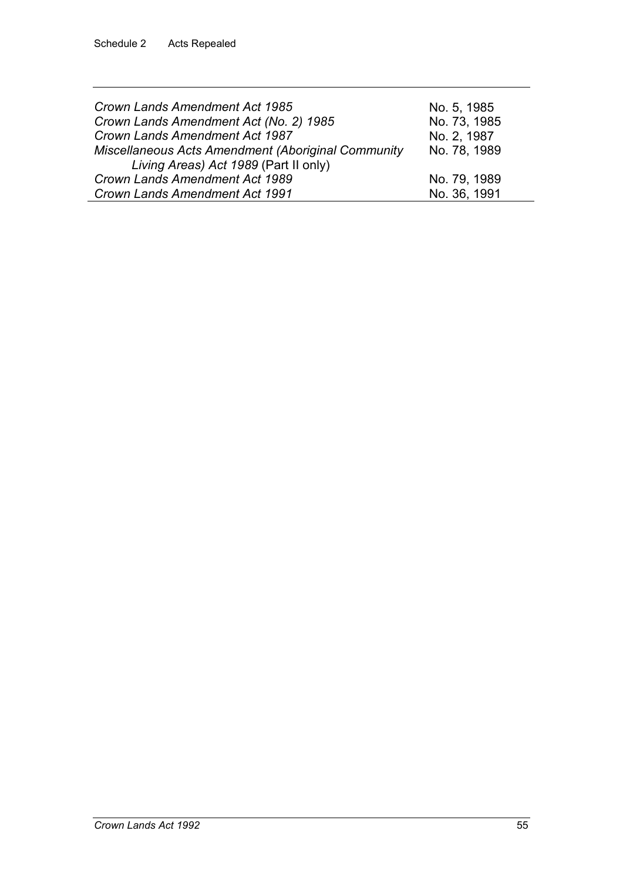| | |
|---|---|
| *Crown Lands Amendment Act 1985* | No. 5, 1985 |
| *Crown Lands Amendment Act (No. 2) 1985* | No. 73, 1985 |
| *Crown Lands Amendment Act 1987* | No. 2, 1987 |
| *Miscellaneous Acts Amendment (Aboriginal Community Living Areas) Act 1989* (Part II only) | No. 78, 1989 |
| *Crown Lands Amendment Act 1989* | No. 79, 1989 |
| *Crown Lands Amendment Act 1991* | No. 36, 1991 |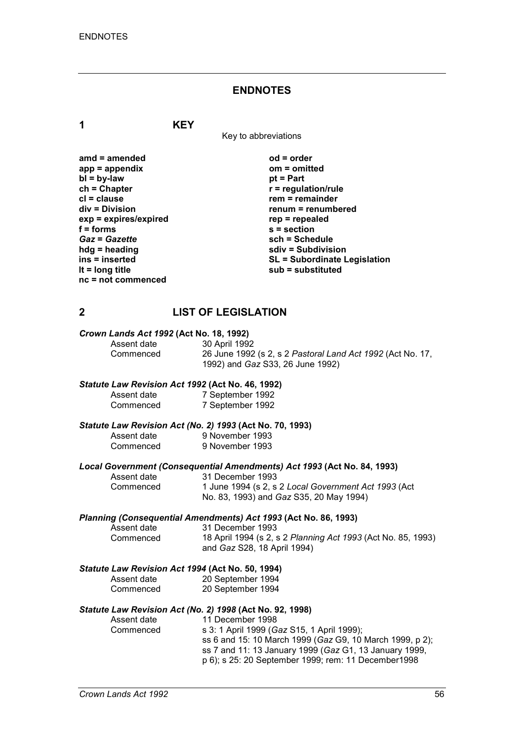# ENDNOTES

## 1 KEY

Key to abbreviations

| | |
|---|---|
| **amd = amended** | **od = order** |
| **app = appendix** | **om = omitted** |
| **bl = by-law** | **pt = Part** |
| **ch = Chapter** | **r = regulation/rule** |
| **cl = clause** | **rem = remainder** |
| **div = Division** | **renum = renumbered** |
| **exp = expires/expired** | **rep = repealed** |
| **f = forms** | **s = section** |
| ***Gaz* = *Gazette*** | **sch = Schedule** |
| **hdg = heading** | **sdiv = Subdivision** |
| **ins = inserted** | **SL = Subordinate Legislation** |
| **lt = long title** | **sub = substituted** |
| **nc = not commenced** | |

## 2 LIST OF LEGISLATION

***Crown Lands Act 1992* (Act No. 18, 1992)**

| | |
|---|---|
| Assent date | 30 April 1992 |
| Commenced | 26 June 1992 (s 2, s 2 *Pastoral Land Act 1992* (Act No. 17, 1992) and *Gaz* S33, 26 June 1992) |

***Statute Law Revision Act 1992* (Act No. 46, 1992)**

| | |
|---|---|
| Assent date | 7 September 1992 |
| Commenced | 7 September 1992 |

***Statute Law Revision Act (No. 2) 1993* (Act No. 70, 1993)**

| | |
|---|---|
| Assent date | 9 November 1993 |
| Commenced | 9 November 1993 |

***Local Government (Consequential Amendments) Act 1993* (Act No. 84, 1993)**

| | |
|---|---|
| Assent date | 31 December 1993 |
| Commenced | 1 June 1994 (s 2, s 2 *Local Government Act 1993* (Act No. 83, 1993) and *Gaz* S35, 20 May 1994) |

***Planning (Consequential Amendments) Act 1993* (Act No. 86, 1993)**

| | |
|---|---|
| Assent date | 31 December 1993 |
| Commenced | 18 April 1994 (s 2, s 2 *Planning Act 1993* (Act No. 85, 1993) and *Gaz* S28, 18 April 1994) |

***Statute Law Revision Act 1994* (Act No. 50, 1994)**

| | |
|---|---|
| Assent date | 20 September 1994 |
| Commenced | 20 September 1994 |

***Statute Law Revision Act (No. 2) 1998* (Act No. 92, 1998)**

| | |
|---|---|
| Assent date | 11 December 1998 |
| Commenced | s 3: 1 April 1999 (*Gaz* S15, 1 April 1999); ss 6 and 15: 10 March 1999 (*Gaz* G9, 10 March 1999, p 2); ss 7 and 11: 13 January 1999 (*Gaz* G1, 13 January 1999, p 6); s 25: 20 September 1999; rem: 11 December1998 |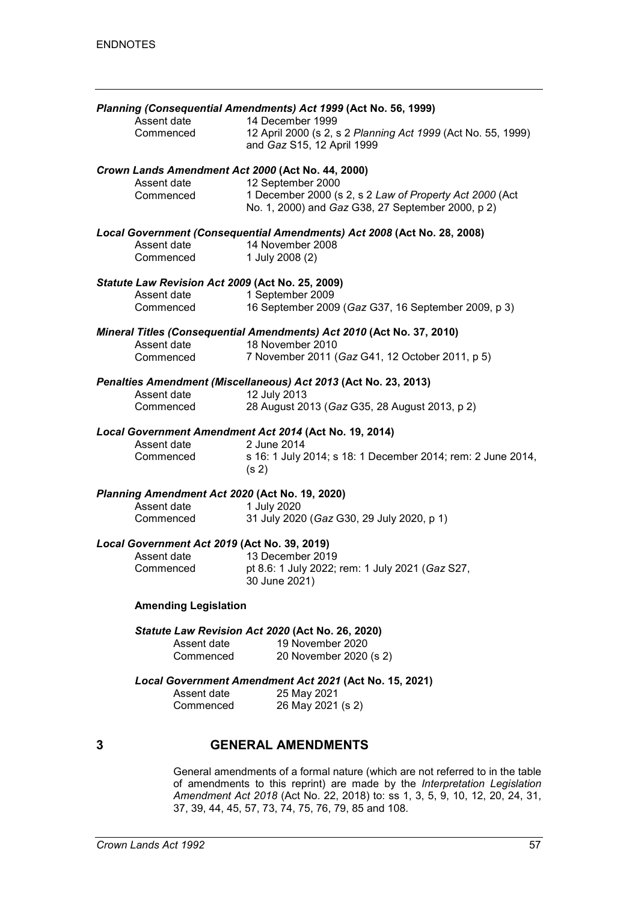***Planning (Consequential Amendments) Act 1999* (Act No. 56, 1999)**

| | |
|---|---|
| Assent date | 14 December 1999 |
| Commenced | 12 April 2000 (s 2, s 2 *Planning Act 1999* (Act No. 55, 1999) and *Gaz* S15, 12 April 1999 |

***Crown Lands Amendment Act 2000* (Act No. 44, 2000)**

| | |
|---|---|
| Assent date | 12 September 2000 |
| Commenced | 1 December 2000 (s 2, s 2 *Law of Property Act 2000* (Act No. 1, 2000) and *Gaz* G38, 27 September 2000, p 2) |

***Local Government (Consequential Amendments) Act 2008* (Act No. 28, 2008)**

| | |
|---|---|
| Assent date | 14 November 2008 |
| Commenced | 1 July 2008 (2) |

***Statute Law Revision Act 2009* (Act No. 25, 2009)**

| | |
|---|---|
| Assent date | 1 September 2009 |
| Commenced | 16 September 2009 (*Gaz* G37, 16 September 2009, p 3) |

***Mineral Titles (Consequential Amendments) Act 2010* (Act No. 37, 2010)**

| | |
|---|---|
| Assent date | 18 November 2010 |
| Commenced | 7 November 2011 (*Gaz* G41, 12 October 2011, p 5) |

***Penalties Amendment (Miscellaneous) Act 2013* (Act No. 23, 2013)**

| | |
|---|---|
| Assent date | 12 July 2013 |
| Commenced | 28 August 2013 (*Gaz* G35, 28 August 2013, p 2) |

***Local Government Amendment Act 2014* (Act No. 19, 2014)**

| | |
|---|---|
| Assent date | 2 June 2014 |
| Commenced | s 16: 1 July 2014; s 18: 1 December 2014; rem: 2 June 2014, (s 2) |

***Planning Amendment Act 2020* (Act No. 19, 2020)**

| | |
|---|---|
| Assent date | 1 July 2020 |
| Commenced | 31 July 2020 (*Gaz* G30, 29 July 2020, p 1) |

***Local Government Act 2019* (Act No. 39, 2019)**

| | |
|---|---|
| Assent date | 13 December 2019 |
| Commenced | pt 8.6: 1 July 2022; rem: 1 July 2021 (*Gaz* S27, 30 June 2021) |

**Amending Legislation**

***Statute Law Revision Act 2020* (Act No. 26, 2020)**

| | |
|---|---|
| Assent date | 19 November 2020 |
| Commenced | 20 November 2020 (s 2) |

***Local Government Amendment Act 2021* (Act No. 15, 2021)**

| | |
|---|---|
| Assent date | 25 May 2021 |
| Commenced | 26 May 2021 (s 2) |

## 3 GENERAL AMENDMENTS

General amendments of a formal nature (which are not referred to in the table of amendments to this reprint) are made by the *Interpretation Legislation Amendment Act 2018* (Act No. 22, 2018) to: ss 1, 3, 5, 9, 10, 12, 20, 24, 31, 37, 39, 44, 45, 57, 73, 74, 75, 76, 79, 85 and 108.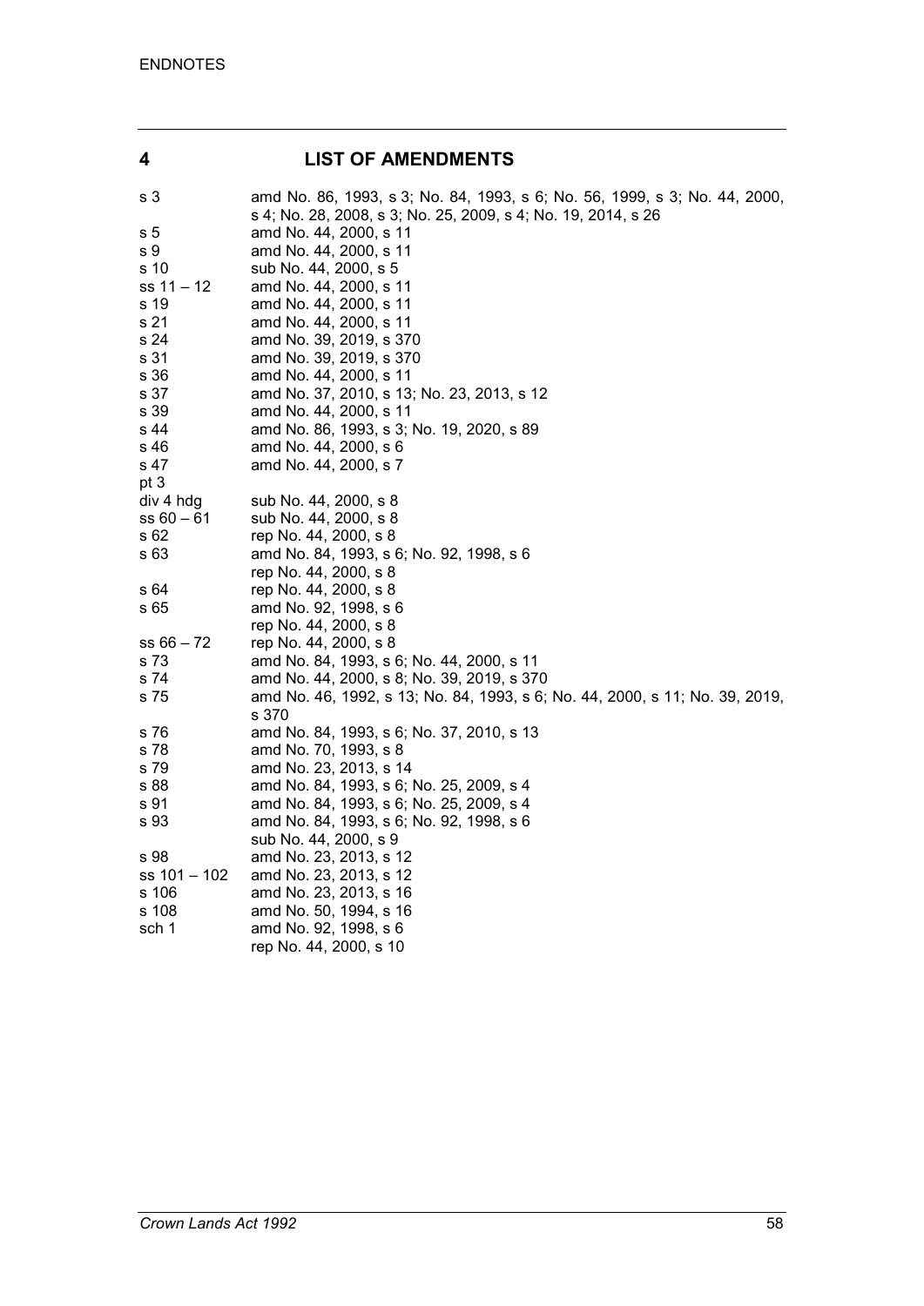## 4 LIST OF AMENDMENTS

| | |
|---|---|
| s 3 | amd No. 86, 1993, s 3; No. 84, 1993, s 6; No. 56, 1999, s 3; No. 44, 2000, s 4; No. 28, 2008, s 3; No. 25, 2009, s 4; No. 19, 2014, s 26 |
| s 5 | amd No. 44, 2000, s 11 |
| s 9 | amd No. 44, 2000, s 11 |
| s 10 | sub No. 44, 2000, s 5 |
| ss 11 – 12 | amd No. 44, 2000, s 11 |
| s 19 | amd No. 44, 2000, s 11 |
| s 21 | amd No. 44, 2000, s 11 |
| s 24 | amd No. 39, 2019, s 370 |
| s 31 | amd No. 39, 2019, s 370 |
| s 36 | amd No. 44, 2000, s 11 |
| s 37 | amd No. 37, 2010, s 13; No. 23, 2013, s 12 |
| s 39 | amd No. 44, 2000, s 11 |
| s 44 | amd No. 86, 1993, s 3; No. 19, 2020, s 89 |
| s 46 | amd No. 44, 2000, s 6 |
| s 47 | amd No. 44, 2000, s 7 |
| pt 3 | |
| div 4 hdg | sub No. 44, 2000, s 8 |
| ss 60 – 61 | sub No. 44, 2000, s 8 |
| s 62 | rep No. 44, 2000, s 8 |
| s 63 | amd No. 84, 1993, s 6; No. 92, 1998, s 6<br>rep No. 44, 2000, s 8 |
| s 64 | rep No. 44, 2000, s 8 |
| s 65 | amd No. 92, 1998, s 6<br>rep No. 44, 2000, s 8 |
| ss 66 – 72 | rep No. 44, 2000, s 8 |
| s 73 | amd No. 84, 1993, s 6; No. 44, 2000, s 11 |
| s 74 | amd No. 44, 2000, s 8; No. 39, 2019, s 370 |
| s 75 | amd No. 46, 1992, s 13; No. 84, 1993, s 6; No. 44, 2000, s 11; No. 39, 2019, s 370 |
| s 76 | amd No. 84, 1993, s 6; No. 37, 2010, s 13 |
| s 78 | amd No. 70, 1993, s 8 |
| s 79 | amd No. 23, 2013, s 14 |
| s 88 | amd No. 84, 1993, s 6; No. 25, 2009, s 4 |
| s 91 | amd No. 84, 1993, s 6; No. 25, 2009, s 4 |
| s 93 | amd No. 84, 1993, s 6; No. 92, 1998, s 6<br>sub No. 44, 2000, s 9 |
| s 98 | amd No. 23, 2013, s 12 |
| ss 101 – 102 | amd No. 23, 2013, s 12 |
| s 106 | amd No. 23, 2013, s 16 |
| s 108 | amd No. 50, 1994, s 16 |
| sch 1 | amd No. 92, 1998, s 6<br>rep No. 44, 2000, s 10 |